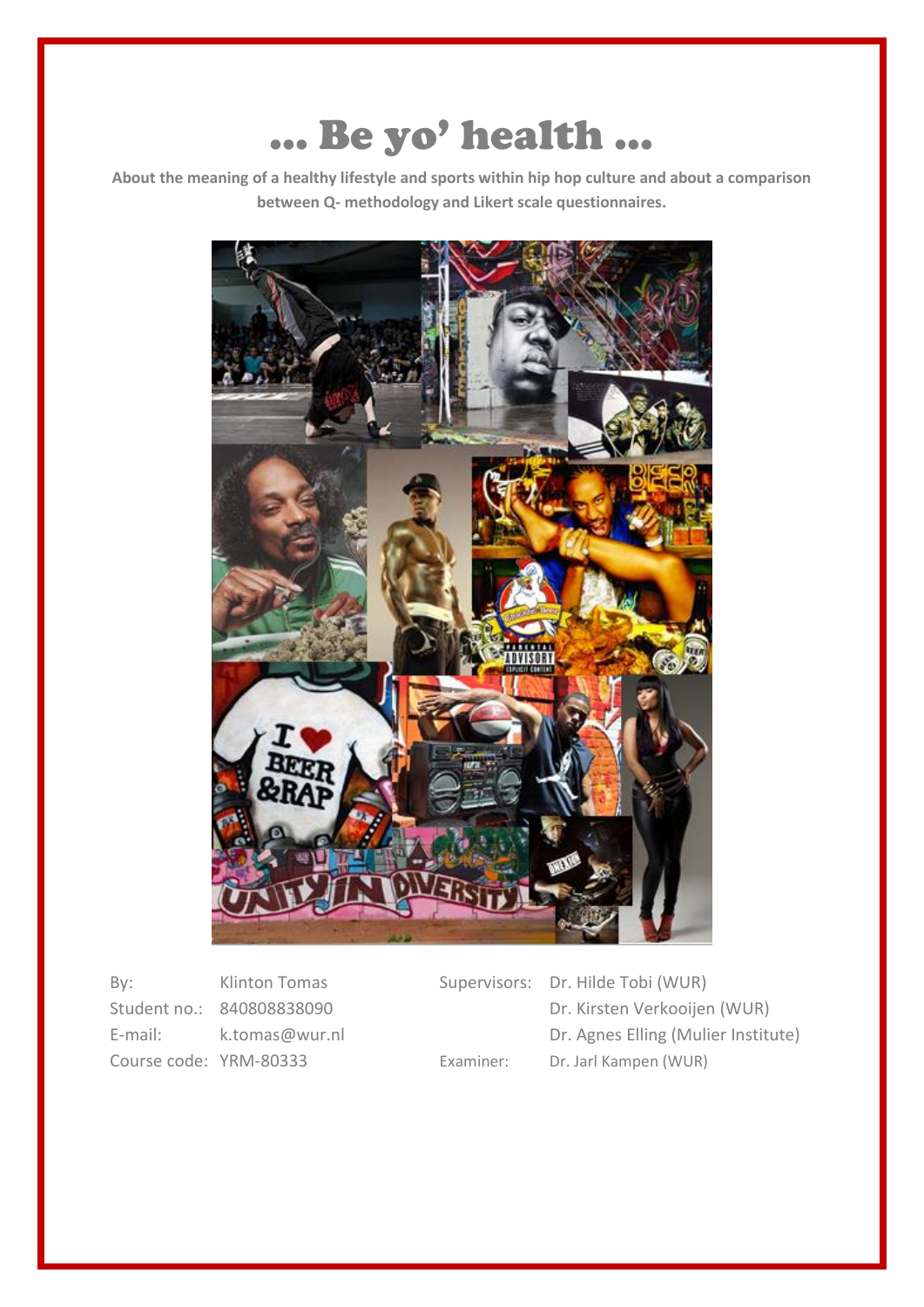# … Be yo' health …

**About the meaning of a healthy lifestyle and sports within hip hop culture and about a comparison between Q- methodology and Likert scale questionnaires.**

| | | | |
|---|---|---|---|
| By: | Klinton Tomas | Supervisors: | Dr. Hilde Tobi (WUR) |
| Student no.: | 840808838090 | | Dr. Kirsten Verkooijen (WUR) |
| E-mail: | k.tomas@wur.nl | | Dr. Agnes Elling (Mulier Institute) |
| Course code: | YRM-80333 | Examiner: | Dr. Jarl Kampen (WUR) |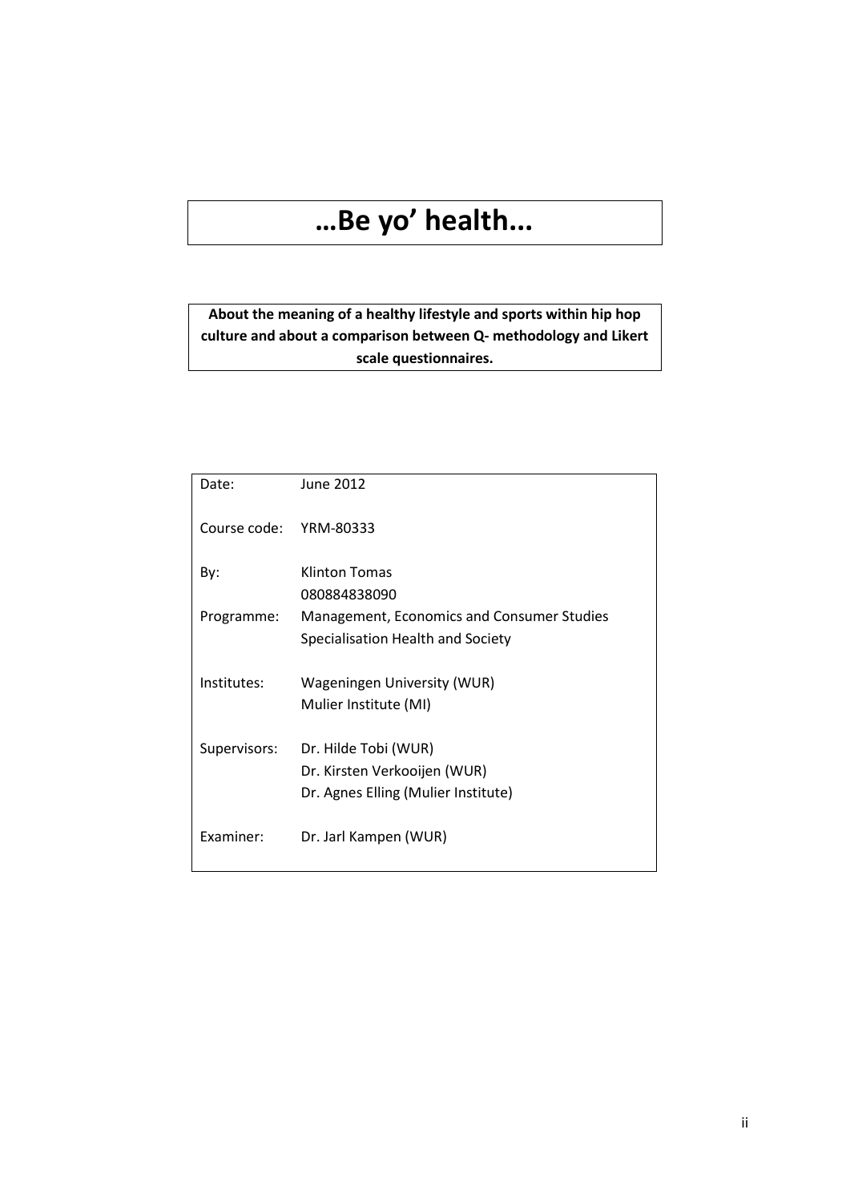# …Be yo' health...

**About the meaning of a healthy lifestyle and sports within hip hop culture and about a comparison between Q- methodology and Likert scale questionnaires.**

| | |
|---|---|
| Date: | June 2012 |
| Course code: | YRM-80333 |
| By: | Klinton Tomas<br>080884838090 |
| Programme: | Management, Economics and Consumer Studies<br>Specialisation Health and Society |
| Institutes: | Wageningen University (WUR)<br>Mulier Institute (MI) |
| Supervisors: | Dr. Hilde Tobi (WUR)<br>Dr. Kirsten Verkooijen (WUR)<br>Dr. Agnes Elling (Mulier Institute) |
| Examiner: | Dr. Jarl Kampen (WUR) |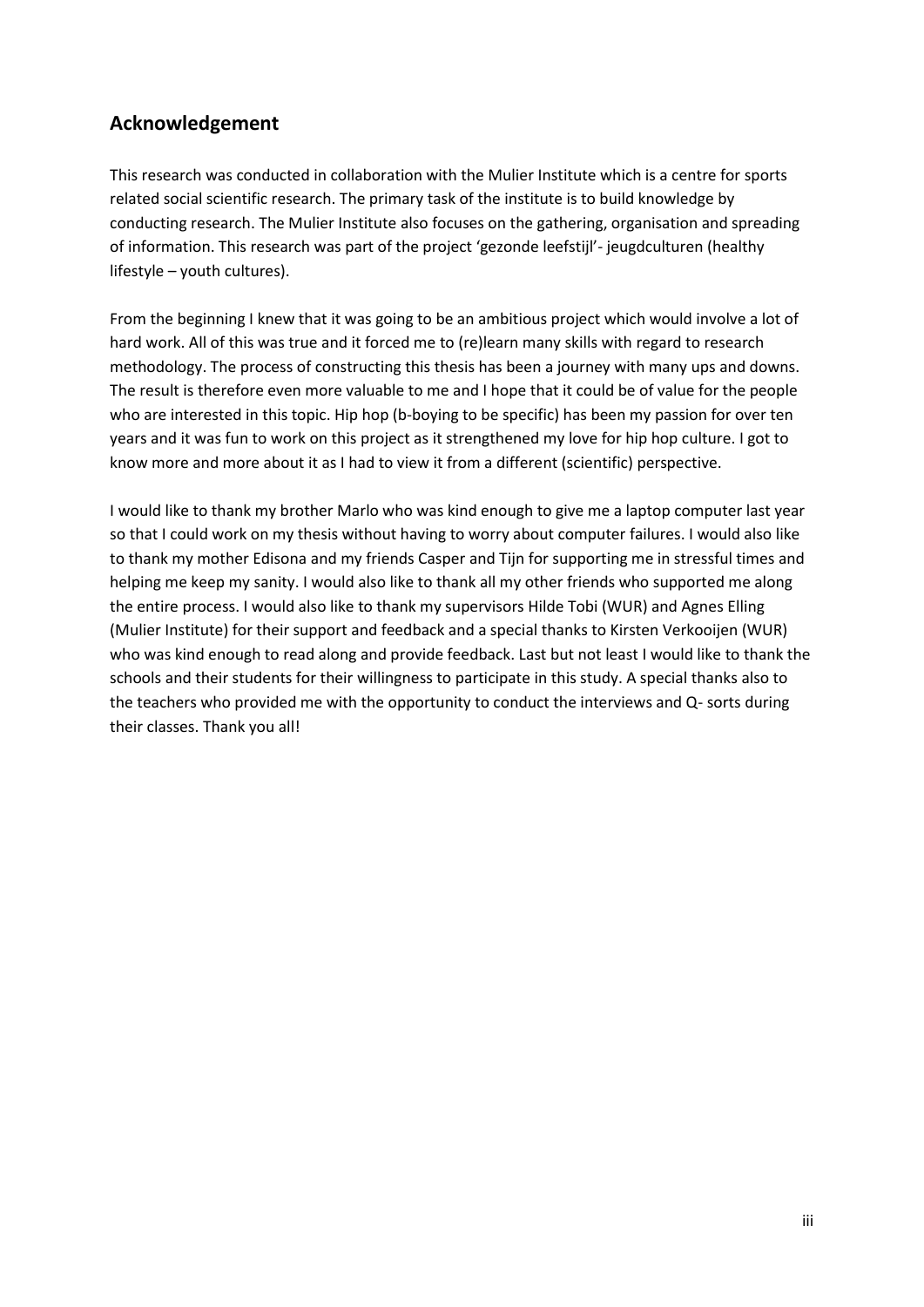## Acknowledgement

This research was conducted in collaboration with the Mulier Institute which is a centre for sports related social scientific research. The primary task of the institute is to build knowledge by conducting research. The Mulier Institute also focuses on the gathering, organisation and spreading of information. This research was part of the project 'gezonde leefstijl'- jeugdculturen (healthy lifestyle – youth cultures).

From the beginning I knew that it was going to be an ambitious project which would involve a lot of hard work. All of this was true and it forced me to (re)learn many skills with regard to research methodology. The process of constructing this thesis has been a journey with many ups and downs. The result is therefore even more valuable to me and I hope that it could be of value for the people who are interested in this topic. Hip hop (b-boying to be specific) has been my passion for over ten years and it was fun to work on this project as it strengthened my love for hip hop culture. I got to know more and more about it as I had to view it from a different (scientific) perspective.

I would like to thank my brother Marlo who was kind enough to give me a laptop computer last year so that I could work on my thesis without having to worry about computer failures. I would also like to thank my mother Edisona and my friends Casper and Tijn for supporting me in stressful times and helping me keep my sanity. I would also like to thank all my other friends who supported me along the entire process. I would also like to thank my supervisors Hilde Tobi (WUR) and Agnes Elling (Mulier Institute) for their support and feedback and a special thanks to Kirsten Verkooijen (WUR) who was kind enough to read along and provide feedback. Last but not least I would like to thank the schools and their students for their willingness to participate in this study. A special thanks also to the teachers who provided me with the opportunity to conduct the interviews and Q- sorts during their classes. Thank you all!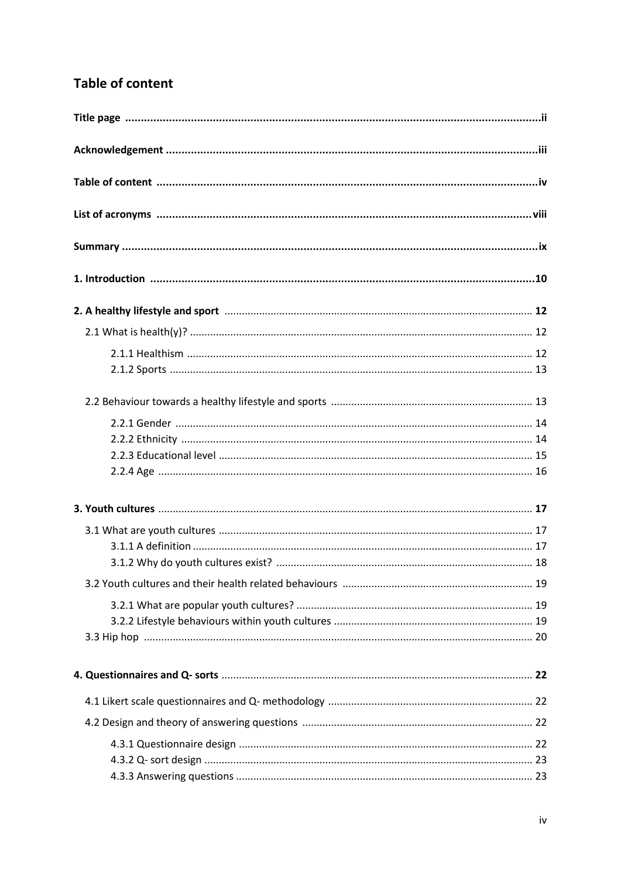## Table of content

**Title page** ..................................................................................................................................**ii**

**Acknowledgement** .....................................................................................................................**iii**

**Table of content** ........................................................................................................................**iv**

**List of acronyms** .......................................................................................................................**viii**

**Summary** ....................................................................................................................................**ix**

**1. Introduction** ............................................................................................................................**10**

**2. A healthy lifestyle and sport** .................................................................................................. **12**

2.1 What is health(y)? ...................................................................................................................... 12

2.1.1 Healthism ......................................................................................................................... 12
2.1.2 Sports ............................................................................................................................... 13

2.2 Behaviour towards a healthy lifestyle and sports ..................................................................... 13

2.2.1 Gender .............................................................................................................................. 14
2.2.2 Ethnicity ........................................................................................................................... 14
2.2.3 Educational level .............................................................................................................. 15
2.2.4 Age ................................................................................................................................... 16

**3. Youth cultures** ......................................................................................................................... **17**

3.1 What are youth cultures ............................................................................................................ 17
3.1.1 A definition ....................................................................................................................... 17
3.1.2 Why do youth cultures exist? ........................................................................................... 18

3.2 Youth cultures and their health related behaviours ................................................................. 19

3.2.1 What are popular youth cultures? .................................................................................... 19
3.2.2 Lifestyle behaviours within youth cultures ...................................................................... 19
3.3 Hip hop ...................................................................................................................................... 20

**4. Questionnaires and Q- sorts** ................................................................................................... **22**

4.1 Likert scale questionnaires and Q- methodology ...................................................................... 22

4.2 Design and theory of answering questions ............................................................................... 22

4.3.1 Questionnaire design ....................................................................................................... 22
4.3.2 Q- sort design ................................................................................................................... 23
4.3.3 Answering questions ........................................................................................................ 23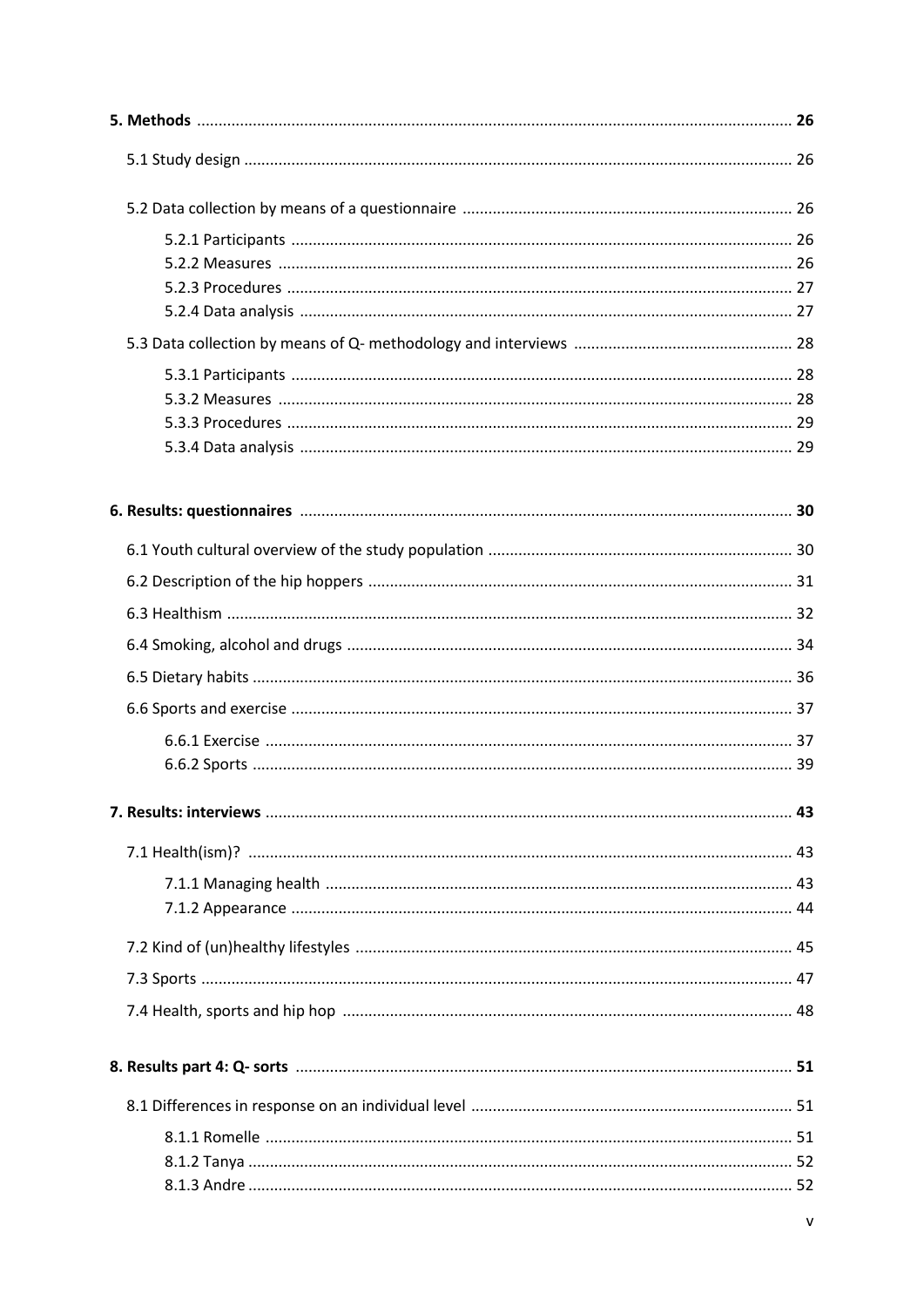**5. Methods** ........................................................................................................ **26**

5.1 Study design ........................................................................................................ 26

5.2 Data collection by means of a questionnaire ........................................................ 26

5.2.1 Participants ........................................................................................................ 26
5.2.2 Measures ........................................................................................................ 26
5.2.3 Procedures ........................................................................................................ 27
5.2.4 Data analysis ........................................................................................................ 27

5.3 Data collection by means of Q- methodology and interviews ........................................ 28

5.3.1 Participants ........................................................................................................ 28
5.3.2 Measures ........................................................................................................ 28
5.3.3 Procedures ........................................................................................................ 29
5.3.4 Data analysis ........................................................................................................ 29

**6. Results: questionnaires** ........................................................................................................ **30**

6.1 Youth cultural overview of the study population ........................................................ 30

6.2 Description of the hip hoppers ........................................................................................................ 31

6.3 Healthism ........................................................................................................ 32

6.4 Smoking, alcohol and drugs ........................................................................................................ 34

6.5 Dietary habits ........................................................................................................ 36

6.6 Sports and exercise ........................................................................................................ 37

6.6.1 Exercise ........................................................................................................ 37
6.6.2 Sports ........................................................................................................ 39

**7. Results: interviews** ........................................................................................................ **43**

7.1 Health(ism)? ........................................................................................................ 43

7.1.1 Managing health ........................................................................................................ 43
7.1.2 Appearance ........................................................................................................ 44

7.2 Kind of (un)healthy lifestyles ........................................................................................................ 45

7.3 Sports ........................................................................................................ 47

7.4 Health, sports and hip hop ........................................................................................................ 48

**8. Results part 4: Q- sorts** ........................................................................................................ **51**

8.1 Differences in response on an individual level ........................................................ 51

8.1.1 Romelle ........................................................................................................ 51
8.1.2 Tanya ........................................................................................................ 52
8.1.3 Andre ........................................................................................................ 52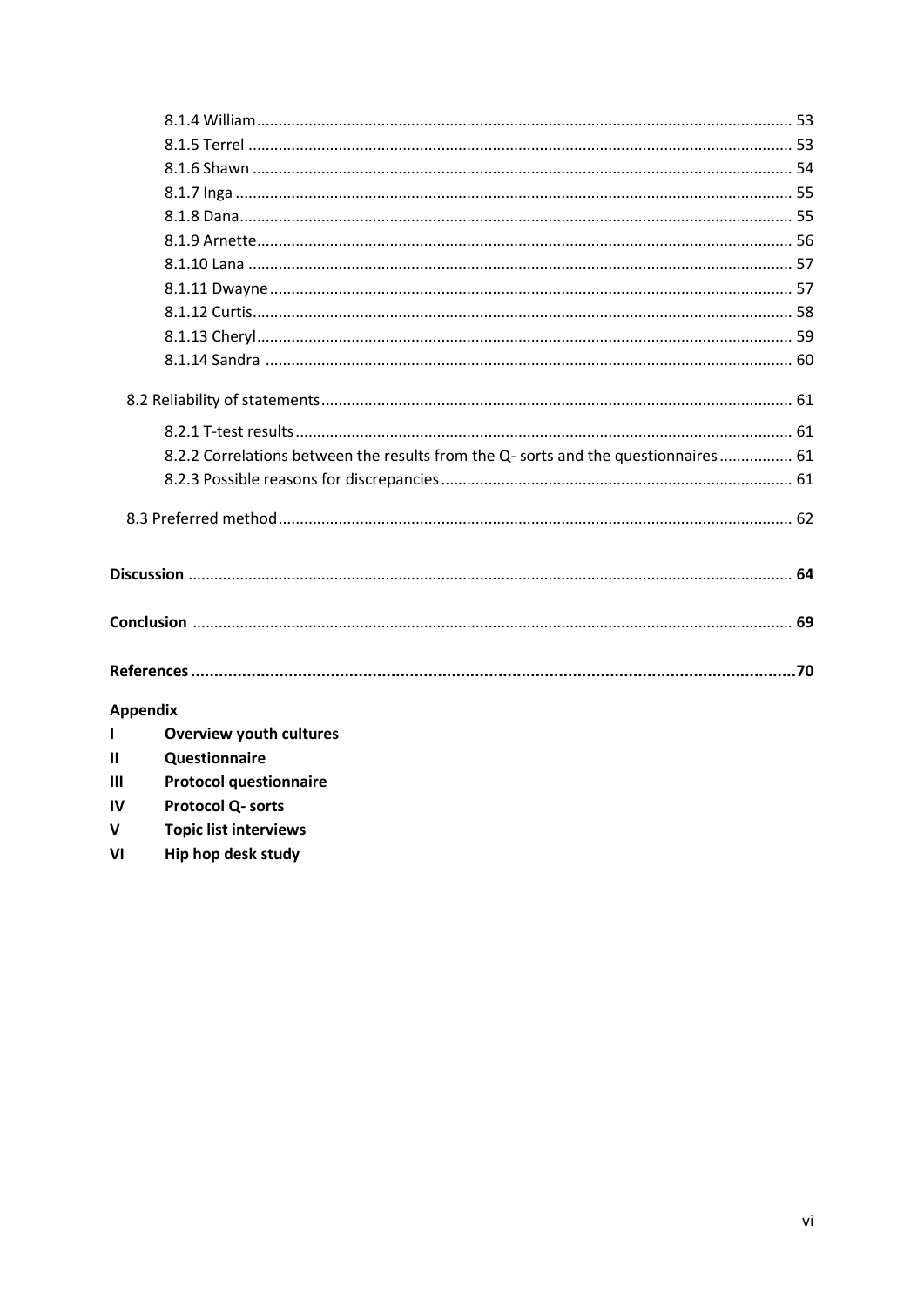8.1.4 William ... 53
8.1.5 Terrel ... 53
8.1.6 Shawn ... 54
8.1.7 Inga ... 55
8.1.8 Dana ... 55
8.1.9 Arnette ... 56
8.1.10 Lana ... 57
8.1.11 Dwayne ... 57
8.1.12 Curtis ... 58
8.1.13 Cheryl ... 59
8.1.14 Sandra ... 60

8.2 Reliability of statements ... 61

8.2.1 T-test results ... 61
8.2.2 Correlations between the results from the Q- sorts and the questionnaires ... 61
8.2.3 Possible reasons for discrepancies ... 61

8.3 Preferred method ... 62

**Discussion** ... **64**

**Conclusion** ... **69**

**References** ... **70**

**Appendix**

- **I** **Overview youth cultures**
- **II** **Questionnaire**
- **III** **Protocol questionnaire**
- **IV** **Protocol Q- sorts**
- **V** **Topic list interviews**
- **VI** **Hip hop desk study**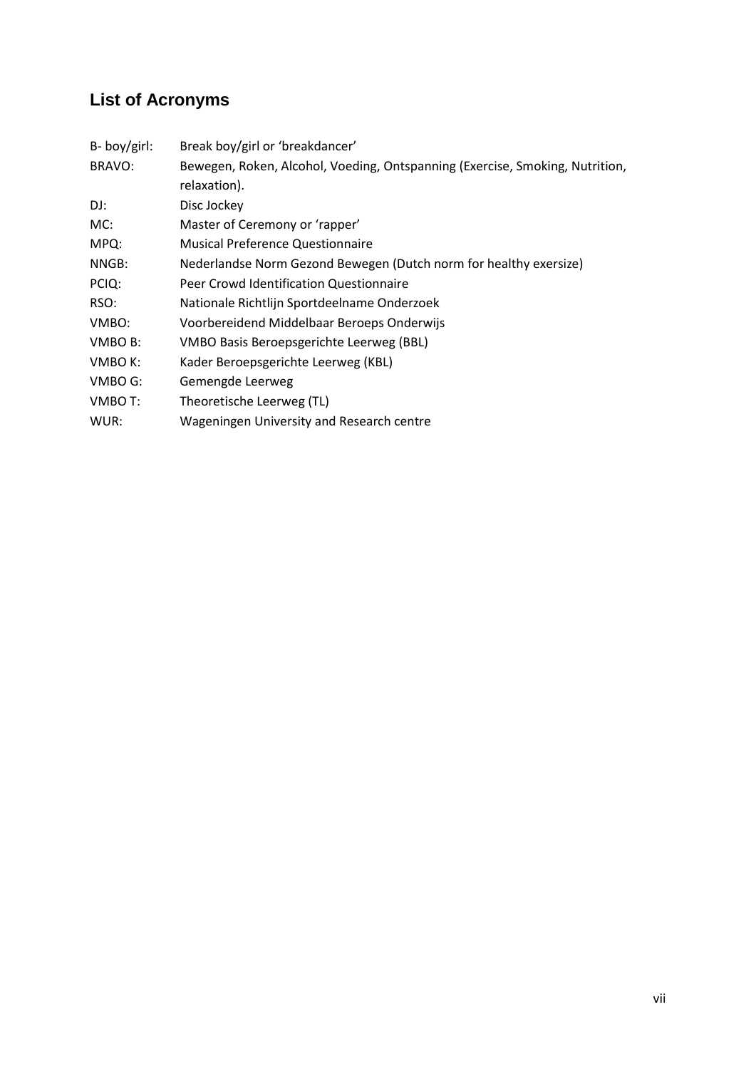## List of Acronyms

| | |
|---|---|
| B- boy/girl: | Break boy/girl or 'breakdancer' |
| BRAVO: | Bewegen, Roken, Alcohol, Voeding, Ontspanning (Exercise, Smoking, Nutrition, relaxation). |
| DJ: | Disc Jockey |
| MC: | Master of Ceremony or 'rapper' |
| MPQ: | Musical Preference Questionnaire |
| NNGB: | Nederlandse Norm Gezond Bewegen (Dutch norm for healthy exersize) |
| PCIQ: | Peer Crowd Identification Questionnaire |
| RSO: | Nationale Richtlijn Sportdeelname Onderzoek |
| VMBO: | Voorbereidend Middelbaar Beroeps Onderwijs |
| VMBO B: | VMBO Basis Beroepsgerichte Leerweg (BBL) |
| VMBO K: | Kader Beroepsgerichte Leerweg (KBL) |
| VMBO G: | Gemengde Leerweg |
| VMBO T: | Theoretische Leerweg (TL) |
| WUR: | Wageningen University and Research centre |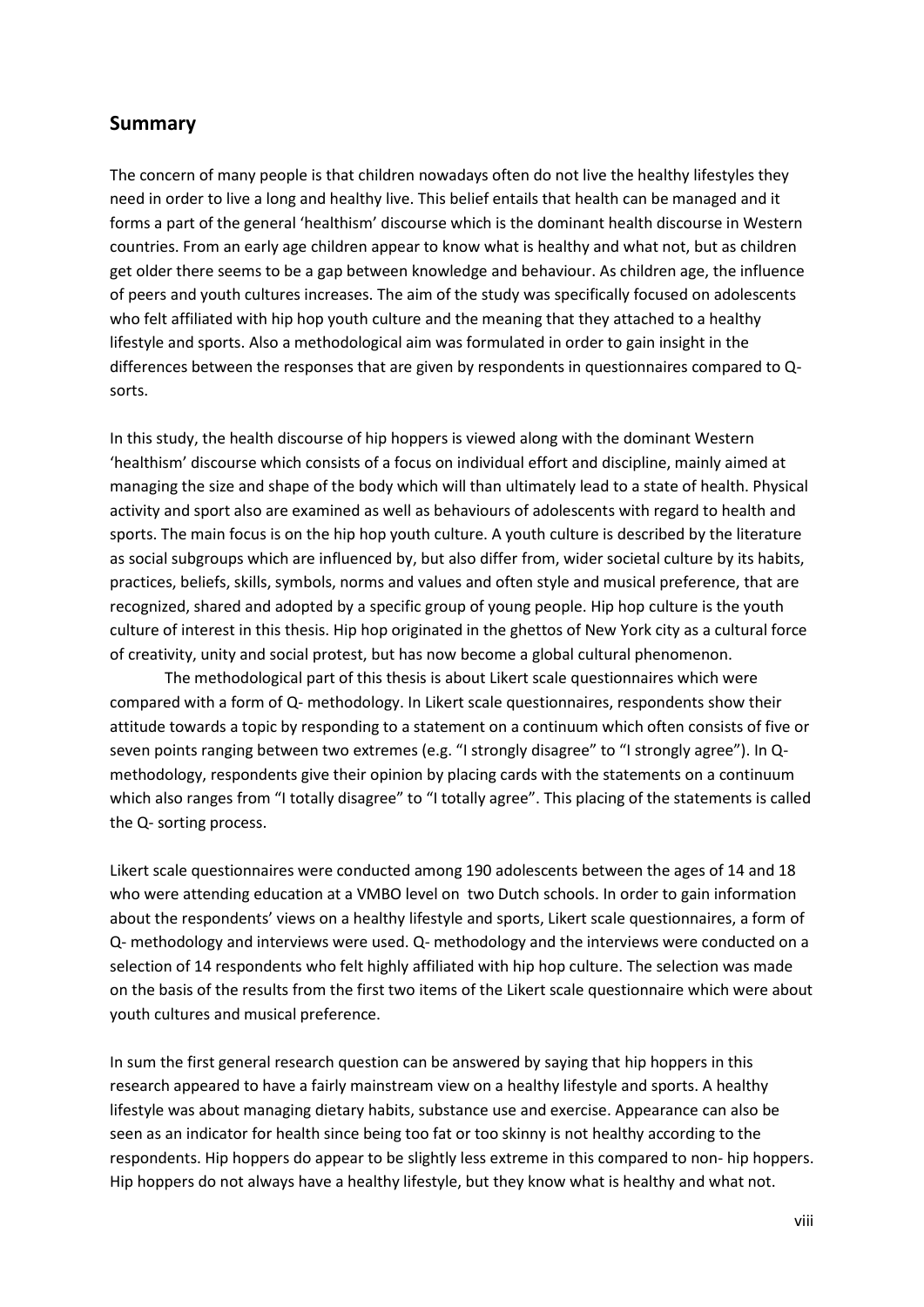## Summary

The concern of many people is that children nowadays often do not live the healthy lifestyles they need in order to live a long and healthy live. This belief entails that health can be managed and it forms a part of the general 'healthism' discourse which is the dominant health discourse in Western countries. From an early age children appear to know what is healthy and what not, but as children get older there seems to be a gap between knowledge and behaviour. As children age, the influence of peers and youth cultures increases. The aim of the study was specifically focused on adolescents who felt affiliated with hip hop youth culture and the meaning that they attached to a healthy lifestyle and sports. Also a methodological aim was formulated in order to gain insight in the differences between the responses that are given by respondents in questionnaires compared to Q-sorts.

In this study, the health discourse of hip hoppers is viewed along with the dominant Western 'healthism' discourse which consists of a focus on individual effort and discipline, mainly aimed at managing the size and shape of the body which will than ultimately lead to a state of health. Physical activity and sport also are examined as well as behaviours of adolescents with regard to health and sports. The main focus is on the hip hop youth culture. A youth culture is described by the literature as social subgroups which are influenced by, but also differ from, wider societal culture by its habits, practices, beliefs, skills, symbols, norms and values and often style and musical preference, that are recognized, shared and adopted by a specific group of young people. Hip hop culture is the youth culture of interest in this thesis. Hip hop originated in the ghettos of New York city as a cultural force of creativity, unity and social protest, but has now become a global cultural phenomenon.

The methodological part of this thesis is about Likert scale questionnaires which were compared with a form of Q- methodology. In Likert scale questionnaires, respondents show their attitude towards a topic by responding to a statement on a continuum which often consists of five or seven points ranging between two extremes (e.g. "I strongly disagree" to "I strongly agree"). In Q-methodology, respondents give their opinion by placing cards with the statements on a continuum which also ranges from "I totally disagree" to "I totally agree". This placing of the statements is called the Q- sorting process.

Likert scale questionnaires were conducted among 190 adolescents between the ages of 14 and 18 who were attending education at a VMBO level on two Dutch schools. In order to gain information about the respondents' views on a healthy lifestyle and sports, Likert scale questionnaires, a form of Q- methodology and interviews were used. Q- methodology and the interviews were conducted on a selection of 14 respondents who felt highly affiliated with hip hop culture. The selection was made on the basis of the results from the first two items of the Likert scale questionnaire which were about youth cultures and musical preference.

In sum the first general research question can be answered by saying that hip hoppers in this research appeared to have a fairly mainstream view on a healthy lifestyle and sports. A healthy lifestyle was about managing dietary habits, substance use and exercise. Appearance can also be seen as an indicator for health since being too fat or too skinny is not healthy according to the respondents. Hip hoppers do appear to be slightly less extreme in this compared to non- hip hoppers. Hip hoppers do not always have a healthy lifestyle, but they know what is healthy and what not.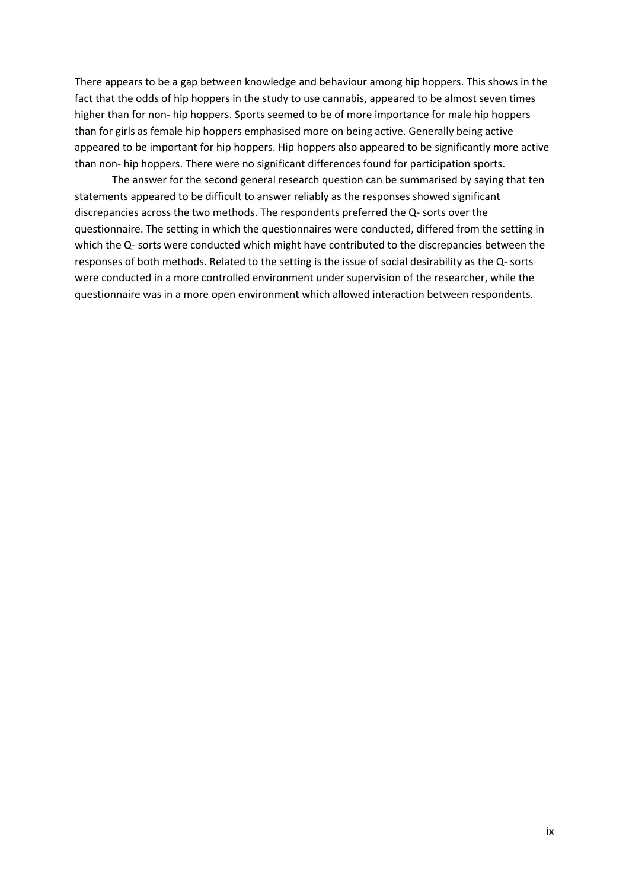There appears to be a gap between knowledge and behaviour among hip hoppers. This shows in the fact that the odds of hip hoppers in the study to use cannabis, appeared to be almost seven times higher than for non- hip hoppers. Sports seemed to be of more importance for male hip hoppers than for girls as female hip hoppers emphasised more on being active. Generally being active appeared to be important for hip hoppers. Hip hoppers also appeared to be significantly more active than non- hip hoppers. There were no significant differences found for participation sports.

The answer for the second general research question can be summarised by saying that ten statements appeared to be difficult to answer reliably as the responses showed significant discrepancies across the two methods. The respondents preferred the Q- sorts over the questionnaire. The setting in which the questionnaires were conducted, differed from the setting in which the Q- sorts were conducted which might have contributed to the discrepancies between the responses of both methods. Related to the setting is the issue of social desirability as the Q- sorts were conducted in a more controlled environment under supervision of the researcher, while the questionnaire was in a more open environment which allowed interaction between respondents.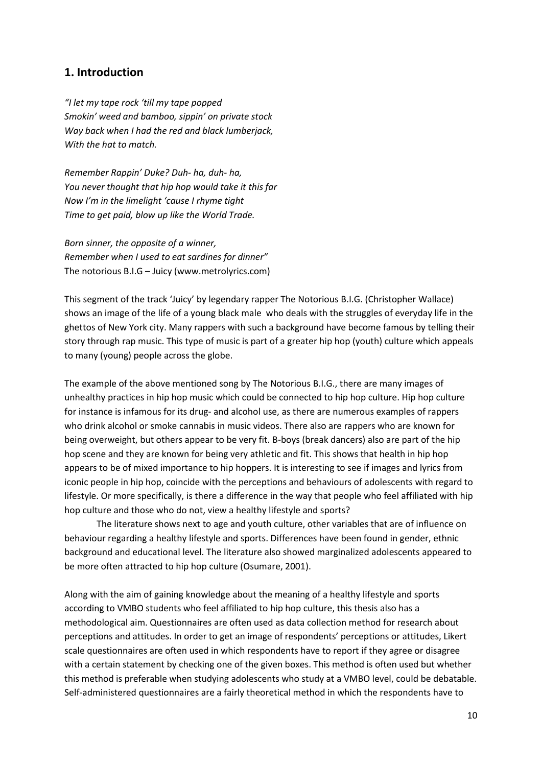## 1. Introduction

*"I let my tape rock 'till my tape popped*
*Smokin' weed and bamboo, sippin' on private stock*
*Way back when I had the red and black lumberjack,*
*With the hat to match.*

*Remember Rappin' Duke? Duh- ha, duh- ha,*
*You never thought that hip hop would take it this far*
*Now I'm in the limelight 'cause I rhyme tight*
*Time to get paid, blow up like the World Trade.*

*Born sinner, the opposite of a winner,*
*Remember when I used to eat sardines for dinner"*
The notorious B.I.G – Juicy (www.metrolyrics.com)

This segment of the track 'Juicy' by legendary rapper The Notorious B.I.G. (Christopher Wallace) shows an image of the life of a young black male who deals with the struggles of everyday life in the ghettos of New York city. Many rappers with such a background have become famous by telling their story through rap music. This type of music is part of a greater hip hop (youth) culture which appeals to many (young) people across the globe.

The example of the above mentioned song by The Notorious B.I.G., there are many images of unhealthy practices in hip hop music which could be connected to hip hop culture. Hip hop culture for instance is infamous for its drug- and alcohol use, as there are numerous examples of rappers who drink alcohol or smoke cannabis in music videos. There also are rappers who are known for being overweight, but others appear to be very fit. B-boys (break dancers) also are part of the hip hop scene and they are known for being very athletic and fit. This shows that health in hip hop appears to be of mixed importance to hip hoppers. It is interesting to see if images and lyrics from iconic people in hip hop, coincide with the perceptions and behaviours of adolescents with regard to lifestyle. Or more specifically, is there a difference in the way that people who feel affiliated with hip hop culture and those who do not, view a healthy lifestyle and sports?

The literature shows next to age and youth culture, other variables that are of influence on behaviour regarding a healthy lifestyle and sports. Differences have been found in gender, ethnic background and educational level. The literature also showed marginalized adolescents appeared to be more often attracted to hip hop culture (Osumare, 2001).

Along with the aim of gaining knowledge about the meaning of a healthy lifestyle and sports according to VMBO students who feel affiliated to hip hop culture, this thesis also has a methodological aim. Questionnaires are often used as data collection method for research about perceptions and attitudes. In order to get an image of respondents' perceptions or attitudes, Likert scale questionnaires are often used in which respondents have to report if they agree or disagree with a certain statement by checking one of the given boxes. This method is often used but whether this method is preferable when studying adolescents who study at a VMBO level, could be debatable. Self-administered questionnaires are a fairly theoretical method in which the respondents have to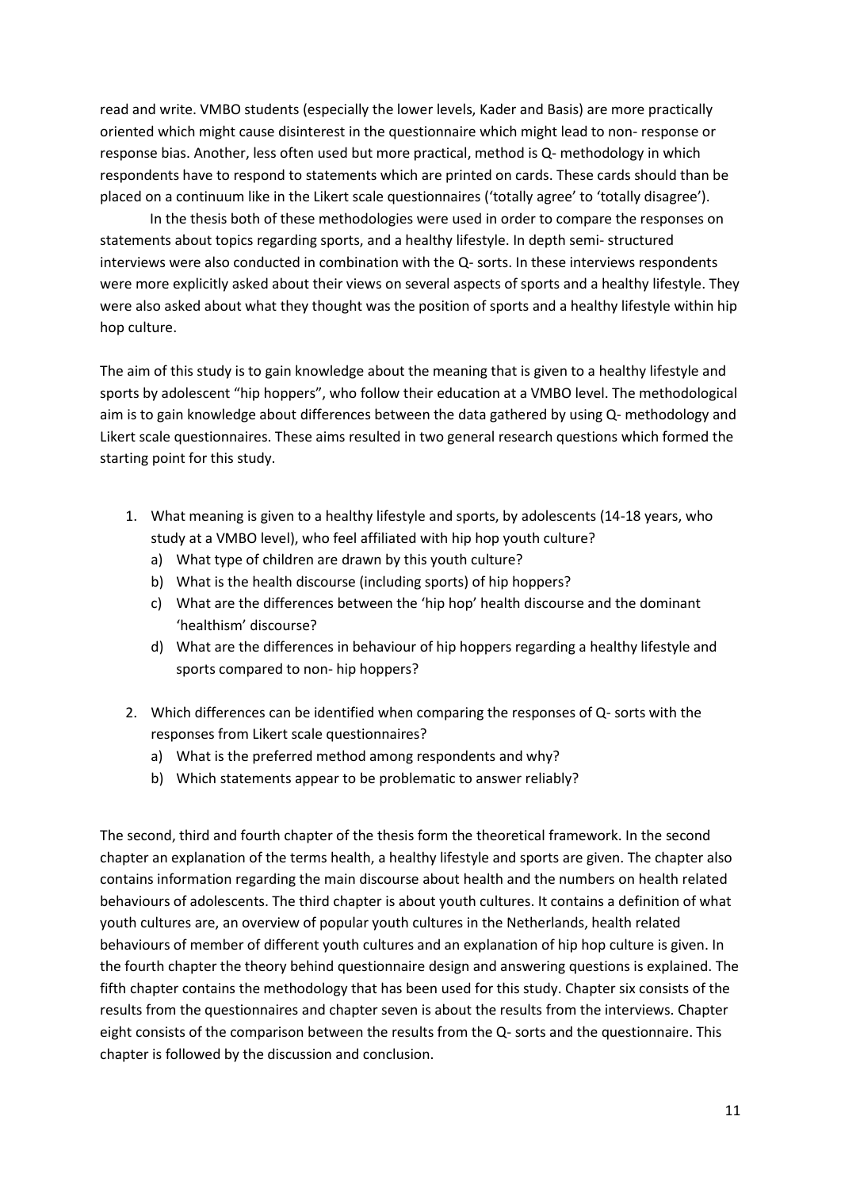read and write. VMBO students (especially the lower levels, Kader and Basis) are more practically oriented which might cause disinterest in the questionnaire which might lead to non- response or response bias. Another, less often used but more practical, method is Q- methodology in which respondents have to respond to statements which are printed on cards. These cards should than be placed on a continuum like in the Likert scale questionnaires ('totally agree' to 'totally disagree').

In the thesis both of these methodologies were used in order to compare the responses on statements about topics regarding sports, and a healthy lifestyle. In depth semi- structured interviews were also conducted in combination with the Q- sorts. In these interviews respondents were more explicitly asked about their views on several aspects of sports and a healthy lifestyle. They were also asked about what they thought was the position of sports and a healthy lifestyle within hip hop culture.

The aim of this study is to gain knowledge about the meaning that is given to a healthy lifestyle and sports by adolescent "hip hoppers", who follow their education at a VMBO level. The methodological aim is to gain knowledge about differences between the data gathered by using Q- methodology and Likert scale questionnaires. These aims resulted in two general research questions which formed the starting point for this study.

1. What meaning is given to a healthy lifestyle and sports, by adolescents (14-18 years, who study at a VMBO level), who feel affiliated with hip hop youth culture?
   a) What type of children are drawn by this youth culture?
   b) What is the health discourse (including sports) of hip hoppers?
   c) What are the differences between the 'hip hop' health discourse and the dominant 'healthism' discourse?
   d) What are the differences in behaviour of hip hoppers regarding a healthy lifestyle and sports compared to non- hip hoppers?
2. Which differences can be identified when comparing the responses of Q- sorts with the responses from Likert scale questionnaires?
   a) What is the preferred method among respondents and why?
   b) Which statements appear to be problematic to answer reliably?

The second, third and fourth chapter of the thesis form the theoretical framework. In the second chapter an explanation of the terms health, a healthy lifestyle and sports are given. The chapter also contains information regarding the main discourse about health and the numbers on health related behaviours of adolescents. The third chapter is about youth cultures. It contains a definition of what youth cultures are, an overview of popular youth cultures in the Netherlands, health related behaviours of member of different youth cultures and an explanation of hip hop culture is given. In the fourth chapter the theory behind questionnaire design and answering questions is explained. The fifth chapter contains the methodology that has been used for this study. Chapter six consists of the results from the questionnaires and chapter seven is about the results from the interviews. Chapter eight consists of the comparison between the results from the Q- sorts and the questionnaire. This chapter is followed by the discussion and conclusion.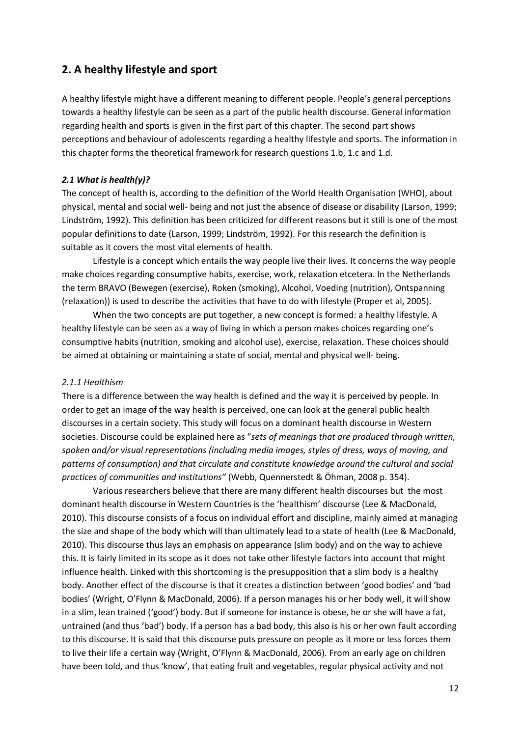## 2. A healthy lifestyle and sport

A healthy lifestyle might have a different meaning to different people. People's general perceptions towards a healthy lifestyle can be seen as a part of the public health discourse. General information regarding health and sports is given in the first part of this chapter. The second part shows perceptions and behaviour of adolescents regarding a healthy lifestyle and sports. The information in this chapter forms the theoretical framework for research questions 1.b, 1.c and 1.d.

### *2.1 What is health(y)?*

The concept of health is, according to the definition of the World Health Organisation (WHO), about physical, mental and social well- being and not just the absence of disease or disability (Larson, 1999; Lindström, 1992). This definition has been criticized for different reasons but it still is one of the most popular definitions to date (Larson, 1999; Lindström, 1992). For this research the definition is suitable as it covers the most vital elements of health.

Lifestyle is a concept which entails the way people live their lives. It concerns the way people make choices regarding consumptive habits, exercise, work, relaxation etcetera. In the Netherlands the term BRAVO (Bewegen (exercise), Roken (smoking), Alcohol, Voeding (nutrition), Ontspanning (relaxation)) is used to describe the activities that have to do with lifestyle (Proper et al, 2005).

When the two concepts are put together, a new concept is formed: a healthy lifestyle. A healthy lifestyle can be seen as a way of living in which a person makes choices regarding one's consumptive habits (nutrition, smoking and alcohol use), exercise, relaxation. These choices should be aimed at obtaining or maintaining a state of social, mental and physical well- being.

#### *2.1.1 Healthism*

There is a difference between the way health is defined and the way it is perceived by people. In order to get an image of the way health is perceived, one can look at the general public health discourses in a certain society. This study will focus on a dominant health discourse in Western societies. Discourse could be explained here as "*sets of meanings that are produced through written, spoken and/or visual representations (including media images, styles of dress, ways of moving, and patterns of consumption) and that circulate and constitute knowledge around the cultural and social practices of communities and institutions"* (Webb, Quennerstedt & Öhman, 2008 p. 354).

Various researchers believe that there are many different health discourses but the most dominant health discourse in Western Countries is the 'healthism' discourse (Lee & MacDonald, 2010). This discourse consists of a focus on individual effort and discipline, mainly aimed at managing the size and shape of the body which will than ultimately lead to a state of health (Lee & MacDonald, 2010). This discourse thus lays an emphasis on appearance (slim body) and on the way to achieve this. It is fairly limited in its scope as it does not take other lifestyle factors into account that might influence health. Linked with this shortcoming is the presupposition that a slim body is a healthy body. Another effect of the discourse is that it creates a distinction between 'good bodies' and 'bad bodies' (Wright, O'Flynn & MacDonald, 2006). If a person manages his or her body well, it will show in a slim, lean trained ('good') body. But if someone for instance is obese, he or she will have a fat, untrained (and thus 'bad') body. If a person has a bad body, this also is his or her own fault according to this discourse. It is said that this discourse puts pressure on people as it more or less forces them to live their life a certain way (Wright, O'Flynn & MacDonald, 2006). From an early age on children have been told, and thus 'know', that eating fruit and vegetables, regular physical activity and not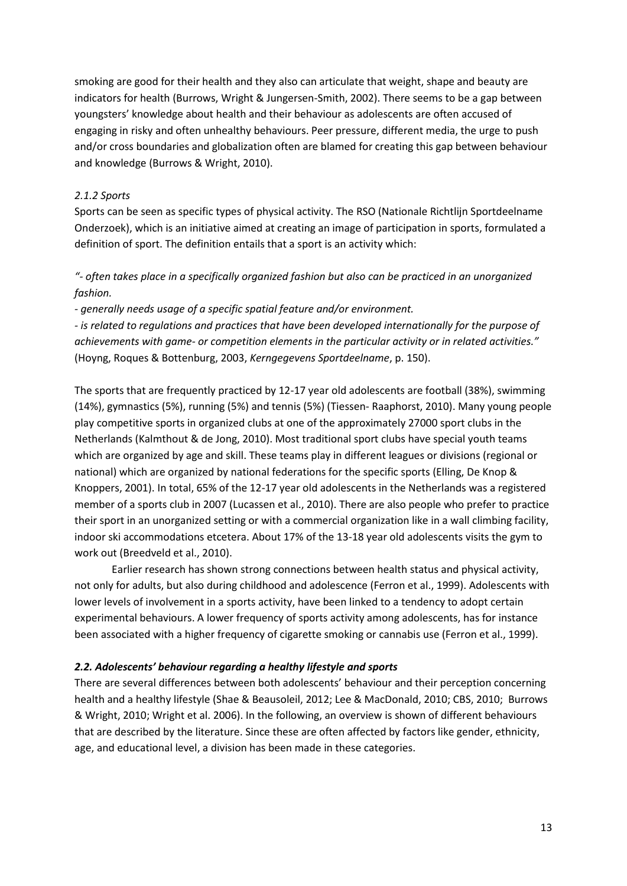smoking are good for their health and they also can articulate that weight, shape and beauty are indicators for health (Burrows, Wright & Jungersen-Smith, 2002). There seems to be a gap between youngsters' knowledge about health and their behaviour as adolescents are often accused of engaging in risky and often unhealthy behaviours. Peer pressure, different media, the urge to push and/or cross boundaries and globalization often are blamed for creating this gap between behaviour and knowledge (Burrows & Wright, 2010).

### *2.1.2 Sports*

Sports can be seen as specific types of physical activity. The RSO (Nationale Richtlijn Sportdeelname Onderzoek), which is an initiative aimed at creating an image of participation in sports, formulated a definition of sport. The definition entails that a sport is an activity which:

*"- often takes place in a specifically organized fashion but also can be practiced in an unorganized fashion.*

*- generally needs usage of a specific spatial feature and/or environment.*

*- is related to regulations and practices that have been developed internationally for the purpose of achievements with game- or competition elements in the particular activity or in related activities."* (Hoyng, Roques & Bottenburg, 2003, *Kerngegevens Sportdeelname*, p. 150).

The sports that are frequently practiced by 12-17 year old adolescents are football (38%), swimming (14%), gymnastics (5%), running (5%) and tennis (5%) (Tiessen- Raaphorst, 2010). Many young people play competitive sports in organized clubs at one of the approximately 27000 sport clubs in the Netherlands (Kalmthout & de Jong, 2010). Most traditional sport clubs have special youth teams which are organized by age and skill. These teams play in different leagues or divisions (regional or national) which are organized by national federations for the specific sports (Elling, De Knop & Knoppers, 2001). In total, 65% of the 12-17 year old adolescents in the Netherlands was a registered member of a sports club in 2007 (Lucassen et al., 2010). There are also people who prefer to practice their sport in an unorganized setting or with a commercial organization like in a wall climbing facility, indoor ski accommodations etcetera. About 17% of the 13-18 year old adolescents visits the gym to work out (Breedveld et al., 2010).

Earlier research has shown strong connections between health status and physical activity, not only for adults, but also during childhood and adolescence (Ferron et al., 1999). Adolescents with lower levels of involvement in a sports activity, have been linked to a tendency to adopt certain experimental behaviours. A lower frequency of sports activity among adolescents, has for instance been associated with a higher frequency of cigarette smoking or cannabis use (Ferron et al., 1999).

### ***2.2. Adolescents' behaviour regarding a healthy lifestyle and sports***

There are several differences between both adolescents' behaviour and their perception concerning health and a healthy lifestyle (Shae & Beausoleil, 2012; Lee & MacDonald, 2010; CBS, 2010; Burrows & Wright, 2010; Wright et al. 2006). In the following, an overview is shown of different behaviours that are described by the literature. Since these are often affected by factors like gender, ethnicity, age, and educational level, a division has been made in these categories.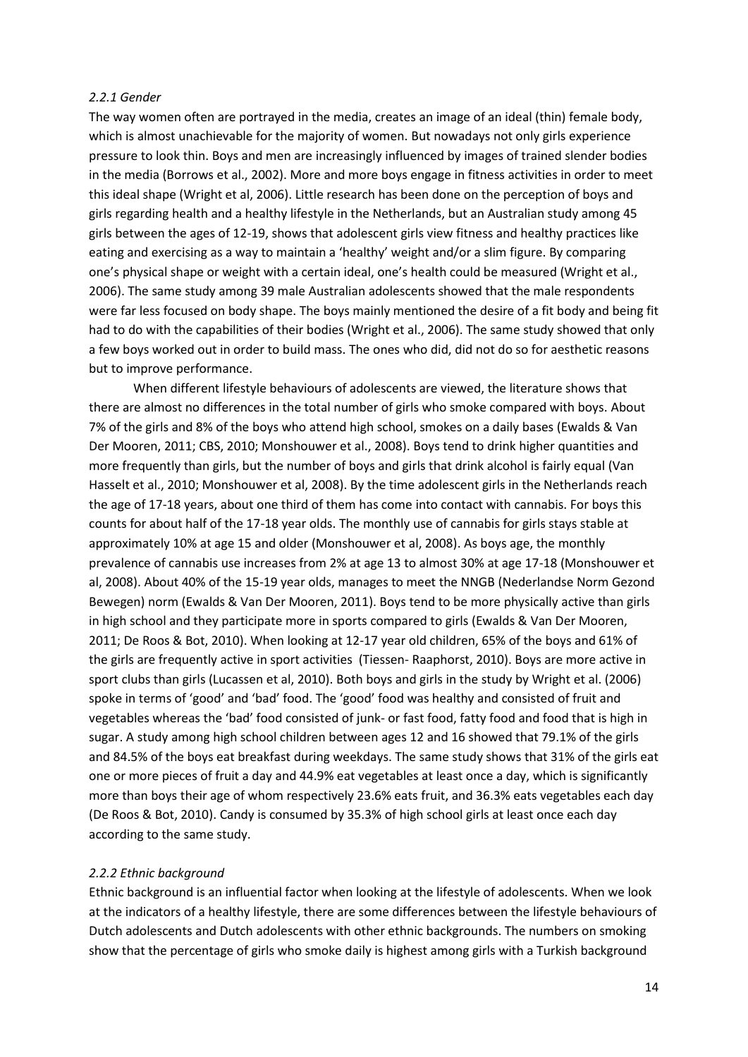*2.2.1 Gender*

The way women often are portrayed in the media, creates an image of an ideal (thin) female body, which is almost unachievable for the majority of women. But nowadays not only girls experience pressure to look thin. Boys and men are increasingly influenced by images of trained slender bodies in the media (Borrows et al., 2002). More and more boys engage in fitness activities in order to meet this ideal shape (Wright et al, 2006). Little research has been done on the perception of boys and girls regarding health and a healthy lifestyle in the Netherlands, but an Australian study among 45 girls between the ages of 12-19, shows that adolescent girls view fitness and healthy practices like eating and exercising as a way to maintain a 'healthy' weight and/or a slim figure. By comparing one's physical shape or weight with a certain ideal, one's health could be measured (Wright et al., 2006). The same study among 39 male Australian adolescents showed that the male respondents were far less focused on body shape. The boys mainly mentioned the desire of a fit body and being fit had to do with the capabilities of their bodies (Wright et al., 2006). The same study showed that only a few boys worked out in order to build mass. The ones who did, did not do so for aesthetic reasons but to improve performance.

When different lifestyle behaviours of adolescents are viewed, the literature shows that there are almost no differences in the total number of girls who smoke compared with boys. About 7% of the girls and 8% of the boys who attend high school, smokes on a daily bases (Ewalds & Van Der Mooren, 2011; CBS, 2010; Monshouwer et al., 2008). Boys tend to drink higher quantities and more frequently than girls, but the number of boys and girls that drink alcohol is fairly equal (Van Hasselt et al., 2010; Monshouwer et al, 2008). By the time adolescent girls in the Netherlands reach the age of 17-18 years, about one third of them has come into contact with cannabis. For boys this counts for about half of the 17-18 year olds. The monthly use of cannabis for girls stays stable at approximately 10% at age 15 and older (Monshouwer et al, 2008). As boys age, the monthly prevalence of cannabis use increases from 2% at age 13 to almost 30% at age 17-18 (Monshouwer et al, 2008). About 40% of the 15-19 year olds, manages to meet the NNGB (Nederlandse Norm Gezond Bewegen) norm (Ewalds & Van Der Mooren, 2011). Boys tend to be more physically active than girls in high school and they participate more in sports compared to girls (Ewalds & Van Der Mooren, 2011; De Roos & Bot, 2010). When looking at 12-17 year old children, 65% of the boys and 61% of the girls are frequently active in sport activities (Tiessen- Raaphorst, 2010). Boys are more active in sport clubs than girls (Lucassen et al, 2010). Both boys and girls in the study by Wright et al. (2006) spoke in terms of 'good' and 'bad' food. The 'good' food was healthy and consisted of fruit and vegetables whereas the 'bad' food consisted of junk- or fast food, fatty food and food that is high in sugar. A study among high school children between ages 12 and 16 showed that 79.1% of the girls and 84.5% of the boys eat breakfast during weekdays. The same study shows that 31% of the girls eat one or more pieces of fruit a day and 44.9% eat vegetables at least once a day, which is significantly more than boys their age of whom respectively 23.6% eats fruit, and 36.3% eats vegetables each day (De Roos & Bot, 2010). Candy is consumed by 35.3% of high school girls at least once each day according to the same study.

*2.2.2 Ethnic background*

Ethnic background is an influential factor when looking at the lifestyle of adolescents. When we look at the indicators of a healthy lifestyle, there are some differences between the lifestyle behaviours of Dutch adolescents and Dutch adolescents with other ethnic backgrounds. The numbers on smoking show that the percentage of girls who smoke daily is highest among girls with a Turkish background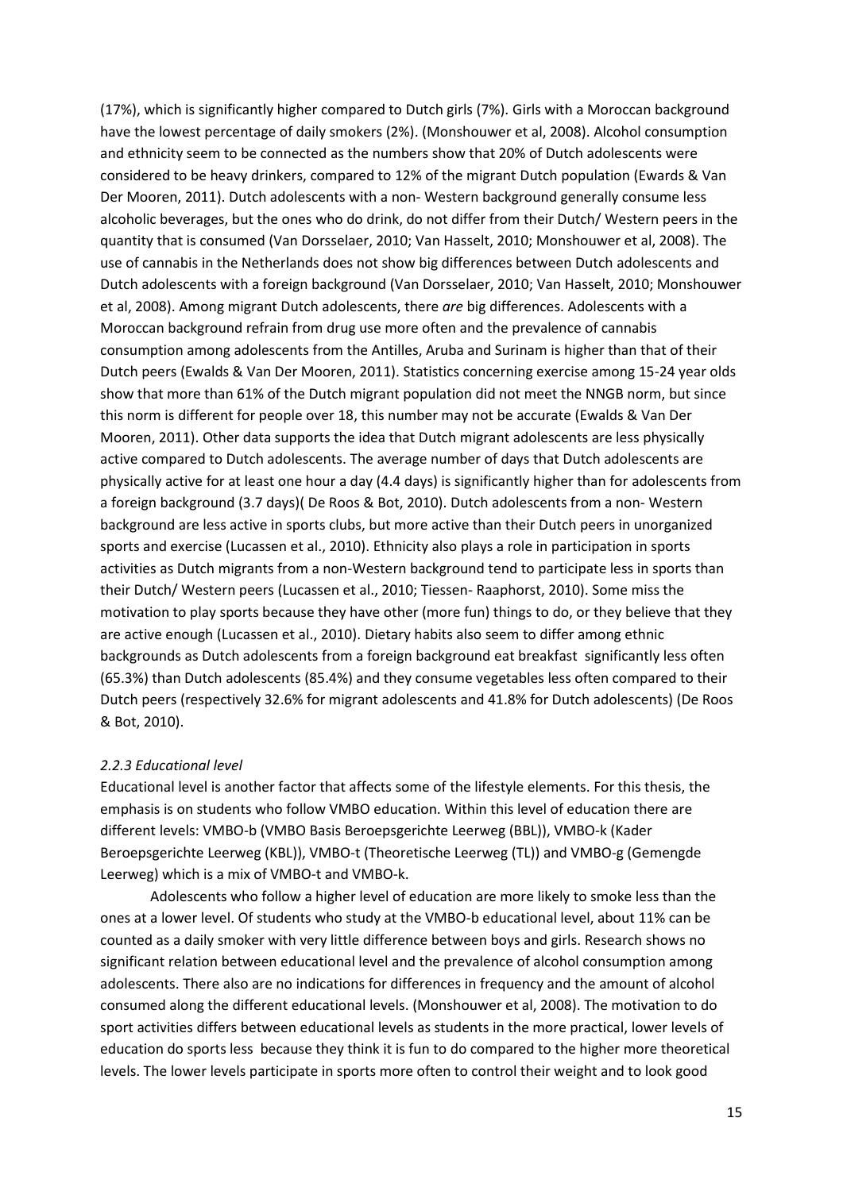(17%), which is significantly higher compared to Dutch girls (7%). Girls with a Moroccan background have the lowest percentage of daily smokers (2%). (Monshouwer et al, 2008). Alcohol consumption and ethnicity seem to be connected as the numbers show that 20% of Dutch adolescents were considered to be heavy drinkers, compared to 12% of the migrant Dutch population (Ewards & Van Der Mooren, 2011). Dutch adolescents with a non- Western background generally consume less alcoholic beverages, but the ones who do drink, do not differ from their Dutch/ Western peers in the quantity that is consumed (Van Dorsselaer, 2010; Van Hasselt, 2010; Monshouwer et al, 2008). The use of cannabis in the Netherlands does not show big differences between Dutch adolescents and Dutch adolescents with a foreign background (Van Dorsselaer, 2010; Van Hasselt, 2010; Monshouwer et al, 2008). Among migrant Dutch adolescents, there *are* big differences. Adolescents with a Moroccan background refrain from drug use more often and the prevalence of cannabis consumption among adolescents from the Antilles, Aruba and Surinam is higher than that of their Dutch peers (Ewalds & Van Der Mooren, 2011). Statistics concerning exercise among 15-24 year olds show that more than 61% of the Dutch migrant population did not meet the NNGB norm, but since this norm is different for people over 18, this number may not be accurate (Ewalds & Van Der Mooren, 2011). Other data supports the idea that Dutch migrant adolescents are less physically active compared to Dutch adolescents. The average number of days that Dutch adolescents are physically active for at least one hour a day (4.4 days) is significantly higher than for adolescents from a foreign background (3.7 days)( De Roos & Bot, 2010). Dutch adolescents from a non- Western background are less active in sports clubs, but more active than their Dutch peers in unorganized sports and exercise (Lucassen et al., 2010). Ethnicity also plays a role in participation in sports activities as Dutch migrants from a non-Western background tend to participate less in sports than their Dutch/ Western peers (Lucassen et al., 2010; Tiessen- Raaphorst, 2010). Some miss the motivation to play sports because they have other (more fun) things to do, or they believe that they are active enough (Lucassen et al., 2010). Dietary habits also seem to differ among ethnic backgrounds as Dutch adolescents from a foreign background eat breakfast significantly less often (65.3%) than Dutch adolescents (85.4%) and they consume vegetables less often compared to their Dutch peers (respectively 32.6% for migrant adolescents and 41.8% for Dutch adolescents) (De Roos & Bot, 2010).

### *2.2.3 Educational level*

Educational level is another factor that affects some of the lifestyle elements. For this thesis, the emphasis is on students who follow VMBO education. Within this level of education there are different levels: VMBO-b (VMBO Basis Beroepsgerichte Leerweg (BBL)), VMBO-k (Kader Beroepsgerichte Leerweg (KBL)), VMBO-t (Theoretische Leerweg (TL)) and VMBO-g (Gemengde Leerweg) which is a mix of VMBO-t and VMBO-k.

Adolescents who follow a higher level of education are more likely to smoke less than the ones at a lower level. Of students who study at the VMBO-b educational level, about 11% can be counted as a daily smoker with very little difference between boys and girls. Research shows no significant relation between educational level and the prevalence of alcohol consumption among adolescents. There also are no indications for differences in frequency and the amount of alcohol consumed along the different educational levels. (Monshouwer et al, 2008). The motivation to do sport activities differs between educational levels as students in the more practical, lower levels of education do sports less because they think it is fun to do compared to the higher more theoretical levels. The lower levels participate in sports more often to control their weight and to look good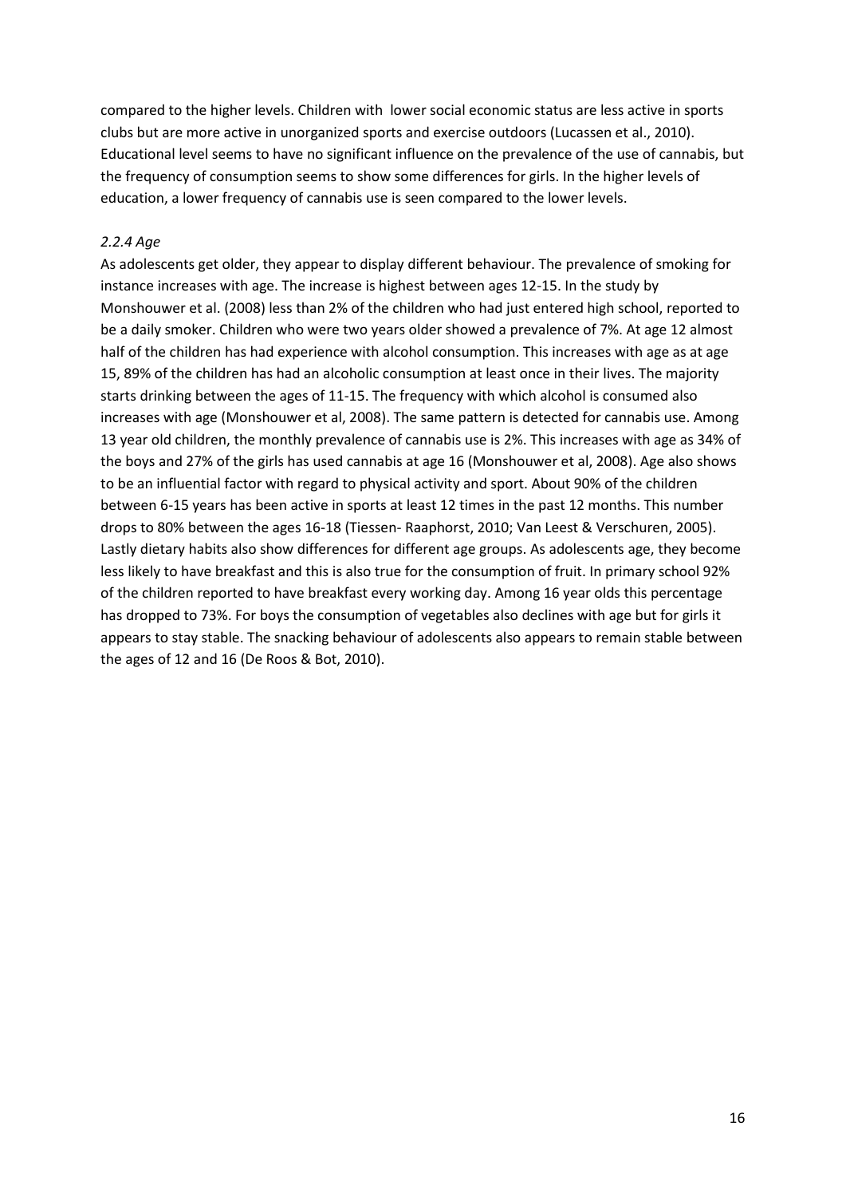compared to the higher levels. Children with  lower social economic status are less active in sports clubs but are more active in unorganized sports and exercise outdoors (Lucassen et al., 2010). Educational level seems to have no significant influence on the prevalence of the use of cannabis, but the frequency of consumption seems to show some differences for girls. In the higher levels of education, a lower frequency of cannabis use is seen compared to the lower levels.

### *2.2.4 Age*

As adolescents get older, they appear to display different behaviour. The prevalence of smoking for instance increases with age. The increase is highest between ages 12-15. In the study by Monshouwer et al. (2008) less than 2% of the children who had just entered high school, reported to be a daily smoker. Children who were two years older showed a prevalence of 7%. At age 12 almost half of the children has had experience with alcohol consumption. This increases with age as at age 15, 89% of the children has had an alcoholic consumption at least once in their lives. The majority starts drinking between the ages of 11-15. The frequency with which alcohol is consumed also increases with age (Monshouwer et al, 2008). The same pattern is detected for cannabis use. Among 13 year old children, the monthly prevalence of cannabis use is 2%. This increases with age as 34% of the boys and 27% of the girls has used cannabis at age 16 (Monshouwer et al, 2008). Age also shows to be an influential factor with regard to physical activity and sport. About 90% of the children between 6-15 years has been active in sports at least 12 times in the past 12 months. This number drops to 80% between the ages 16-18 (Tiessen- Raaphorst, 2010; Van Leest & Verschuren, 2005). Lastly dietary habits also show differences for different age groups. As adolescents age, they become less likely to have breakfast and this is also true for the consumption of fruit. In primary school 92% of the children reported to have breakfast every working day. Among 16 year olds this percentage has dropped to 73%. For boys the consumption of vegetables also declines with age but for girls it appears to stay stable. The snacking behaviour of adolescents also appears to remain stable between the ages of 12 and 16 (De Roos & Bot, 2010).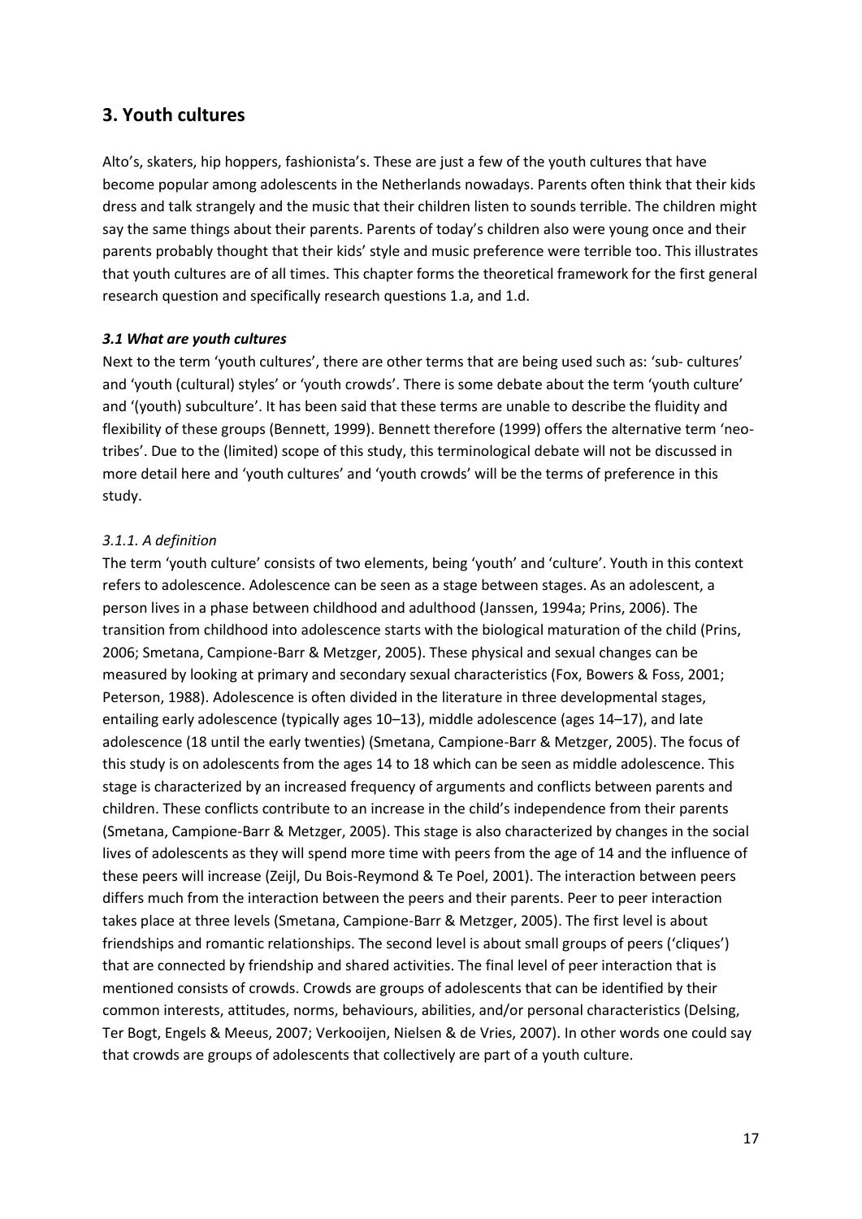## 3. Youth cultures

Alto's, skaters, hip hoppers, fashionista's. These are just a few of the youth cultures that have become popular among adolescents in the Netherlands nowadays. Parents often think that their kids dress and talk strangely and the music that their children listen to sounds terrible. The children might say the same things about their parents. Parents of today's children also were young once and their parents probably thought that their kids' style and music preference were terrible too. This illustrates that youth cultures are of all times. This chapter forms the theoretical framework for the first general research question and specifically research questions 1.a, and 1.d.

### *3.1 What are youth cultures*

Next to the term 'youth cultures', there are other terms that are being used such as: 'sub- cultures' and 'youth (cultural) styles' or 'youth crowds'. There is some debate about the term 'youth culture' and '(youth) subculture'. It has been said that these terms are unable to describe the fluidity and flexibility of these groups (Bennett, 1999). Bennett therefore (1999) offers the alternative term 'neo-tribes'. Due to the (limited) scope of this study, this terminological debate will not be discussed in more detail here and 'youth cultures' and 'youth crowds' will be the terms of preference in this study.

#### *3.1.1. A definition*

The term 'youth culture' consists of two elements, being 'youth' and 'culture'. Youth in this context refers to adolescence. Adolescence can be seen as a stage between stages. As an adolescent, a person lives in a phase between childhood and adulthood (Janssen, 1994a; Prins, 2006). The transition from childhood into adolescence starts with the biological maturation of the child (Prins, 2006; Smetana, Campione-Barr & Metzger, 2005). These physical and sexual changes can be measured by looking at primary and secondary sexual characteristics (Fox, Bowers & Foss, 2001; Peterson, 1988). Adolescence is often divided in the literature in three developmental stages, entailing early adolescence (typically ages 10–13), middle adolescence (ages 14–17), and late adolescence (18 until the early twenties) (Smetana, Campione-Barr & Metzger, 2005). The focus of this study is on adolescents from the ages 14 to 18 which can be seen as middle adolescence. This stage is characterized by an increased frequency of arguments and conflicts between parents and children. These conflicts contribute to an increase in the child's independence from their parents (Smetana, Campione-Barr & Metzger, 2005). This stage is also characterized by changes in the social lives of adolescents as they will spend more time with peers from the age of 14 and the influence of these peers will increase (Zeijl, Du Bois-Reymond & Te Poel, 2001). The interaction between peers differs much from the interaction between the peers and their parents. Peer to peer interaction takes place at three levels (Smetana, Campione-Barr & Metzger, 2005). The first level is about friendships and romantic relationships. The second level is about small groups of peers ('cliques') that are connected by friendship and shared activities. The final level of peer interaction that is mentioned consists of crowds. Crowds are groups of adolescents that can be identified by their common interests, attitudes, norms, behaviours, abilities, and/or personal characteristics (Delsing, Ter Bogt, Engels & Meeus, 2007; Verkooijen, Nielsen & de Vries, 2007). In other words one could say that crowds are groups of adolescents that collectively are part of a youth culture.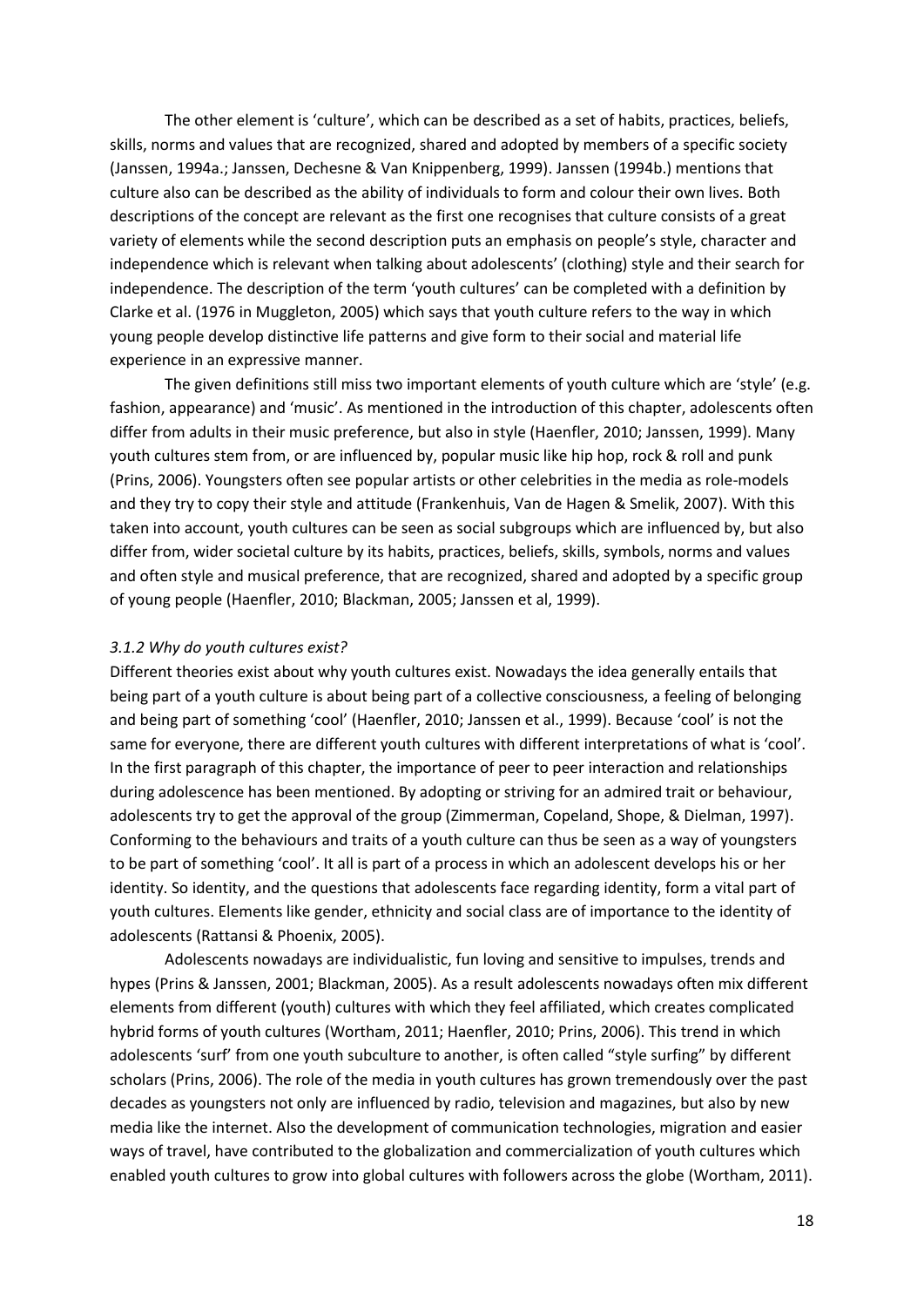The other element is 'culture', which can be described as a set of habits, practices, beliefs, skills, norms and values that are recognized, shared and adopted by members of a specific society (Janssen, 1994a.; Janssen, Dechesne & Van Knippenberg, 1999). Janssen (1994b.) mentions that culture also can be described as the ability of individuals to form and colour their own lives. Both descriptions of the concept are relevant as the first one recognises that culture consists of a great variety of elements while the second description puts an emphasis on people's style, character and independence which is relevant when talking about adolescents' (clothing) style and their search for independence. The description of the term 'youth cultures' can be completed with a definition by Clarke et al. (1976 in Muggleton, 2005) which says that youth culture refers to the way in which young people develop distinctive life patterns and give form to their social and material life experience in an expressive manner.

The given definitions still miss two important elements of youth culture which are 'style' (e.g. fashion, appearance) and 'music'. As mentioned in the introduction of this chapter, adolescents often differ from adults in their music preference, but also in style (Haenfler, 2010; Janssen, 1999). Many youth cultures stem from, or are influenced by, popular music like hip hop, rock & roll and punk (Prins, 2006). Youngsters often see popular artists or other celebrities in the media as role-models and they try to copy their style and attitude (Frankenhuis, Van de Hagen & Smelik, 2007). With this taken into account, youth cultures can be seen as social subgroups which are influenced by, but also differ from, wider societal culture by its habits, practices, beliefs, skills, symbols, norms and values and often style and musical preference, that are recognized, shared and adopted by a specific group of young people (Haenfler, 2010; Blackman, 2005; Janssen et al, 1999).

### *3.1.2 Why do youth cultures exist?*

Different theories exist about why youth cultures exist. Nowadays the idea generally entails that being part of a youth culture is about being part of a collective consciousness, a feeling of belonging and being part of something 'cool' (Haenfler, 2010; Janssen et al., 1999). Because 'cool' is not the same for everyone, there are different youth cultures with different interpretations of what is 'cool'. In the first paragraph of this chapter, the importance of peer to peer interaction and relationships during adolescence has been mentioned. By adopting or striving for an admired trait or behaviour, adolescents try to get the approval of the group (Zimmerman, Copeland, Shope, & Dielman, 1997). Conforming to the behaviours and traits of a youth culture can thus be seen as a way of youngsters to be part of something 'cool'. It all is part of a process in which an adolescent develops his or her identity. So identity, and the questions that adolescents face regarding identity, form a vital part of youth cultures. Elements like gender, ethnicity and social class are of importance to the identity of adolescents (Rattansi & Phoenix, 2005).

Adolescents nowadays are individualistic, fun loving and sensitive to impulses, trends and hypes (Prins & Janssen, 2001; Blackman, 2005). As a result adolescents nowadays often mix different elements from different (youth) cultures with which they feel affiliated, which creates complicated hybrid forms of youth cultures (Wortham, 2011; Haenfler, 2010; Prins, 2006). This trend in which adolescents 'surf' from one youth subculture to another, is often called "style surfing" by different scholars (Prins, 2006). The role of the media in youth cultures has grown tremendously over the past decades as youngsters not only are influenced by radio, television and magazines, but also by new media like the internet. Also the development of communication technologies, migration and easier ways of travel, have contributed to the globalization and commercialization of youth cultures which enabled youth cultures to grow into global cultures with followers across the globe (Wortham, 2011).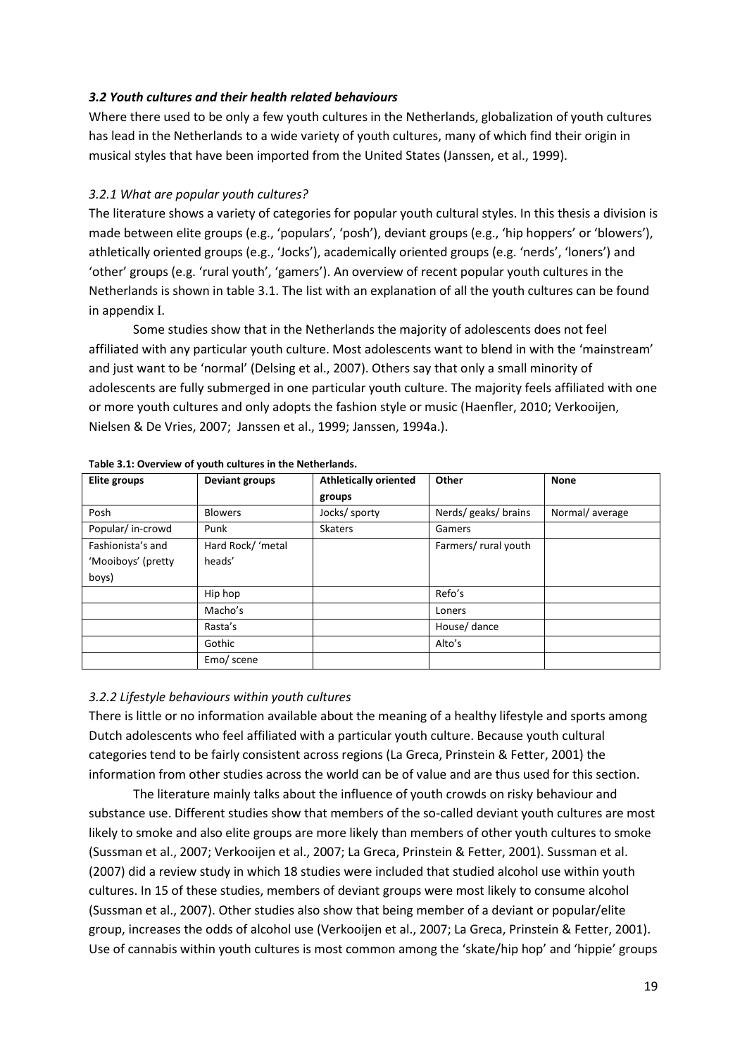### *3.2 Youth cultures and their health related behaviours*

Where there used to be only a few youth cultures in the Netherlands, globalization of youth cultures has lead in the Netherlands to a wide variety of youth cultures, many of which find their origin in musical styles that have been imported from the United States (Janssen, et al., 1999).

#### *3.2.1 What are popular youth cultures?*

The literature shows a variety of categories for popular youth cultural styles. In this thesis a division is made between elite groups (e.g., 'populars', 'posh'), deviant groups (e.g., 'hip hoppers' or 'blowers'), athletically oriented groups (e.g., 'Jocks'), academically oriented groups (e.g. 'nerds', 'loners') and 'other' groups (e.g. 'rural youth', 'gamers'). An overview of recent popular youth cultures in the Netherlands is shown in table 3.1. The list with an explanation of all the youth cultures can be found in appendix I.

Some studies show that in the Netherlands the majority of adolescents does not feel affiliated with any particular youth culture. Most adolescents want to blend in with the 'mainstream' and just want to be 'normal' (Delsing et al., 2007). Others say that only a small minority of adolescents are fully submerged in one particular youth culture. The majority feels affiliated with one or more youth cultures and only adopts the fashion style or music (Haenfler, 2010; Verkooijen, Nielsen & De Vries, 2007; Janssen et al., 1999; Janssen, 1994a.).

**Table 3.1: Overview of youth cultures in the Netherlands.**

| Elite groups | Deviant groups | Athletically oriented groups | Other | None |
|---|---|---|---|---|
| Posh | Blowers | Jocks/ sporty | Nerds/ geaks/ brains | Normal/ average |
| Popular/ in-crowd | Punk | Skaters | Gamers | |
| Fashionista's and 'Mooiboys' (pretty boys) | Hard Rock/ 'metal heads' | | Farmers/ rural youth | |
| | Hip hop | | Refo's | |
| | Macho's | | Loners | |
| | Rasta's | | House/ dance | |
| | Gothic | | Alto's | |
| | Emo/ scene | | | |

#### *3.2.2 Lifestyle behaviours within youth cultures*

There is little or no information available about the meaning of a healthy lifestyle and sports among Dutch adolescents who feel affiliated with a particular youth culture. Because youth cultural categories tend to be fairly consistent across regions (La Greca, Prinstein & Fetter, 2001) the information from other studies across the world can be of value and are thus used for this section.

The literature mainly talks about the influence of youth crowds on risky behaviour and substance use. Different studies show that members of the so-called deviant youth cultures are most likely to smoke and also elite groups are more likely than members of other youth cultures to smoke (Sussman et al., 2007; Verkooijen et al., 2007; La Greca, Prinstein & Fetter, 2001). Sussman et al. (2007) did a review study in which 18 studies were included that studied alcohol use within youth cultures. In 15 of these studies, members of deviant groups were most likely to consume alcohol (Sussman et al., 2007). Other studies also show that being member of a deviant or popular/elite group, increases the odds of alcohol use (Verkooijen et al., 2007; La Greca, Prinstein & Fetter, 2001). Use of cannabis within youth cultures is most common among the 'skate/hip hop' and 'hippie' groups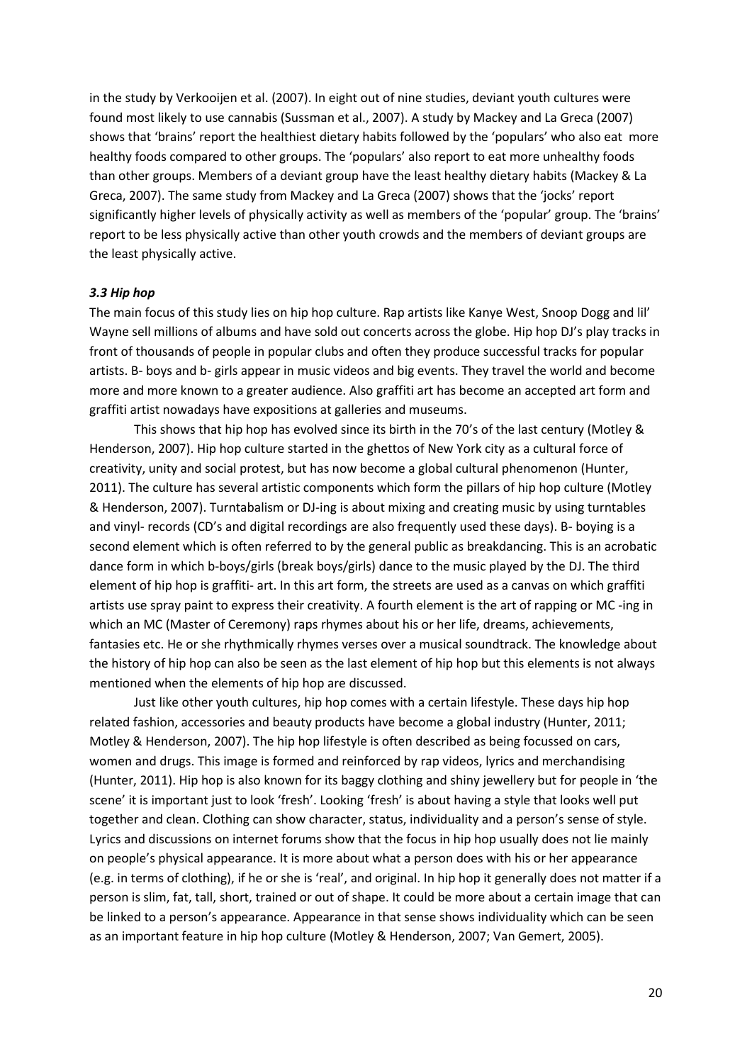in the study by Verkooijen et al. (2007). In eight out of nine studies, deviant youth cultures were found most likely to use cannabis (Sussman et al., 2007). A study by Mackey and La Greca (2007) shows that 'brains' report the healthiest dietary habits followed by the 'populars' who also eat more healthy foods compared to other groups. The 'populars' also report to eat more unhealthy foods than other groups. Members of a deviant group have the least healthy dietary habits (Mackey & La Greca, 2007). The same study from Mackey and La Greca (2007) shows that the 'jocks' report significantly higher levels of physically activity as well as members of the 'popular' group. The 'brains' report to be less physically active than other youth crowds and the members of deviant groups are the least physically active.

### *3.3 Hip hop*

The main focus of this study lies on hip hop culture. Rap artists like Kanye West, Snoop Dogg and lil' Wayne sell millions of albums and have sold out concerts across the globe. Hip hop DJ's play tracks in front of thousands of people in popular clubs and often they produce successful tracks for popular artists. B- boys and b- girls appear in music videos and big events. They travel the world and become more and more known to a greater audience. Also graffiti art has become an accepted art form and graffiti artist nowadays have expositions at galleries and museums.

This shows that hip hop has evolved since its birth in the 70's of the last century (Motley & Henderson, 2007). Hip hop culture started in the ghettos of New York city as a cultural force of creativity, unity and social protest, but has now become a global cultural phenomenon (Hunter, 2011). The culture has several artistic components which form the pillars of hip hop culture (Motley & Henderson, 2007). Turntabalism or DJ-ing is about mixing and creating music by using turntables and vinyl- records (CD's and digital recordings are also frequently used these days). B- boying is a second element which is often referred to by the general public as breakdancing. This is an acrobatic dance form in which b-boys/girls (break boys/girls) dance to the music played by the DJ. The third element of hip hop is graffiti- art. In this art form, the streets are used as a canvas on which graffiti artists use spray paint to express their creativity. A fourth element is the art of rapping or MC -ing in which an MC (Master of Ceremony) raps rhymes about his or her life, dreams, achievements, fantasies etc. He or she rhythmically rhymes verses over a musical soundtrack. The knowledge about the history of hip hop can also be seen as the last element of hip hop but this elements is not always mentioned when the elements of hip hop are discussed.

Just like other youth cultures, hip hop comes with a certain lifestyle. These days hip hop related fashion, accessories and beauty products have become a global industry (Hunter, 2011; Motley & Henderson, 2007). The hip hop lifestyle is often described as being focussed on cars, women and drugs. This image is formed and reinforced by rap videos, lyrics and merchandising (Hunter, 2011). Hip hop is also known for its baggy clothing and shiny jewellery but for people in 'the scene' it is important just to look 'fresh'. Looking 'fresh' is about having a style that looks well put together and clean. Clothing can show character, status, individuality and a person's sense of style. Lyrics and discussions on internet forums show that the focus in hip hop usually does not lie mainly on people's physical appearance. It is more about what a person does with his or her appearance (e.g. in terms of clothing), if he or she is 'real', and original. In hip hop it generally does not matter if a person is slim, fat, tall, short, trained or out of shape. It could be more about a certain image that can be linked to a person's appearance. Appearance in that sense shows individuality which can be seen as an important feature in hip hop culture (Motley & Henderson, 2007; Van Gemert, 2005).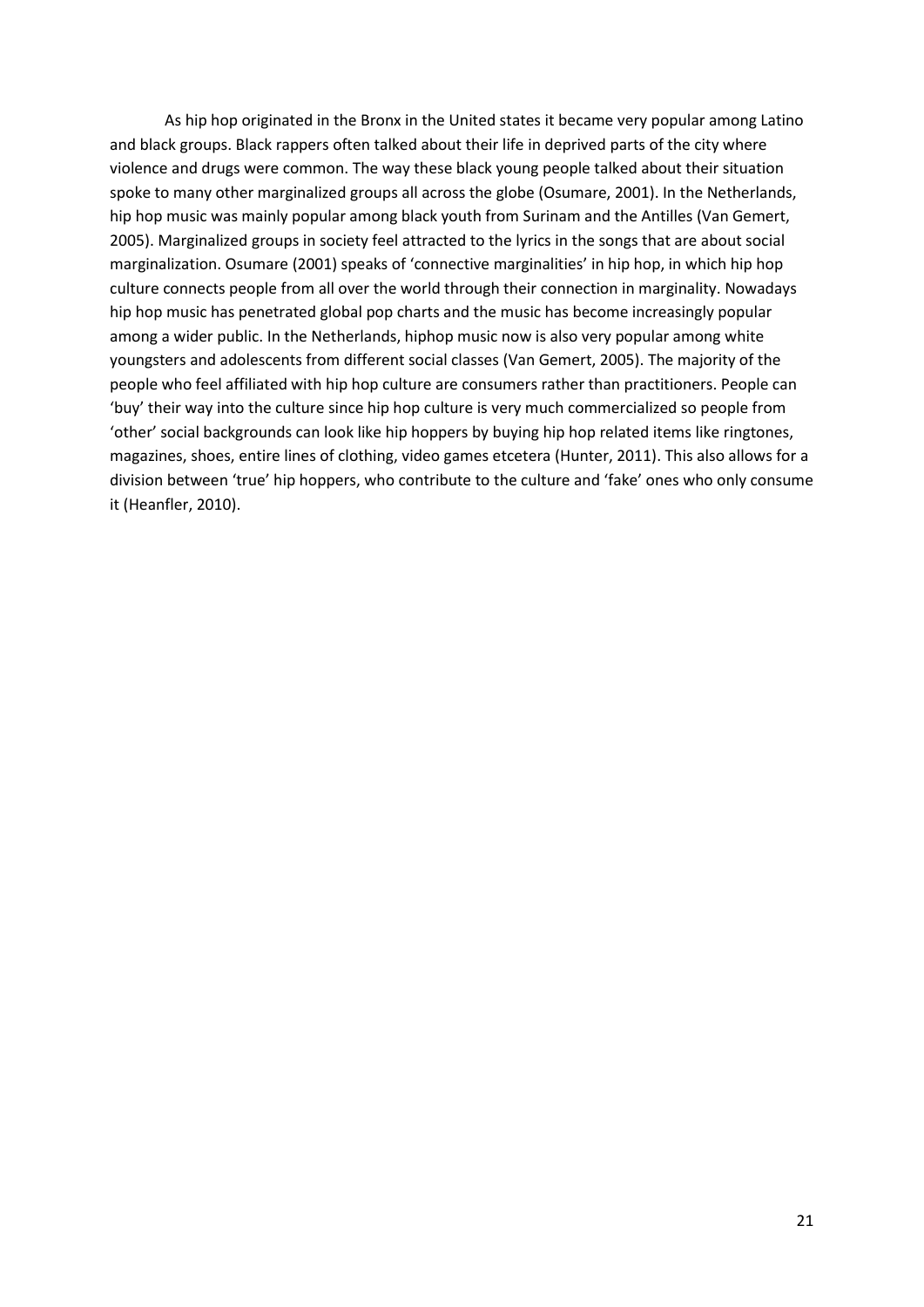As hip hop originated in the Bronx in the United states it became very popular among Latino and black groups. Black rappers often talked about their life in deprived parts of the city where violence and drugs were common. The way these black young people talked about their situation spoke to many other marginalized groups all across the globe (Osumare, 2001). In the Netherlands, hip hop music was mainly popular among black youth from Surinam and the Antilles (Van Gemert, 2005). Marginalized groups in society feel attracted to the lyrics in the songs that are about social marginalization. Osumare (2001) speaks of 'connective marginalities' in hip hop, in which hip hop culture connects people from all over the world through their connection in marginality. Nowadays hip hop music has penetrated global pop charts and the music has become increasingly popular among a wider public. In the Netherlands, hiphop music now is also very popular among white youngsters and adolescents from different social classes (Van Gemert, 2005). The majority of the people who feel affiliated with hip hop culture are consumers rather than practitioners. People can 'buy' their way into the culture since hip hop culture is very much commercialized so people from 'other' social backgrounds can look like hip hoppers by buying hip hop related items like ringtones, magazines, shoes, entire lines of clothing, video games etcetera (Hunter, 2011). This also allows for a division between 'true' hip hoppers, who contribute to the culture and 'fake' ones who only consume it (Heanfler, 2010).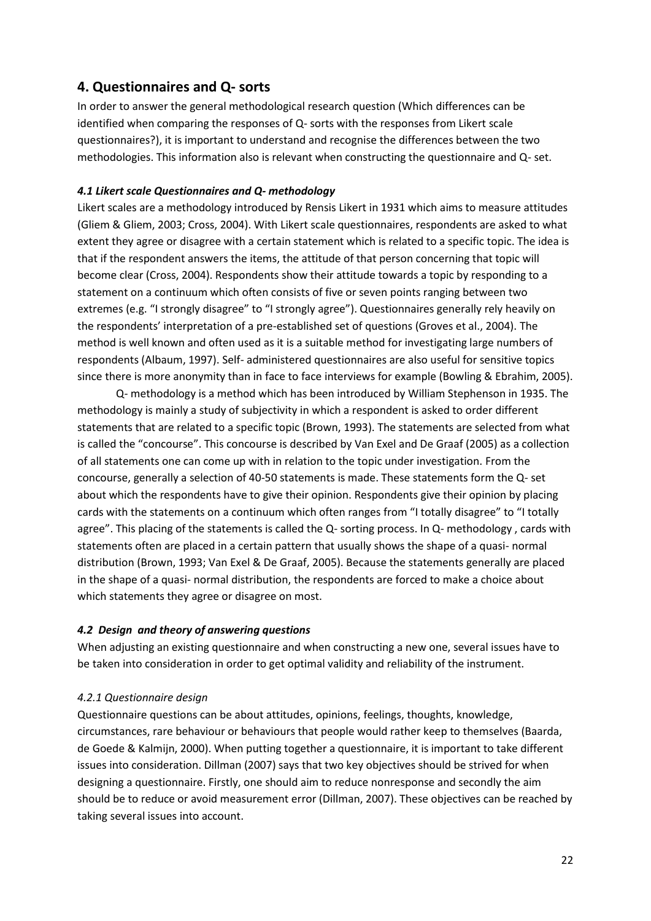## 4. Questionnaires and Q- sorts

In order to answer the general methodological research question (Which differences can be identified when comparing the responses of Q- sorts with the responses from Likert scale questionnaires?), it is important to understand and recognise the differences between the two methodologies. This information also is relevant when constructing the questionnaire and Q- set.

### *4.1 Likert scale Questionnaires and Q- methodology*

Likert scales are a methodology introduced by Rensis Likert in 1931 which aims to measure attitudes (Gliem & Gliem, 2003; Cross, 2004). With Likert scale questionnaires, respondents are asked to what extent they agree or disagree with a certain statement which is related to a specific topic. The idea is that if the respondent answers the items, the attitude of that person concerning that topic will become clear (Cross, 2004). Respondents show their attitude towards a topic by responding to a statement on a continuum which often consists of five or seven points ranging between two extremes (e.g. "I strongly disagree" to "I strongly agree"). Questionnaires generally rely heavily on the respondents' interpretation of a pre-established set of questions (Groves et al., 2004). The method is well known and often used as it is a suitable method for investigating large numbers of respondents (Albaum, 1997). Self- administered questionnaires are also useful for sensitive topics since there is more anonymity than in face to face interviews for example (Bowling & Ebrahim, 2005).

Q- methodology is a method which has been introduced by William Stephenson in 1935. The methodology is mainly a study of subjectivity in which a respondent is asked to order different statements that are related to a specific topic (Brown, 1993). The statements are selected from what is called the "concourse". This concourse is described by Van Exel and De Graaf (2005) as a collection of all statements one can come up with in relation to the topic under investigation. From the concourse, generally a selection of 40-50 statements is made. These statements form the Q- set about which the respondents have to give their opinion. Respondents give their opinion by placing cards with the statements on a continuum which often ranges from "I totally disagree" to "I totally agree". This placing of the statements is called the Q- sorting process. In Q- methodology , cards with statements often are placed in a certain pattern that usually shows the shape of a quasi- normal distribution (Brown, 1993; Van Exel & De Graaf, 2005). Because the statements generally are placed in the shape of a quasi- normal distribution, the respondents are forced to make a choice about which statements they agree or disagree on most.

### *4.2 Design and theory of answering questions*

When adjusting an existing questionnaire and when constructing a new one, several issues have to be taken into consideration in order to get optimal validity and reliability of the instrument.

#### *4.2.1 Questionnaire design*

Questionnaire questions can be about attitudes, opinions, feelings, thoughts, knowledge, circumstances, rare behaviour or behaviours that people would rather keep to themselves (Baarda, de Goede & Kalmijn, 2000). When putting together a questionnaire, it is important to take different issues into consideration. Dillman (2007) says that two key objectives should be strived for when designing a questionnaire. Firstly, one should aim to reduce nonresponse and secondly the aim should be to reduce or avoid measurement error (Dillman, 2007). These objectives can be reached by taking several issues into account.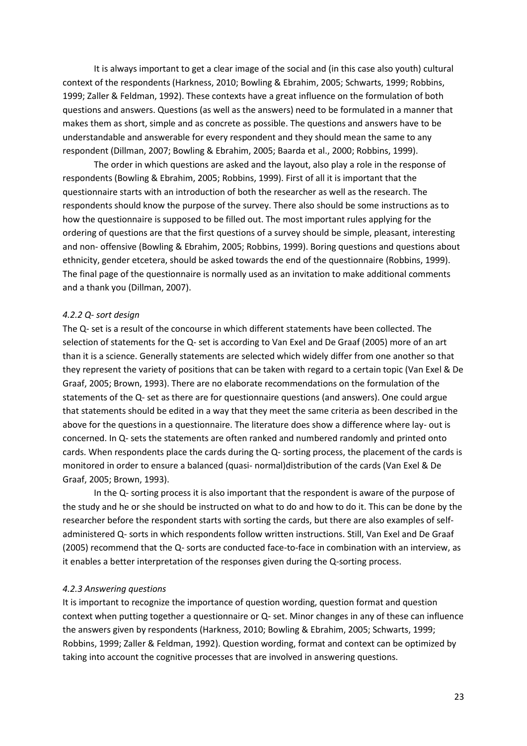It is always important to get a clear image of the social and (in this case also youth) cultural context of the respondents (Harkness, 2010; Bowling & Ebrahim, 2005; Schwarts, 1999; Robbins, 1999; Zaller & Feldman, 1992). These contexts have a great influence on the formulation of both questions and answers. Questions (as well as the answers) need to be formulated in a manner that makes them as short, simple and as concrete as possible. The questions and answers have to be understandable and answerable for every respondent and they should mean the same to any respondent (Dillman, 2007; Bowling & Ebrahim, 2005; Baarda et al., 2000; Robbins, 1999).

The order in which questions are asked and the layout, also play a role in the response of respondents (Bowling & Ebrahim, 2005; Robbins, 1999). First of all it is important that the questionnaire starts with an introduction of both the researcher as well as the research. The respondents should know the purpose of the survey. There also should be some instructions as to how the questionnaire is supposed to be filled out. The most important rules applying for the ordering of questions are that the first questions of a survey should be simple, pleasant, interesting and non- offensive (Bowling & Ebrahim, 2005; Robbins, 1999). Boring questions and questions about ethnicity, gender etcetera, should be asked towards the end of the questionnaire (Robbins, 1999). The final page of the questionnaire is normally used as an invitation to make additional comments and a thank you (Dillman, 2007).

#### *4.2.2 Q- sort design*

The Q- set is a result of the concourse in which different statements have been collected. The selection of statements for the Q- set is according to Van Exel and De Graaf (2005) more of an art than it is a science. Generally statements are selected which widely differ from one another so that they represent the variety of positions that can be taken with regard to a certain topic (Van Exel & De Graaf, 2005; Brown, 1993). There are no elaborate recommendations on the formulation of the statements of the Q- set as there are for questionnaire questions (and answers). One could argue that statements should be edited in a way that they meet the same criteria as been described in the above for the questions in a questionnaire. The literature does show a difference where lay- out is concerned. In Q- sets the statements are often ranked and numbered randomly and printed onto cards. When respondents place the cards during the Q- sorting process, the placement of the cards is monitored in order to ensure a balanced (quasi- normal)distribution of the cards (Van Exel & De Graaf, 2005; Brown, 1993).

In the Q- sorting process it is also important that the respondent is aware of the purpose of the study and he or she should be instructed on what to do and how to do it. This can be done by the researcher before the respondent starts with sorting the cards, but there are also examples of self-administered Q- sorts in which respondents follow written instructions. Still, Van Exel and De Graaf (2005) recommend that the Q- sorts are conducted face-to-face in combination with an interview, as it enables a better interpretation of the responses given during the Q-sorting process.

#### *4.2.3 Answering questions*

It is important to recognize the importance of question wording, question format and question context when putting together a questionnaire or Q- set. Minor changes in any of these can influence the answers given by respondents (Harkness, 2010; Bowling & Ebrahim, 2005; Schwarts, 1999; Robbins, 1999; Zaller & Feldman, 1992). Question wording, format and context can be optimized by taking into account the cognitive processes that are involved in answering questions.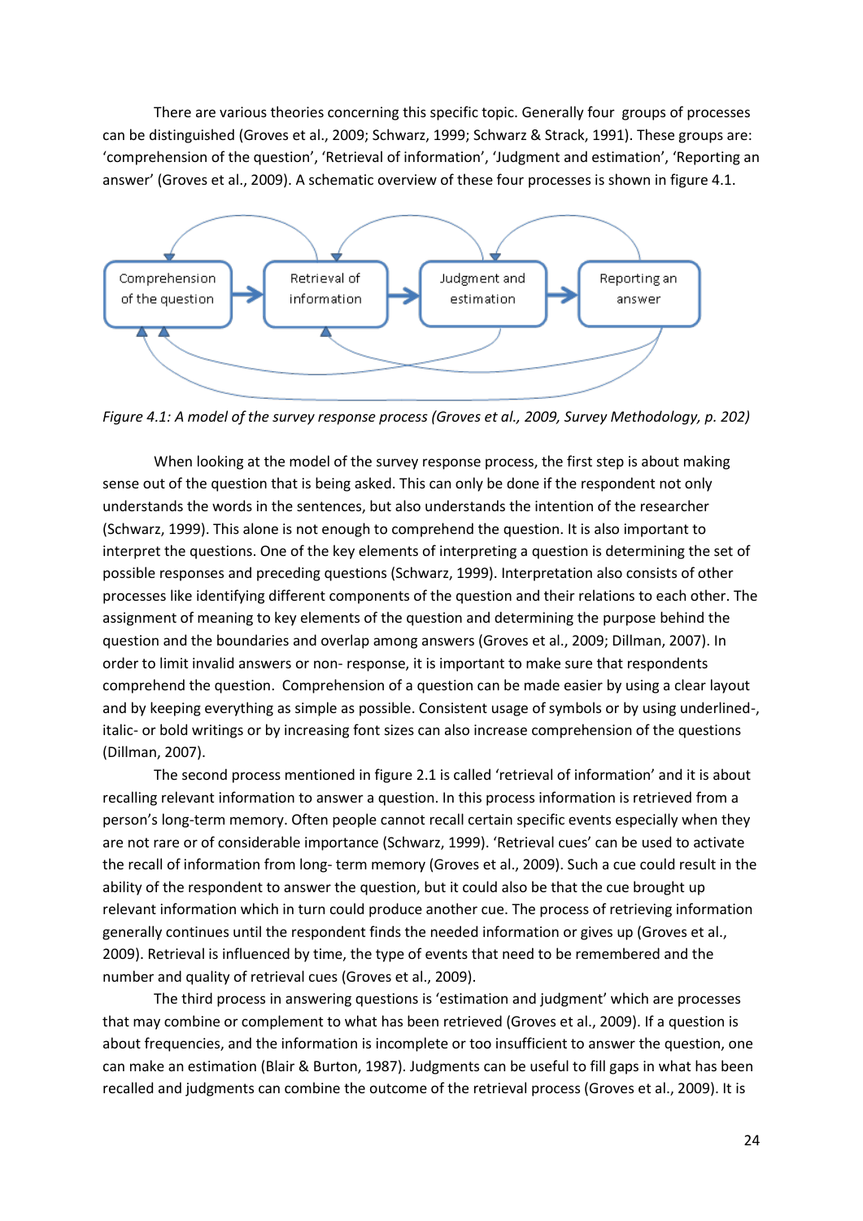There are various theories concerning this specific topic. Generally four groups of processes can be distinguished (Groves et al., 2009; Schwarz, 1999; Schwarz & Strack, 1991). These groups are: 'comprehension of the question', 'Retrieval of information', 'Judgment and estimation', 'Reporting an answer' (Groves et al., 2009). A schematic overview of these four processes is shown in figure 4.1.

Comprehension of the question → Retrieval of information → Judgment and estimation → Reporting an answer

*Figure 4.1: A model of the survey response process (Groves et al., 2009, Survey Methodology, p. 202)*

When looking at the model of the survey response process, the first step is about making sense out of the question that is being asked. This can only be done if the respondent not only understands the words in the sentences, but also understands the intention of the researcher (Schwarz, 1999). This alone is not enough to comprehend the question. It is also important to interpret the questions. One of the key elements of interpreting a question is determining the set of possible responses and preceding questions (Schwarz, 1999). Interpretation also consists of other processes like identifying different components of the question and their relations to each other. The assignment of meaning to key elements of the question and determining the purpose behind the question and the boundaries and overlap among answers (Groves et al., 2009; Dillman, 2007). In order to limit invalid answers or non- response, it is important to make sure that respondents comprehend the question. Comprehension of a question can be made easier by using a clear layout and by keeping everything as simple as possible. Consistent usage of symbols or by using underlined-, italic- or bold writings or by increasing font sizes can also increase comprehension of the questions (Dillman, 2007).

The second process mentioned in figure 2.1 is called 'retrieval of information' and it is about recalling relevant information to answer a question. In this process information is retrieved from a person's long-term memory. Often people cannot recall certain specific events especially when they are not rare or of considerable importance (Schwarz, 1999). 'Retrieval cues' can be used to activate the recall of information from long- term memory (Groves et al., 2009). Such a cue could result in the ability of the respondent to answer the question, but it could also be that the cue brought up relevant information which in turn could produce another cue. The process of retrieving information generally continues until the respondent finds the needed information or gives up (Groves et al., 2009). Retrieval is influenced by time, the type of events that need to be remembered and the number and quality of retrieval cues (Groves et al., 2009).

The third process in answering questions is 'estimation and judgment' which are processes that may combine or complement to what has been retrieved (Groves et al., 2009). If a question is about frequencies, and the information is incomplete or too insufficient to answer the question, one can make an estimation (Blair & Burton, 1987). Judgments can be useful to fill gaps in what has been recalled and judgments can combine the outcome of the retrieval process (Groves et al., 2009). It is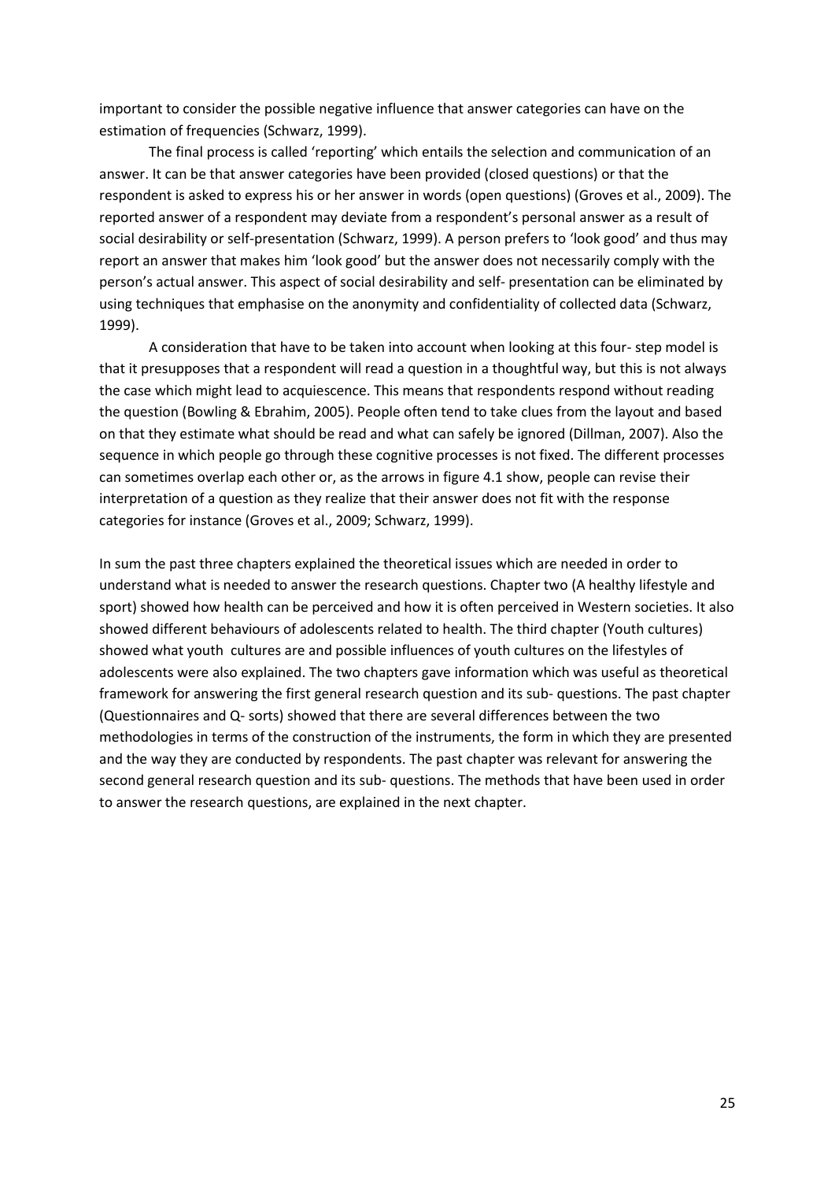important to consider the possible negative influence that answer categories can have on the estimation of frequencies (Schwarz, 1999).

The final process is called 'reporting' which entails the selection and communication of an answer. It can be that answer categories have been provided (closed questions) or that the respondent is asked to express his or her answer in words (open questions) (Groves et al., 2009). The reported answer of a respondent may deviate from a respondent's personal answer as a result of social desirability or self-presentation (Schwarz, 1999). A person prefers to 'look good' and thus may report an answer that makes him 'look good' but the answer does not necessarily comply with the person's actual answer. This aspect of social desirability and self- presentation can be eliminated by using techniques that emphasise on the anonymity and confidentiality of collected data (Schwarz, 1999).

A consideration that have to be taken into account when looking at this four- step model is that it presupposes that a respondent will read a question in a thoughtful way, but this is not always the case which might lead to acquiescence. This means that respondents respond without reading the question (Bowling & Ebrahim, 2005). People often tend to take clues from the layout and based on that they estimate what should be read and what can safely be ignored (Dillman, 2007). Also the sequence in which people go through these cognitive processes is not fixed. The different processes can sometimes overlap each other or, as the arrows in figure 4.1 show, people can revise their interpretation of a question as they realize that their answer does not fit with the response categories for instance (Groves et al., 2009; Schwarz, 1999).

In sum the past three chapters explained the theoretical issues which are needed in order to understand what is needed to answer the research questions. Chapter two (A healthy lifestyle and sport) showed how health can be perceived and how it is often perceived in Western societies. It also showed different behaviours of adolescents related to health. The third chapter (Youth cultures) showed what youth cultures are and possible influences of youth cultures on the lifestyles of adolescents were also explained. The two chapters gave information which was useful as theoretical framework for answering the first general research question and its sub- questions. The past chapter (Questionnaires and Q- sorts) showed that there are several differences between the two methodologies in terms of the construction of the instruments, the form in which they are presented and the way they are conducted by respondents. The past chapter was relevant for answering the second general research question and its sub- questions. The methods that have been used in order to answer the research questions, are explained in the next chapter.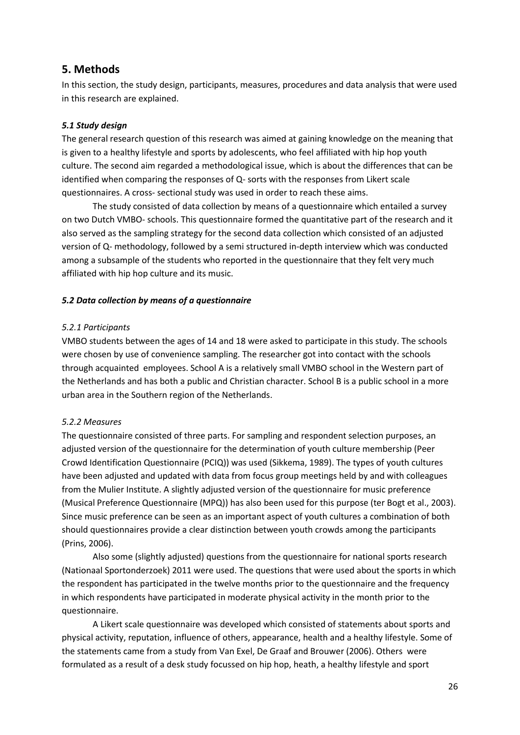## 5. Methods

In this section, the study design, participants, measures, procedures and data analysis that were used in this research are explained.

### *5.1 Study design*

The general research question of this research was aimed at gaining knowledge on the meaning that is given to a healthy lifestyle and sports by adolescents, who feel affiliated with hip hop youth culture. The second aim regarded a methodological issue, which is about the differences that can be identified when comparing the responses of Q- sorts with the responses from Likert scale questionnaires. A cross- sectional study was used in order to reach these aims.

The study consisted of data collection by means of a questionnaire which entailed a survey on two Dutch VMBO- schools. This questionnaire formed the quantitative part of the research and it also served as the sampling strategy for the second data collection which consisted of an adjusted version of Q- methodology, followed by a semi structured in-depth interview which was conducted among a subsample of the students who reported in the questionnaire that they felt very much affiliated with hip hop culture and its music.

### *5.2 Data collection by means of a questionnaire*

#### *5.2.1 Participants*

VMBO students between the ages of 14 and 18 were asked to participate in this study. The schools were chosen by use of convenience sampling. The researcher got into contact with the schools through acquainted employees. School A is a relatively small VMBO school in the Western part of the Netherlands and has both a public and Christian character. School B is a public school in a more urban area in the Southern region of the Netherlands.

#### *5.2.2 Measures*

The questionnaire consisted of three parts. For sampling and respondent selection purposes, an adjusted version of the questionnaire for the determination of youth culture membership (Peer Crowd Identification Questionnaire (PCIQ)) was used (Sikkema, 1989). The types of youth cultures have been adjusted and updated with data from focus group meetings held by and with colleagues from the Mulier Institute. A slightly adjusted version of the questionnaire for music preference (Musical Preference Questionnaire (MPQ)) has also been used for this purpose (ter Bogt et al., 2003). Since music preference can be seen as an important aspect of youth cultures a combination of both should questionnaires provide a clear distinction between youth crowds among the participants (Prins, 2006).

Also some (slightly adjusted) questions from the questionnaire for national sports research (Nationaal Sportonderzoek) 2011 were used. The questions that were used about the sports in which the respondent has participated in the twelve months prior to the questionnaire and the frequency in which respondents have participated in moderate physical activity in the month prior to the questionnaire.

A Likert scale questionnaire was developed which consisted of statements about sports and physical activity, reputation, influence of others, appearance, health and a healthy lifestyle. Some of the statements came from a study from Van Exel, De Graaf and Brouwer (2006). Others were formulated as a result of a desk study focussed on hip hop, heath, a healthy lifestyle and sport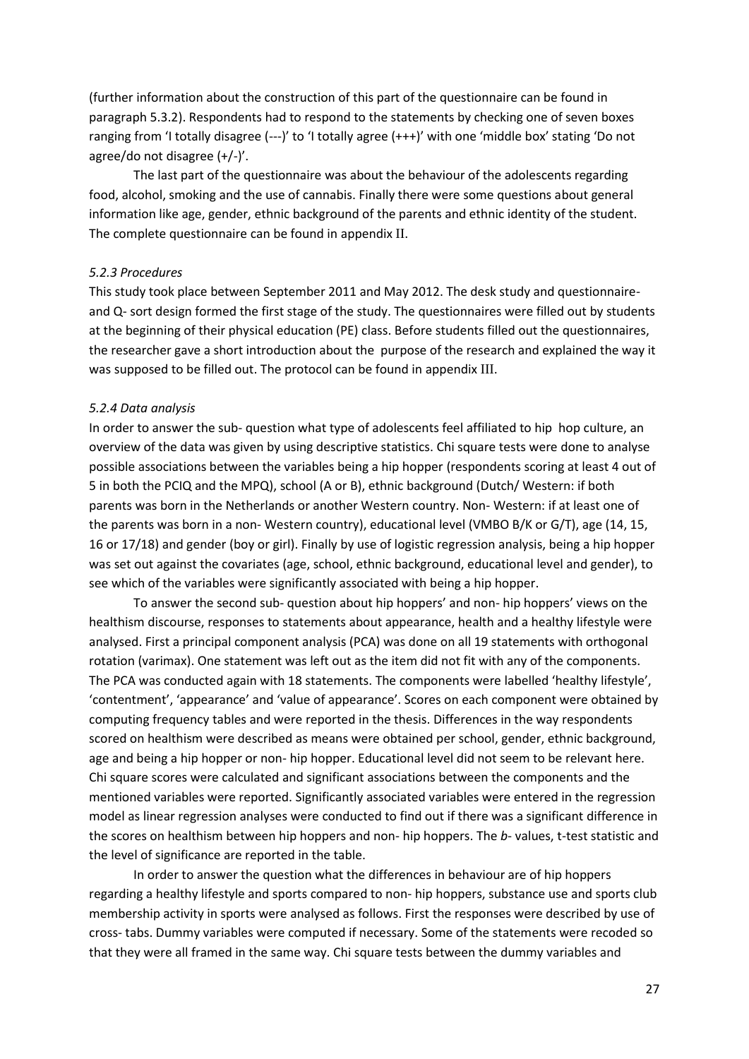(further information about the construction of this part of the questionnaire can be found in paragraph 5.3.2). Respondents had to respond to the statements by checking one of seven boxes ranging from 'I totally disagree (---)' to 'I totally agree (+++)' with one 'middle box' stating 'Do not agree/do not disagree (+/-)'.

The last part of the questionnaire was about the behaviour of the adolescents regarding food, alcohol, smoking and the use of cannabis. Finally there were some questions about general information like age, gender, ethnic background of the parents and ethnic identity of the student. The complete questionnaire can be found in appendix II.

### *5.2.3 Procedures*

This study took place between September 2011 and May 2012. The desk study and questionnaire- and Q- sort design formed the first stage of the study. The questionnaires were filled out by students at the beginning of their physical education (PE) class. Before students filled out the questionnaires, the researcher gave a short introduction about the purpose of the research and explained the way it was supposed to be filled out. The protocol can be found in appendix III.

### *5.2.4 Data analysis*

In order to answer the sub- question what type of adolescents feel affiliated to hip hop culture, an overview of the data was given by using descriptive statistics. Chi square tests were done to analyse possible associations between the variables being a hip hopper (respondents scoring at least 4 out of 5 in both the PCIQ and the MPQ), school (A or B), ethnic background (Dutch/ Western: if both parents was born in the Netherlands or another Western country. Non- Western: if at least one of the parents was born in a non- Western country), educational level (VMBO B/K or G/T), age (14, 15, 16 or 17/18) and gender (boy or girl). Finally by use of logistic regression analysis, being a hip hopper was set out against the covariates (age, school, ethnic background, educational level and gender), to see which of the variables were significantly associated with being a hip hopper.

To answer the second sub- question about hip hoppers' and non- hip hoppers' views on the healthism discourse, responses to statements about appearance, health and a healthy lifestyle were analysed. First a principal component analysis (PCA) was done on all 19 statements with orthogonal rotation (varimax). One statement was left out as the item did not fit with any of the components. The PCA was conducted again with 18 statements. The components were labelled 'healthy lifestyle', 'contentment', 'appearance' and 'value of appearance'. Scores on each component were obtained by computing frequency tables and were reported in the thesis. Differences in the way respondents scored on healthism were described as means were obtained per school, gender, ethnic background, age and being a hip hopper or non- hip hopper. Educational level did not seem to be relevant here. Chi square scores were calculated and significant associations between the components and the mentioned variables were reported. Significantly associated variables were entered in the regression model as linear regression analyses were conducted to find out if there was a significant difference in the scores on healthism between hip hoppers and non- hip hoppers. The *b*- values, t-test statistic and the level of significance are reported in the table.

In order to answer the question what the differences in behaviour are of hip hoppers regarding a healthy lifestyle and sports compared to non- hip hoppers, substance use and sports club membership activity in sports were analysed as follows. First the responses were described by use of cross- tabs. Dummy variables were computed if necessary. Some of the statements were recoded so that they were all framed in the same way. Chi square tests between the dummy variables and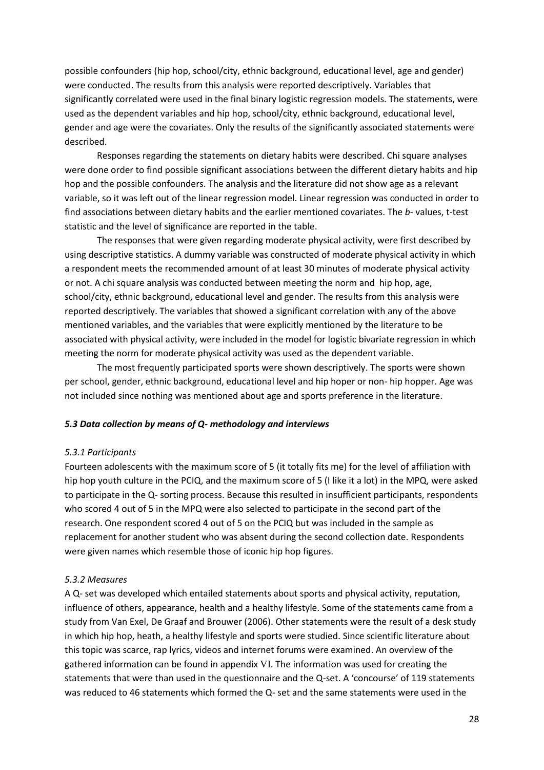possible confounders (hip hop, school/city, ethnic background, educational level, age and gender) were conducted. The results from this analysis were reported descriptively. Variables that significantly correlated were used in the final binary logistic regression models. The statements, were used as the dependent variables and hip hop, school/city, ethnic background, educational level, gender and age were the covariates. Only the results of the significantly associated statements were described.

Responses regarding the statements on dietary habits were described. Chi square analyses were done order to find possible significant associations between the different dietary habits and hip hop and the possible confounders. The analysis and the literature did not show age as a relevant variable, so it was left out of the linear regression model. Linear regression was conducted in order to find associations between dietary habits and the earlier mentioned covariates. The *b*- values, t-test statistic and the level of significance are reported in the table.

The responses that were given regarding moderate physical activity, were first described by using descriptive statistics. A dummy variable was constructed of moderate physical activity in which a respondent meets the recommended amount of at least 30 minutes of moderate physical activity or not. A chi square analysis was conducted between meeting the norm and hip hop, age, school/city, ethnic background, educational level and gender. The results from this analysis were reported descriptively. The variables that showed a significant correlation with any of the above mentioned variables, and the variables that were explicitly mentioned by the literature to be associated with physical activity, were included in the model for logistic bivariate regression in which meeting the norm for moderate physical activity was used as the dependent variable.

The most frequently participated sports were shown descriptively. The sports were shown per school, gender, ethnic background, educational level and hip hoper or non- hip hopper. Age was not included since nothing was mentioned about age and sports preference in the literature.

### *5.3 Data collection by means of Q- methodology and interviews*

#### *5.3.1 Participants*

Fourteen adolescents with the maximum score of 5 (it totally fits me) for the level of affiliation with hip hop youth culture in the PCIQ, and the maximum score of 5 (I like it a lot) in the MPQ, were asked to participate in the Q- sorting process. Because this resulted in insufficient participants, respondents who scored 4 out of 5 in the MPQ were also selected to participate in the second part of the research. One respondent scored 4 out of 5 on the PCIQ but was included in the sample as replacement for another student who was absent during the second collection date. Respondents were given names which resemble those of iconic hip hop figures.

#### *5.3.2 Measures*

A Q- set was developed which entailed statements about sports and physical activity, reputation, influence of others, appearance, health and a healthy lifestyle. Some of the statements came from a study from Van Exel, De Graaf and Brouwer (2006). Other statements were the result of a desk study in which hip hop, heath, a healthy lifestyle and sports were studied. Since scientific literature about this topic was scarce, rap lyrics, videos and internet forums were examined. An overview of the gathered information can be found in appendix VI. The information was used for creating the statements that were than used in the questionnaire and the Q-set. A 'concourse' of 119 statements was reduced to 46 statements which formed the Q- set and the same statements were used in the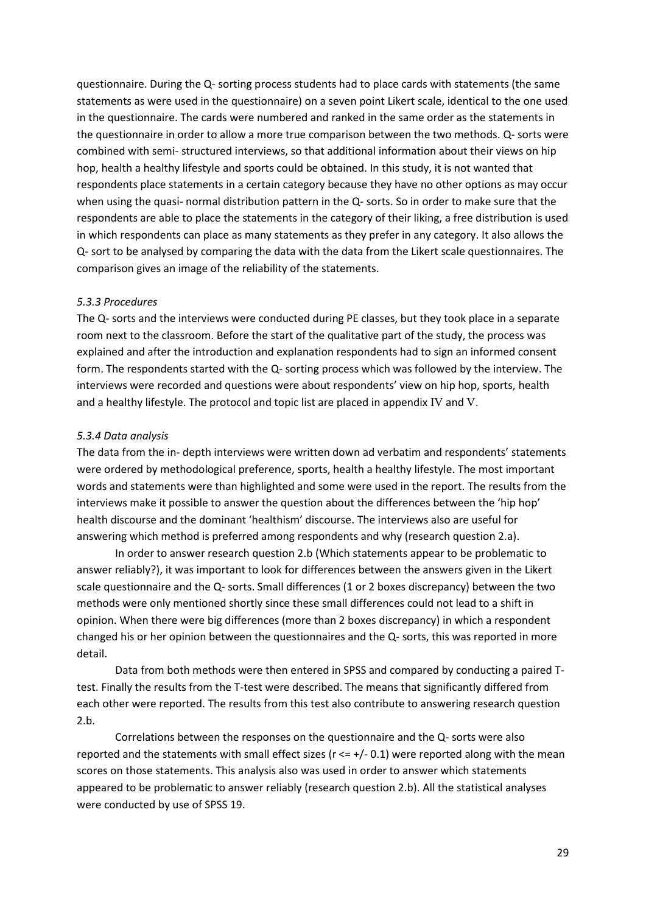questionnaire. During the Q- sorting process students had to place cards with statements (the same statements as were used in the questionnaire) on a seven point Likert scale, identical to the one used in the questionnaire. The cards were numbered and ranked in the same order as the statements in the questionnaire in order to allow a more true comparison between the two methods. Q- sorts were combined with semi- structured interviews, so that additional information about their views on hip hop, health a healthy lifestyle and sports could be obtained. In this study, it is not wanted that respondents place statements in a certain category because they have no other options as may occur when using the quasi- normal distribution pattern in the Q- sorts. So in order to make sure that the respondents are able to place the statements in the category of their liking, a free distribution is used in which respondents can place as many statements as they prefer in any category. It also allows the Q- sort to be analysed by comparing the data with the data from the Likert scale questionnaires. The comparison gives an image of the reliability of the statements.

*5.3.3 Procedures*

The Q- sorts and the interviews were conducted during PE classes, but they took place in a separate room next to the classroom. Before the start of the qualitative part of the study, the process was explained and after the introduction and explanation respondents had to sign an informed consent form. The respondents started with the Q- sorting process which was followed by the interview. The interviews were recorded and questions were about respondents' view on hip hop, sports, health and a healthy lifestyle. The protocol and topic list are placed in appendix IV and V.

*5.3.4 Data analysis*

The data from the in- depth interviews were written down ad verbatim and respondents' statements were ordered by methodological preference, sports, health a healthy lifestyle. The most important words and statements were than highlighted and some were used in the report. The results from the interviews make it possible to answer the question about the differences between the 'hip hop' health discourse and the dominant 'healthism' discourse. The interviews also are useful for answering which method is preferred among respondents and why (research question 2.a).

In order to answer research question 2.b (Which statements appear to be problematic to answer reliably?), it was important to look for differences between the answers given in the Likert scale questionnaire and the Q- sorts. Small differences (1 or 2 boxes discrepancy) between the two methods were only mentioned shortly since these small differences could not lead to a shift in opinion. When there were big differences (more than 2 boxes discrepancy) in which a respondent changed his or her opinion between the questionnaires and the Q- sorts, this was reported in more detail.

Data from both methods were then entered in SPSS and compared by conducting a paired T-test. Finally the results from the T-test were described. The means that significantly differed from each other were reported. The results from this test also contribute to answering research question 2.b.

Correlations between the responses on the questionnaire and the Q- sorts were also reported and the statements with small effect sizes ($r <= +/- 0.1$) were reported along with the mean scores on those statements. This analysis also was used in order to answer which statements appeared to be problematic to answer reliably (research question 2.b). All the statistical analyses were conducted by use of SPSS 19.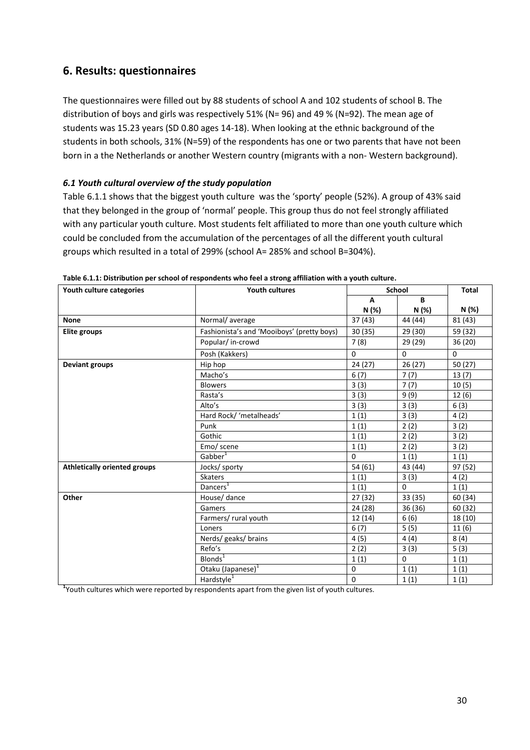## 6. Results: questionnaires

The questionnaires were filled out by 88 students of school A and 102 students of school B. The distribution of boys and girls was respectively 51% (N= 96) and 49 % (N=92). The mean age of students was 15.23 years (SD 0.80 ages 14-18). When looking at the ethnic background of the students in both schools, 31% (N=59) of the respondents has one or two parents that have not been born in a the Netherlands or another Western country (migrants with a non- Western background).

### *6.1 Youth cultural overview of the study population*

Table 6.1.1 shows that the biggest youth culture was the 'sporty' people (52%). A group of 43% said that they belonged in the group of 'normal' people. This group thus do not feel strongly affiliated with any particular youth culture. Most students felt affiliated to more than one youth culture which could be concluded from the accumulation of the percentages of all the different youth cultural groups which resulted in a total of 299% (school A= 285% and school B=304%).

**Table 6.1.1: Distribution per school of respondents who feel a strong affiliation with a youth culture.**

| Youth culture categories | Youth cultures | School | | Total |
|---|---|---|---|---|
| | | A<br>N (%) | B<br>N (%) | N (%) |
| **None** | Normal/ average | 37 (43) | 44 (44) | 81 (43) |
| **Elite groups** | Fashionista's and 'Mooiboys' (pretty boys) | 30 (35) | 29 (30) | 59 (32) |
| | Popular/ in-crowd | 7 (8) | 29 (29) | 36 (20) |
| | Posh (Kakkers) | 0 | 0 | 0 |
| **Deviant groups** | Hip hop | 24 (27) | 26 (27) | 50 (27) |
| | Macho's | 6 (7) | 7 (7) | 13 (7) |
| | Blowers | 3 (3) | 7 (7) | 10 (5) |
| | Rasta's | 3 (3) | 9 (9) | 12 (6) |
| | Alto's | 3 (3) | 3 (3) | 6 (3) |
| | Hard Rock/ 'metalheads' | 1 (1) | 3 (3) | 4 (2) |
| | Punk | 1 (1) | 2 (2) | 3 (2) |
| | Gothic | 1 (1) | 2 (2) | 3 (2) |
| | Emo/ scene | 1 (1) | 2 (2) | 3 (2) |
| | Gabber[1] | 0 | 1 (1) | 1 (1) |
| **Athletically oriented groups** | Jocks/ sporty | 54 (61) | 43 (44) | 97 (52) |
| | Skaters | 1 (1) | 3 (3) | 4 (2) |
| | Dancers[1] | 1 (1) | 0 | 1 (1) |
| **Other** | House/ dance | 27 (32) | 33 (35) | 60 (34) |
| | Gamers | 24 (28) | 36 (36) | 60 (32) |
| | Farmers/ rural youth | 12 (14) | 6 (6) | 18 (10) |
| | Loners | 6 (7) | 5 (5) | 11 (6) |
| | Nerds/ geaks/ brains | 4 (5) | 4 (4) | 8 (4) |
| | Refo's | 2 (2) | 3 (3) | 5 (3) |
| | Blonds[1] | 1 (1) | 0 | 1 (1) |
| | Otaku (Japanese)[1] | 0 | 1 (1) | 1 (1) |
| | Hardstyle[1] | 0 | 1 (1) | 1 (1) |

[1]Youth cultures which were reported by respondents apart from the given list of youth cultures.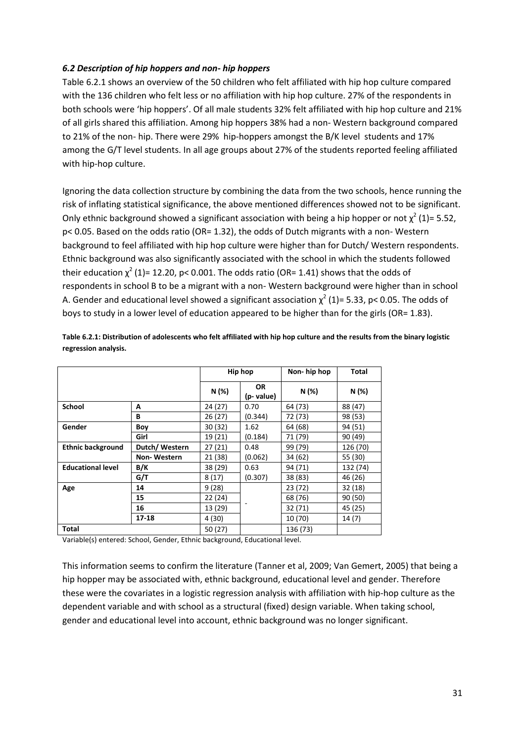### *6.2 Description of hip hoppers and non- hip hoppers*

Table 6.2.1 shows an overview of the 50 children who felt affiliated with hip hop culture compared with the 136 children who felt less or no affiliation with hip hop culture. 27% of the respondents in both schools were 'hip hoppers'. Of all male students 32% felt affiliated with hip hop culture and 21% of all girls shared this affiliation. Among hip hoppers 38% had a non- Western background compared to 21% of the non- hip. There were 29% hip-hoppers amongst the B/K level students and 17% among the G/T level students. In all age groups about 27% of the students reported feeling affiliated with hip-hop culture.

Ignoring the data collection structure by combining the data from the two schools, hence running the risk of inflating statistical significance, the above mentioned differences showed not to be significant. Only ethnic background showed a significant association with being a hip hopper or not $\chi^2$ (1)= 5.52, $p< 0.05$. Based on the odds ratio (OR= 1.32), the odds of Dutch migrants with a non- Western background to feel affiliated with hip hop culture were higher than for Dutch/ Western respondents. Ethnic background was also significantly associated with the school in which the students followed their education $\chi^2$ (1)= 12.20, $p< 0.001$. The odds ratio (OR= 1.41) shows that the odds of respondents in school B to be a migrant with a non- Western background were higher than in school A. Gender and educational level showed a significant association $\chi^2$ (1)= 5.33, $p< 0.05$. The odds of boys to study in a lower level of education appeared to be higher than for the girls (OR= 1.83).

**Table 6.2.1: Distribution of adolescents who felt affiliated with hip hop culture and the results from the binary logistic regression analysis.**

| | | Hip hop | | Non- hip hop | Total |
|---|---|---|---|---|---|
| | | N (%) | OR (p- value) | N (%) | N (%) |
| **School** | **A** | 24 (27) | 0.70 | 64 (73) | 88 (47) |
| | **B** | 26 (27) | (0.344) | 72 (73) | 98 (53) |
| **Gender** | **Boy** | 30 (32) | 1.62 | 64 (68) | 94 (51) |
| | **Girl** | 19 (21) | (0.184) | 71 (79) | 90 (49) |
| **Ethnic background** | **Dutch/ Western** | 27 (21) | 0.48 | 99 (79) | 126 (70) |
| | **Non- Western** | 21 (38) | (0.062) | 34 (62) | 55 (30) |
| **Educational level** | **B/K** | 38 (29) | 0.63 | 94 (71) | 132 (74) |
| | **G/T** | 8 (17) | (0.307) | 38 (83) | 46 (26) |
| **Age** | **14** | 9 (28) | | 23 (72) | 32 (18) |
| | **15** | 22 (24) | - | 68 (76) | 90 (50) |
| | **16** | 13 (29) | | 32 (71) | 45 (25) |
| | **17-18** | 4 (30) | | 10 (70) | 14 (7) |
| **Total** | | 50 (27) | | 136 (73) | |

Variable(s) entered: School, Gender, Ethnic background, Educational level.

This information seems to confirm the literature (Tanner et al, 2009; Van Gemert, 2005) that being a hip hopper may be associated with, ethnic background, educational level and gender. Therefore these were the covariates in a logistic regression analysis with affiliation with hip-hop culture as the dependent variable and with school as a structural (fixed) design variable. When taking school, gender and educational level into account, ethnic background was no longer significant.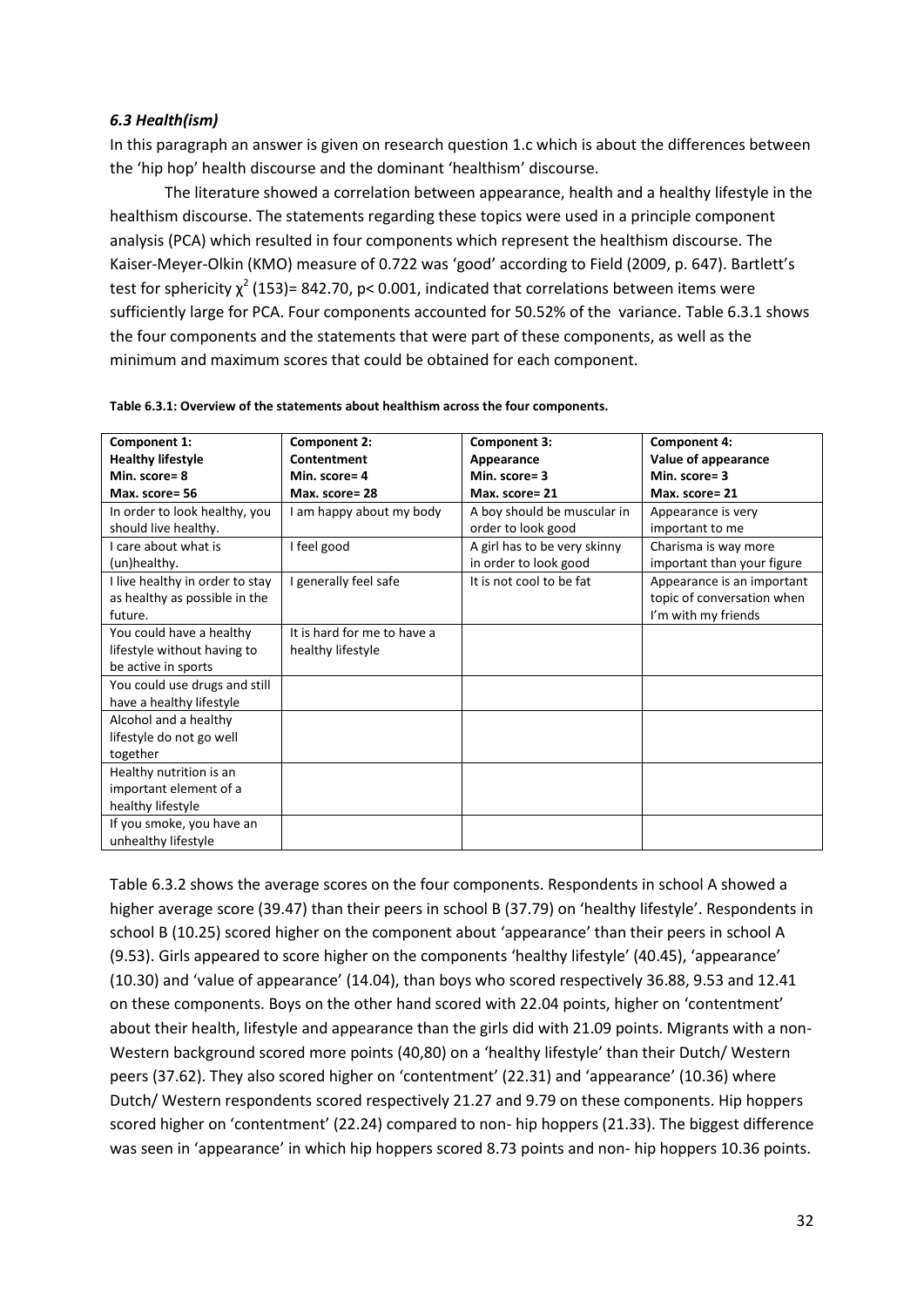### *6.3 Health(ism)*

In this paragraph an answer is given on research question 1.c which is about the differences between the 'hip hop' health discourse and the dominant 'healthism' discourse.

The literature showed a correlation between appearance, health and a healthy lifestyle in the healthism discourse. The statements regarding these topics were used in a principle component analysis (PCA) which resulted in four components which represent the healthism discourse. The Kaiser-Meyer-Olkin (KMO) measure of 0.722 was 'good' according to Field (2009, p. 647). Bartlett's test for sphericity $\chi^2$ (153)= 842.70, p< 0.001, indicated that correlations between items were sufficiently large for PCA. Four components accounted for 50.52% of the variance. Table 6.3.1 shows the four components and the statements that were part of these components, as well as the minimum and maximum scores that could be obtained for each component.

**Table 6.3.1: Overview of the statements about healthism across the four components.**

| **Component 1: Healthy lifestyle Min. score= 8 Max. score= 56** | **Component 2: Contentment Min. score= 4 Max. score= 28** | **Component 3: Appearance Min. score= 3 Max. score= 21** | **Component 4: Value of appearance Min. score= 3 Max. score= 21** |
|---|---|---|---|
| In order to look healthy, you should live healthy. | I am happy about my body | A boy should be muscular in order to look good | Appearance is very important to me |
| I care about what is (un)healthy. | I feel good | A girl has to be very skinny in order to look good | Charisma is way more important than your figure |
| I live healthy in order to stay as healthy as possible in the future. | I generally feel safe | It is not cool to be fat | Appearance is an important topic of conversation when I'm with my friends |
| You could have a healthy lifestyle without having to be active in sports | It is hard for me to have a healthy lifestyle | | |
| You could use drugs and still have a healthy lifestyle | | | |
| Alcohol and a healthy lifestyle do not go well together | | | |
| Healthy nutrition is an important element of a healthy lifestyle | | | |
| If you smoke, you have an unhealthy lifestyle | | | |

Table 6.3.2 shows the average scores on the four components. Respondents in school A showed a higher average score (39.47) than their peers in school B (37.79) on 'healthy lifestyle'. Respondents in school B (10.25) scored higher on the component about 'appearance' than their peers in school A (9.53). Girls appeared to score higher on the components 'healthy lifestyle' (40.45), 'appearance' (10.30) and 'value of appearance' (14.04), than boys who scored respectively 36.88, 9.53 and 12.41 on these components. Boys on the other hand scored with 22.04 points, higher on 'contentment' about their health, lifestyle and appearance than the girls did with 21.09 points. Migrants with a non-Western background scored more points (40,80) on a 'healthy lifestyle' than their Dutch/ Western peers (37.62). They also scored higher on 'contentment' (22.31) and 'appearance' (10.36) where Dutch/ Western respondents scored respectively 21.27 and 9.79 on these components. Hip hoppers scored higher on 'contentment' (22.24) compared to non- hip hoppers (21.33). The biggest difference was seen in 'appearance' in which hip hoppers scored 8.73 points and non- hip hoppers 10.36 points.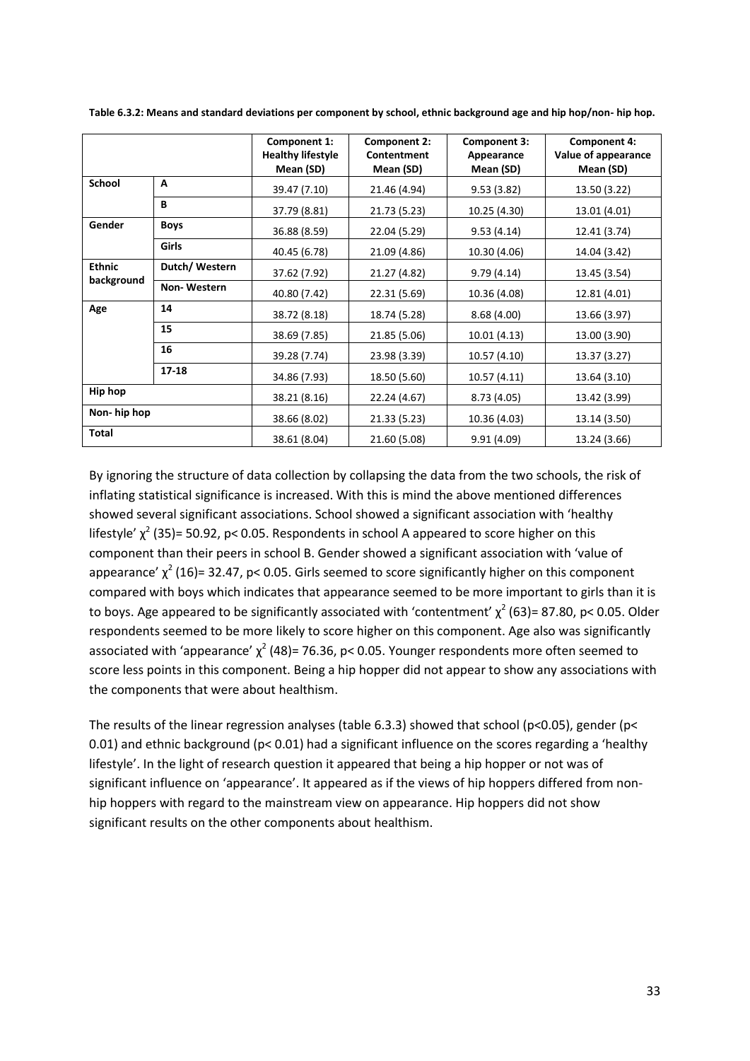**Table 6.3.2: Means and standard deviations per component by school, ethnic background age and hip hop/non- hip hop.**

| | | Component 1: Healthy lifestyle Mean (SD) | Component 2: Contentment Mean (SD) | Component 3: Appearance Mean (SD) | Component 4: Value of appearance Mean (SD) |
|---|---|---|---|---|---|
| **School** | **A** | 39.47 (7.10) | 21.46 (4.94) | 9.53 (3.82) | 13.50 (3.22) |
| | **B** | 37.79 (8.81) | 21.73 (5.23) | 10.25 (4.30) | 13.01 (4.01) |
| **Gender** | **Boys** | 36.88 (8.59) | 22.04 (5.29) | 9.53 (4.14) | 12.41 (3.74) |
| | **Girls** | 40.45 (6.78) | 21.09 (4.86) | 10.30 (4.06) | 14.04 (3.42) |
| **Ethnic background** | **Dutch/ Western** | 37.62 (7.92) | 21.27 (4.82) | 9.79 (4.14) | 13.45 (3.54) |
| | **Non- Western** | 40.80 (7.42) | 22.31 (5.69) | 10.36 (4.08) | 12.81 (4.01) |
| **Age** | **14** | 38.72 (8.18) | 18.74 (5.28) | 8.68 (4.00) | 13.66 (3.97) |
| | **15** | 38.69 (7.85) | 21.85 (5.06) | 10.01 (4.13) | 13.00 (3.90) |
| | **16** | 39.28 (7.74) | 23.98 (3.39) | 10.57 (4.10) | 13.37 (3.27) |
| | **17-18** | 34.86 (7.93) | 18.50 (5.60) | 10.57 (4.11) | 13.64 (3.10) |
| **Hip hop** | | 38.21 (8.16) | 22.24 (4.67) | 8.73 (4.05) | 13.42 (3.99) |
| **Non- hip hop** | | 38.66 (8.02) | 21.33 (5.23) | 10.36 (4.03) | 13.14 (3.50) |
| **Total** | | 38.61 (8.04) | 21.60 (5.08) | 9.91 (4.09) | 13.24 (3.66) |

By ignoring the structure of data collection by collapsing the data from the two schools, the risk of inflating statistical significance is increased. With this is mind the above mentioned differences showed several significant associations. School showed a significant association with 'healthy lifestyle' $\chi^2$ (35)= 50.92, $p< 0.05$. Respondents in school A appeared to score higher on this component than their peers in school B. Gender showed a significant association with 'value of appearance' $\chi^2$ (16)= 32.47, $p< 0.05$. Girls seemed to score significantly higher on this component compared with boys which indicates that appearance seemed to be more important to girls than it is to boys. Age appeared to be significantly associated with 'contentment' $\chi^2$ (63)= 87.80, $p< 0.05$. Older respondents seemed to be more likely to score higher on this component. Age also was significantly associated with 'appearance' $\chi^2$ (48)= 76.36, $p< 0.05$. Younger respondents more often seemed to score less points in this component. Being a hip hopper did not appear to show any associations with the components that were about healthism.

The results of the linear regression analyses (table 6.3.3) showed that school ($p<0.05$), gender ($p< 0.01$) and ethnic background ($p< 0.01$) had a significant influence on the scores regarding a 'healthy lifestyle'. In the light of research question it appeared that being a hip hopper or not was of significant influence on 'appearance'. It appeared as if the views of hip hoppers differed from non-hip hoppers with regard to the mainstream view on appearance. Hip hoppers did not show significant results on the other components about healthism.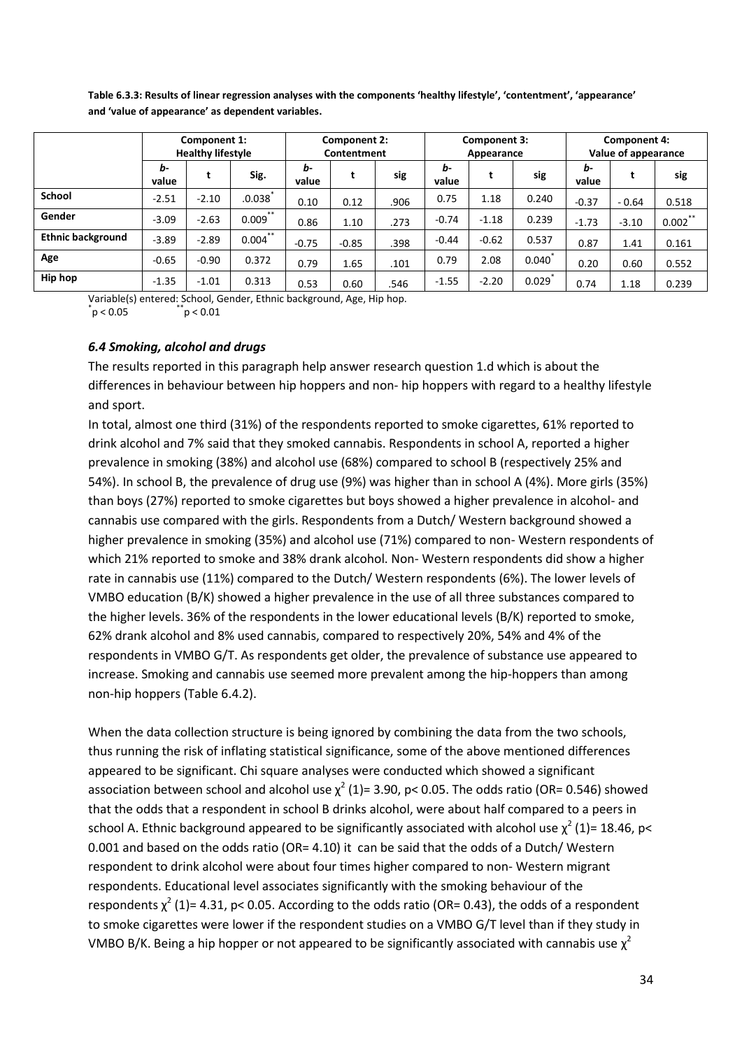**Table 6.3.3: Results of linear regression analyses with the components 'healthy lifestyle', 'contentment', 'appearance' and 'value of appearance' as dependent variables.**

| | Component 1: Healthy lifestyle | | | Component 2: Contentment | | | Component 3: Appearance | | | Component 4: Value of appearance | | |
|---|---|---|---|---|---|---|---|---|---|---|---|---|
| | *b*-value | t | Sig. | *b*-value | t | sig | *b*-value | t | sig | *b*-value | t | sig |
| **School** | -2.51 | -2.10 | .0.038* | 0.10 | 0.12 | .906 | 0.75 | 1.18 | 0.240 | -0.37 | - 0.64 | 0.518 |
| **Gender** | -3.09 | -2.63 | 0.009** | 0.86 | 1.10 | .273 | -0.74 | -1.18 | 0.239 | -1.73 | -3.10 | 0.002** |
| **Ethnic background** | -3.89 | -2.89 | 0.004** | -0.75 | -0.85 | .398 | -0.44 | -0.62 | 0.537 | 0.87 | 1.41 | 0.161 |
| **Age** | -0.65 | -0.90 | 0.372 | 0.79 | 1.65 | .101 | 0.79 | 2.08 | 0.040* | 0.20 | 0.60 | 0.552 |
| **Hip hop** | -1.35 | -1.01 | 0.313 | 0.53 | 0.60 | .546 | -1.55 | -2.20 | 0.029* | 0.74 | 1.18 | 0.239 |

Variable(s) entered: School, Gender, Ethnic background, Age, Hip hop.
*$p < 0.05$ **$p < 0.01$

### *6.4 Smoking, alcohol and drugs*

The results reported in this paragraph help answer research question 1.d which is about the differences in behaviour between hip hoppers and non- hip hoppers with regard to a healthy lifestyle and sport.

In total, almost one third (31%) of the respondents reported to smoke cigarettes, 61% reported to drink alcohol and 7% said that they smoked cannabis. Respondents in school A, reported a higher prevalence in smoking (38%) and alcohol use (68%) compared to school B (respectively 25% and 54%). In school B, the prevalence of drug use (9%) was higher than in school A (4%). More girls (35%) than boys (27%) reported to smoke cigarettes but boys showed a higher prevalence in alcohol- and cannabis use compared with the girls. Respondents from a Dutch/ Western background showed a higher prevalence in smoking (35%) and alcohol use (71%) compared to non- Western respondents of which 21% reported to smoke and 38% drank alcohol. Non- Western respondents did show a higher rate in cannabis use (11%) compared to the Dutch/ Western respondents (6%). The lower levels of VMBO education (B/K) showed a higher prevalence in the use of all three substances compared to the higher levels. 36% of the respondents in the lower educational levels (B/K) reported to smoke, 62% drank alcohol and 8% used cannabis, compared to respectively 20%, 54% and 4% of the respondents in VMBO G/T. As respondents get older, the prevalence of substance use appeared to increase. Smoking and cannabis use seemed more prevalent among the hip-hoppers than among non-hip hoppers (Table 6.4.2).

When the data collection structure is being ignored by combining the data from the two schools, thus running the risk of inflating statistical significance, some of the above mentioned differences appeared to be significant. Chi square analyses were conducted which showed a significant association between school and alcohol use $\chi^2$ (1)= 3.90, $p< 0.05$. The odds ratio (OR= 0.546) showed that the odds that a respondent in school B drinks alcohol, were about half compared to a peers in school A. Ethnic background appeared to be significantly associated with alcohol use $\chi^2$ (1)= 18.46, $p< 0.001$ and based on the odds ratio (OR= 4.10) it can be said that the odds of a Dutch/ Western respondent to drink alcohol were about four times higher compared to non- Western migrant respondents. Educational level associates significantly with the smoking behaviour of the respondents $\chi^2$ (1)= 4.31, $p< 0.05$. According to the odds ratio (OR= 0.43), the odds of a respondent to smoke cigarettes were lower if the respondent studies on a VMBO G/T level than if they study in VMBO B/K. Being a hip hopper or not appeared to be significantly associated with cannabis use $\chi^2$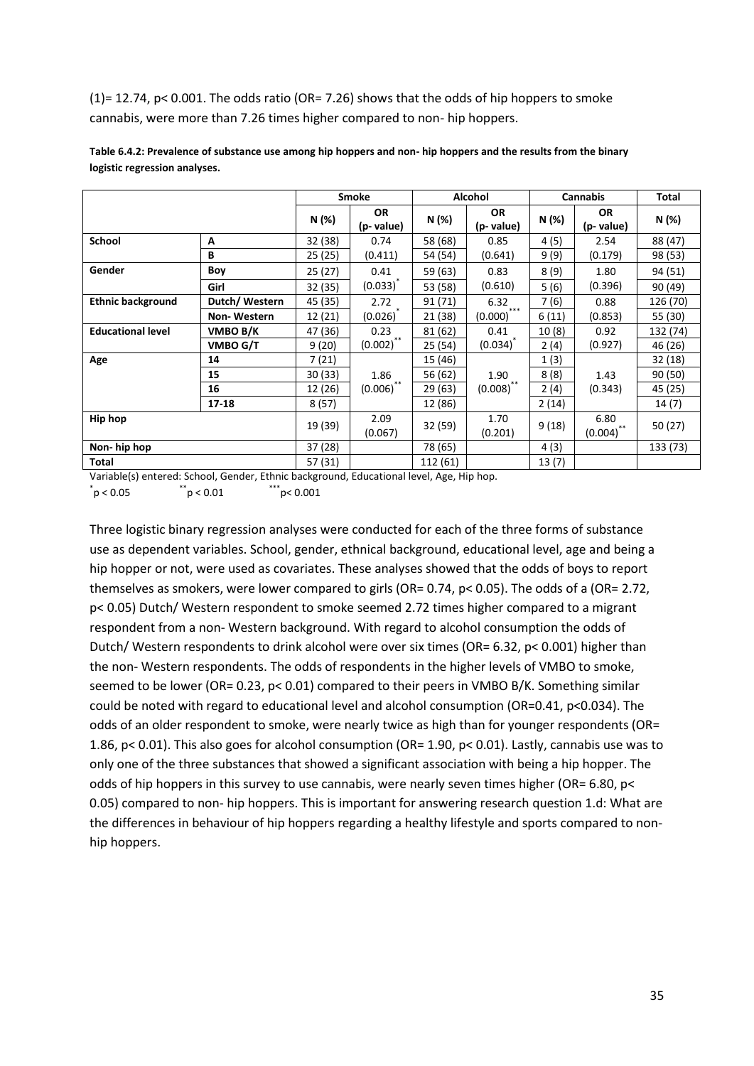(1)= 12.74, $p < 0.001$. The odds ratio (OR= 7.26) shows that the odds of hip hoppers to smoke cannabis, were more than 7.26 times higher compared to non- hip hoppers.

**Table 6.4.2: Prevalence of substance use among hip hoppers and non- hip hoppers and the results from the binary logistic regression analyses.**

| | | Smoke | | Alcohol | | Cannabis | | Total |
|---|---|---|---|---|---|---|---|---|
| | | N (%) | OR (p- value) | N (%) | OR (p- value) | N (%) | OR (p- value) | N (%) |
| **School** | **A** | 32 (38) | 0.74 | 58 (68) | 0.85 | 4 (5) | 2.54 | 88 (47) |
| | **B** | 25 (25) | (0.411) | 54 (54) | (0.641) | 9 (9) | (0.179) | 98 (53) |
| **Gender** | **Boy** | 25 (27) | 0.41 | 59 (63) | 0.83 | 8 (9) | 1.80 | 94 (51) |
| | **Girl** | 32 (35) | (0.033)* | 53 (58) | (0.610) | 5 (6) | (0.396) | 90 (49) |
| **Ethnic background** | **Dutch/ Western** | 45 (35) | 2.72 | 91 (71) | 6.32 | 7 (6) | 0.88 | 126 (70) |
| | **Non- Western** | 12 (21) | (0.026)* | 21 (38) | (0.000)*** | 6 (11) | (0.853) | 55 (30) |
| **Educational level** | **VMBO B/K** | 47 (36) | 0.23 | 81 (62) | 0.41 | 10 (8) | 0.92 | 132 (74) |
| | **VMBO G/T** | 9 (20) | (0.002)** | 25 (54) | (0.034)* | 2 (4) | (0.927) | 46 (26) |
| **Age** | **14** | 7 (21) | | 15 (46) | | 1 (3) | | 32 (18) |
| | **15** | 30 (33) | 1.86 | 56 (62) | 1.90 | 8 (8) | 1.43 | 90 (50) |
| | **16** | 12 (26) | (0.006)** | 29 (63) | (0.008)** | 2 (4) | (0.343) | 45 (25) |
| | **17-18** | 8 (57) | | 12 (86) | | 2 (14) | | 14 (7) |
| **Hip hop** | | 19 (39) | 2.09 (0.067) | 32 (59) | 1.70 (0.201) | 9 (18) | 6.80 (0.004)** | 50 (27) |
| **Non- hip hop** | | 37 (28) | | 78 (65) | | 4 (3) | | 133 (73) |
| **Total** | | 57 (31) | | 112 (61) | | 13 (7) | | |

Variable(s) entered: School, Gender, Ethnic background, Educational level, Age, Hip hop.

*p < 0.05 **p < 0.01 ***p< 0.001

Three logistic binary regression analyses were conducted for each of the three forms of substance use as dependent variables. School, gender, ethnical background, educational level, age and being a hip hopper or not, were used as covariates. These analyses showed that the odds of boys to report themselves as smokers, were lower compared to girls (OR= 0.74, $p < 0.05$). The odds of a (OR= 2.72, $p < 0.05$) Dutch/ Western respondent to smoke seemed 2.72 times higher compared to a migrant respondent from a non- Western background. With regard to alcohol consumption the odds of Dutch/ Western respondents to drink alcohol were over six times (OR= 6.32, $p < 0.001$) higher than the non- Western respondents. The odds of respondents in the higher levels of VMBO to smoke, seemed to be lower (OR= 0.23, $p < 0.01$) compared to their peers in VMBO B/K. Something similar could be noted with regard to educational level and alcohol consumption (OR=0.41, $p<0.034$). The odds of an older respondent to smoke, were nearly twice as high than for younger respondents (OR= 1.86, $p < 0.01$). This also goes for alcohol consumption (OR= 1.90, $p < 0.01$). Lastly, cannabis use was to only one of the three substances that showed a significant association with being a hip hopper. The odds of hip hoppers in this survey to use cannabis, were nearly seven times higher (OR= 6.80, $p < 0.05$) compared to non- hip hoppers. This is important for answering research question 1.d: What are the differences in behaviour of hip hoppers regarding a healthy lifestyle and sports compared to non-hip hoppers.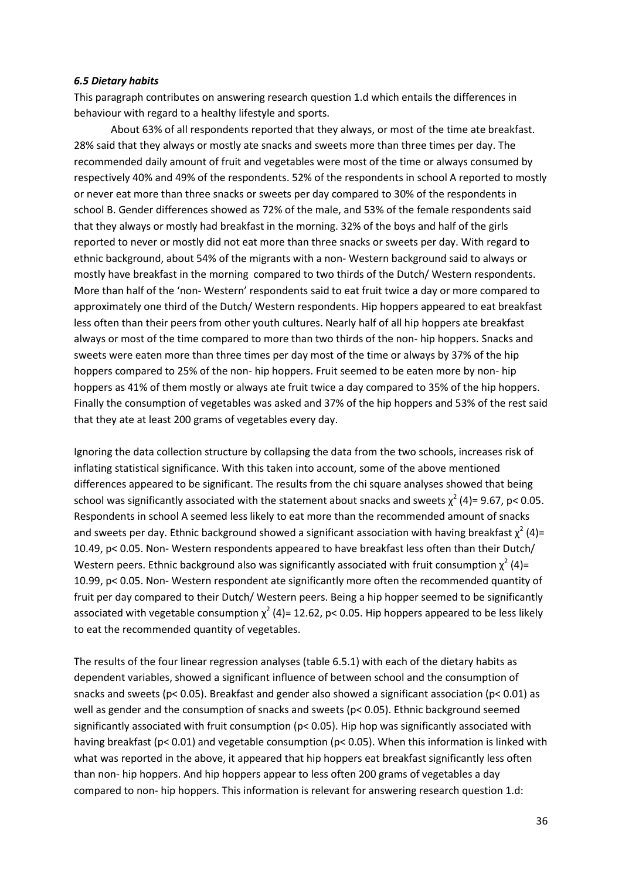### *6.5 Dietary habits*

This paragraph contributes on answering research question 1.d which entails the differences in behaviour with regard to a healthy lifestyle and sports.

About 63% of all respondents reported that they always, or most of the time ate breakfast. 28% said that they always or mostly ate snacks and sweets more than three times per day. The recommended daily amount of fruit and vegetables were most of the time or always consumed by respectively 40% and 49% of the respondents. 52% of the respondents in school A reported to mostly or never eat more than three snacks or sweets per day compared to 30% of the respondents in school B. Gender differences showed as 72% of the male, and 53% of the female respondents said that they always or mostly had breakfast in the morning. 32% of the boys and half of the girls reported to never or mostly did not eat more than three snacks or sweets per day. With regard to ethnic background, about 54% of the migrants with a non- Western background said to always or mostly have breakfast in the morning compared to two thirds of the Dutch/ Western respondents. More than half of the 'non- Western' respondents said to eat fruit twice a day or more compared to approximately one third of the Dutch/ Western respondents. Hip hoppers appeared to eat breakfast less often than their peers from other youth cultures. Nearly half of all hip hoppers ate breakfast always or most of the time compared to more than two thirds of the non- hip hoppers. Snacks and sweets were eaten more than three times per day most of the time or always by 37% of the hip hoppers compared to 25% of the non- hip hoppers. Fruit seemed to be eaten more by non- hip hoppers as 41% of them mostly or always ate fruit twice a day compared to 35% of the hip hoppers. Finally the consumption of vegetables was asked and 37% of the hip hoppers and 53% of the rest said that they ate at least 200 grams of vegetables every day.

Ignoring the data collection structure by collapsing the data from the two schools, increases risk of inflating statistical significance. With this taken into account, some of the above mentioned differences appeared to be significant. The results from the chi square analyses showed that being school was significantly associated with the statement about snacks and sweets $\chi^2$ (4)= 9.67, $p < 0.05$. Respondents in school A seemed less likely to eat more than the recommended amount of snacks and sweets per day. Ethnic background showed a significant association with having breakfast $\chi^2$ (4)= 10.49, $p < 0.05$. Non- Western respondents appeared to have breakfast less often than their Dutch/ Western peers. Ethnic background also was significantly associated with fruit consumption $\chi^2$ (4)= 10.99, $p < 0.05$. Non- Western respondent ate significantly more often the recommended quantity of fruit per day compared to their Dutch/ Western peers. Being a hip hopper seemed to be significantly associated with vegetable consumption $\chi^2$ (4)= 12.62, $p < 0.05$. Hip hoppers appeared to be less likely to eat the recommended quantity of vegetables.

The results of the four linear regression analyses (table 6.5.1) with each of the dietary habits as dependent variables, showed a significant influence of between school and the consumption of snacks and sweets ($p < 0.05$). Breakfast and gender also showed a significant association ($p < 0.01$) as well as gender and the consumption of snacks and sweets ($p < 0.05$). Ethnic background seemed significantly associated with fruit consumption ($p < 0.05$). Hip hop was significantly associated with having breakfast ($p < 0.01$) and vegetable consumption ($p < 0.05$). When this information is linked with what was reported in the above, it appeared that hip hoppers eat breakfast significantly less often than non- hip hoppers. And hip hoppers appear to less often 200 grams of vegetables a day compared to non- hip hoppers. This information is relevant for answering research question 1.d: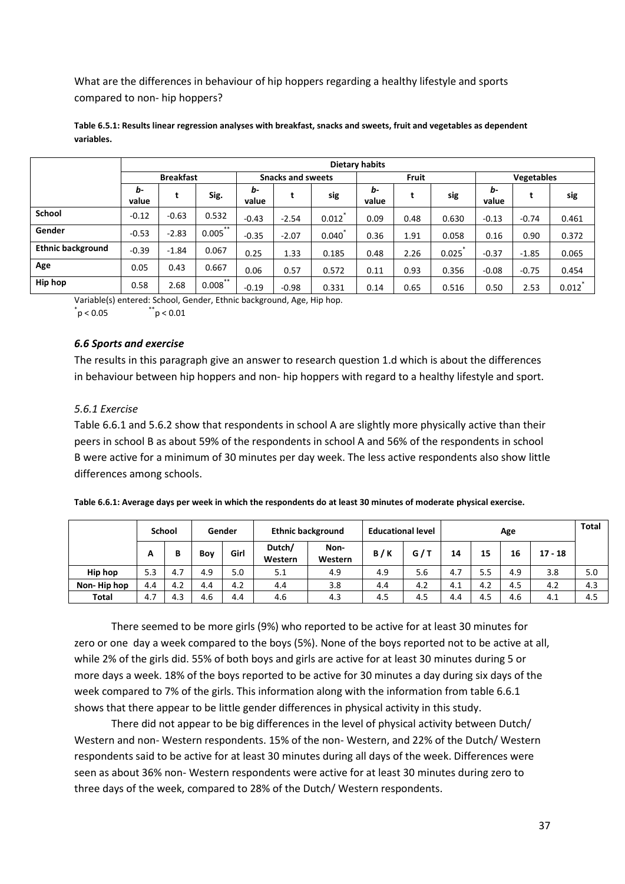What are the differences in behaviour of hip hoppers regarding a healthy lifestyle and sports compared to non- hip hoppers?

**Table 6.5.1: Results linear regression analyses with breakfast, snacks and sweets, fruit and vegetables as dependent variables.**

| | Dietary habits | | | | | | | | | | | |
|---|---|---|---|---|---|---|---|---|---|---|---|---|
| | Breakfast | | | Snacks and sweets | | | Fruit | | | Vegetables | | |
| | *b*-value | t | Sig. | *b*-value | t | sig | *b*-value | t | sig | *b*-value | t | sig |
| **School** | -0.12 | -0.63 | 0.532 | -0.43 | -2.54 | 0.012* | 0.09 | 0.48 | 0.630 | -0.13 | -0.74 | 0.461 |
| **Gender** | -0.53 | -2.83 | 0.005** | -0.35 | -2.07 | 0.040* | 0.36 | 1.91 | 0.058 | 0.16 | 0.90 | 0.372 |
| **Ethnic background** | -0.39 | -1.84 | 0.067 | 0.25 | 1.33 | 0.185 | 0.48 | 2.26 | 0.025* | -0.37 | -1.85 | 0.065 |
| **Age** | 0.05 | 0.43 | 0.667 | 0.06 | 0.57 | 0.572 | 0.11 | 0.93 | 0.356 | -0.08 | -0.75 | 0.454 |
| **Hip hop** | 0.58 | 2.68 | 0.008** | -0.19 | -0.98 | 0.331 | 0.14 | 0.65 | 0.516 | 0.50 | 2.53 | 0.012* |

Variable(s) entered: School, Gender, Ethnic background, Age, Hip hop.
*$p < 0.05$ **$p < 0.01$

### *6.6 Sports and exercise*

The results in this paragraph give an answer to research question 1.d which is about the differences in behaviour between hip hoppers and non- hip hoppers with regard to a healthy lifestyle and sport.

#### *5.6.1 Exercise*

Table 6.6.1 and 5.6.2 show that respondents in school A are slightly more physically active than their peers in school B as about 59% of the respondents in school A and 56% of the respondents in school B were active for a minimum of 30 minutes per day week. The less active respondents also show little differences among schools.

**Table 6.6.1: Average days per week in which the respondents do at least 30 minutes of moderate physical exercise.**

| | School | | Gender | | Ethnic background | | Educational level | | Age | | | | Total |
|---|---|---|---|---|---|---|---|---|---|---|---|---|---|
| | A | B | Boy | Girl | Dutch/ Western | Non-Western | B / K | G / T | 14 | 15 | 16 | 17 - 18 | |
| **Hip hop** | 5.3 | 4.7 | 4.9 | 5.0 | 5.1 | 4.9 | 4.9 | 5.6 | 4.7 | 5.5 | 4.9 | 3.8 | 5.0 |
| **Non- Hip hop** | 4.4 | 4.2 | 4.4 | 4.2 | 4.4 | 3.8 | 4.4 | 4.2 | 4.1 | 4.2 | 4.5 | 4.2 | 4.3 |
| **Total** | 4.7 | 4.3 | 4.6 | 4.4 | 4.6 | 4.3 | 4.5 | 4.5 | 4.4 | 4.5 | 4.6 | 4.1 | 4.5 |

There seemed to be more girls (9%) who reported to be active for at least 30 minutes for zero or one day a week compared to the boys (5%). None of the boys reported not to be active at all, while 2% of the girls did. 55% of both boys and girls are active for at least 30 minutes during 5 or more days a week. 18% of the boys reported to be active for 30 minutes a day during six days of the week compared to 7% of the girls. This information along with the information from table 6.6.1 shows that there appear to be little gender differences in physical activity in this study.

There did not appear to be big differences in the level of physical activity between Dutch/ Western and non- Western respondents. 15% of the non- Western, and 22% of the Dutch/ Western respondents said to be active for at least 30 minutes during all days of the week. Differences were seen as about 36% non- Western respondents were active for at least 30 minutes during zero to three days of the week, compared to 28% of the Dutch/ Western respondents.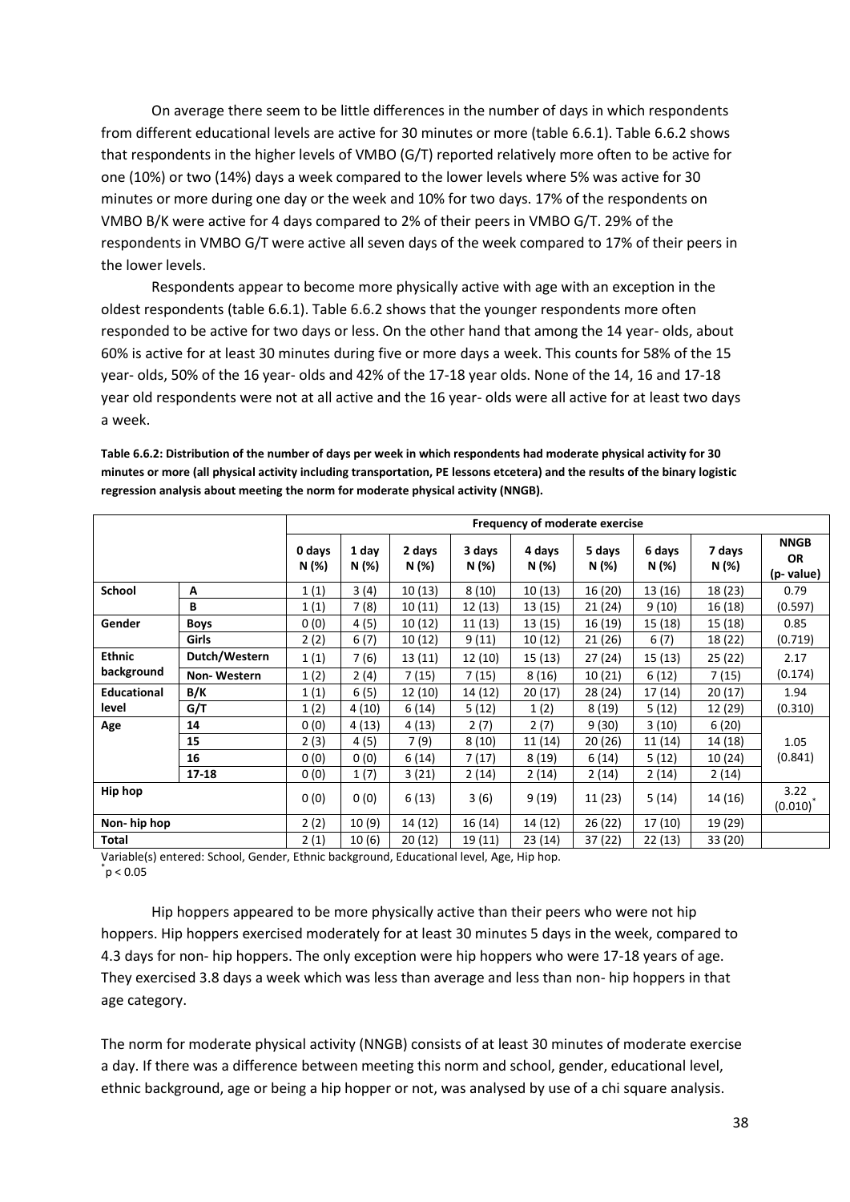On average there seem to be little differences in the number of days in which respondents from different educational levels are active for 30 minutes or more (table 6.6.1). Table 6.6.2 shows that respondents in the higher levels of VMBO (G/T) reported relatively more often to be active for one (10%) or two (14%) days a week compared to the lower levels where 5% was active for 30 minutes or more during one day or the week and 10% for two days. 17% of the respondents on VMBO B/K were active for 4 days compared to 2% of their peers in VMBO G/T. 29% of the respondents in VMBO G/T were active all seven days of the week compared to 17% of their peers in the lower levels.

Respondents appear to become more physically active with age with an exception in the oldest respondents (table 6.6.1). Table 6.6.2 shows that the younger respondents more often responded to be active for two days or less. On the other hand that among the 14 year- olds, about 60% is active for at least 30 minutes during five or more days a week. This counts for 58% of the 15 year- olds, 50% of the 16 year- olds and 42% of the 17-18 year olds. None of the 14, 16 and 17-18 year old respondents were not at all active and the 16 year- olds were all active for at least two days a week.

**Table 6.6.2: Distribution of the number of days per week in which respondents had moderate physical activity for 30 minutes or more (all physical activity including transportation, PE lessons etcetera) and the results of the binary logistic regression analysis about meeting the norm for moderate physical activity (NNGB).**

| | | Frequency of moderate exercise | | | | | | | | |
|---|---|---|---|---|---|---|---|---|---|---|
| | | 0 days N (%) | 1 day N (%) | 2 days N (%) | 3 days N (%) | 4 days N (%) | 5 days N (%) | 6 days N (%) | 7 days N (%) | NNGB OR (p- value) |
| School | A | 1 (1) | 3 (4) | 10 (13) | 8 (10) | 10 (13) | 16 (20) | 13 (16) | 18 (23) | 0.79 |
| | B | 1 (1) | 7 (8) | 10 (11) | 12 (13) | 13 (15) | 21 (24) | 9 (10) | 16 (18) | (0.597) |
| Gender | Boys | 0 (0) | 4 (5) | 10 (12) | 11 (13) | 13 (15) | 16 (19) | 15 (18) | 15 (18) | 0.85 |
| | Girls | 2 (2) | 6 (7) | 10 (12) | 9 (11) | 10 (12) | 21 (26) | 6 (7) | 18 (22) | (0.719) |
| Ethnic background | Dutch/Western | 1 (1) | 7 (6) | 13 (11) | 12 (10) | 15 (13) | 27 (24) | 15 (13) | 25 (22) | 2.17 |
| | Non- Western | 1 (2) | 2 (4) | 7 (15) | 7 (15) | 8 (16) | 10 (21) | 6 (12) | 7 (15) | (0.174) |
| Educational level | B/K | 1 (1) | 6 (5) | 12 (10) | 14 (12) | 20 (17) | 28 (24) | 17 (14) | 20 (17) | 1.94 |
| | G/T | 1 (2) | 4 (10) | 6 (14) | 5 (12) | 1 (2) | 8 (19) | 5 (12) | 12 (29) | (0.310) |
| Age | 14 | 0 (0) | 4 (13) | 4 (13) | 2 (7) | 2 (7) | 9 (30) | 3 (10) | 6 (20) | |
| | 15 | 2 (3) | 4 (5) | 7 (9) | 8 (10) | 11 (14) | 20 (26) | 11 (14) | 14 (18) | 1.05 |
| | 16 | 0 (0) | 0 (0) | 6 (14) | 7 (17) | 8 (19) | 6 (14) | 5 (12) | 10 (24) | (0.841) |
| | 17-18 | 0 (0) | 1 (7) | 3 (21) | 2 (14) | 2 (14) | 2 (14) | 2 (14) | 2 (14) | |
| Hip hop | | 0 (0) | 0 (0) | 6 (13) | 3 (6) | 9 (19) | 11 (23) | 5 (14) | 14 (16) | 3.22 (0.010)* |
| Non- hip hop | | 2 (2) | 10 (9) | 14 (12) | 16 (14) | 14 (12) | 26 (22) | 17 (10) | 19 (29) | |
| Total | | 2 (1) | 10 (6) | 20 (12) | 19 (11) | 23 (14) | 37 (22) | 22 (13) | 33 (20) | |

Variable(s) entered: School, Gender, Ethnic background, Educational level, Age, Hip hop.
*$p < 0.05$

Hip hoppers appeared to be more physically active than their peers who were not hip hoppers. Hip hoppers exercised moderately for at least 30 minutes 5 days in the week, compared to 4.3 days for non- hip hoppers. The only exception were hip hoppers who were 17-18 years of age. They exercised 3.8 days a week which was less than average and less than non- hip hoppers in that age category.

The norm for moderate physical activity (NNGB) consists of at least 30 minutes of moderate exercise a day. If there was a difference between meeting this norm and school, gender, educational level, ethnic background, age or being a hip hopper or not, was analysed by use of a chi square analysis.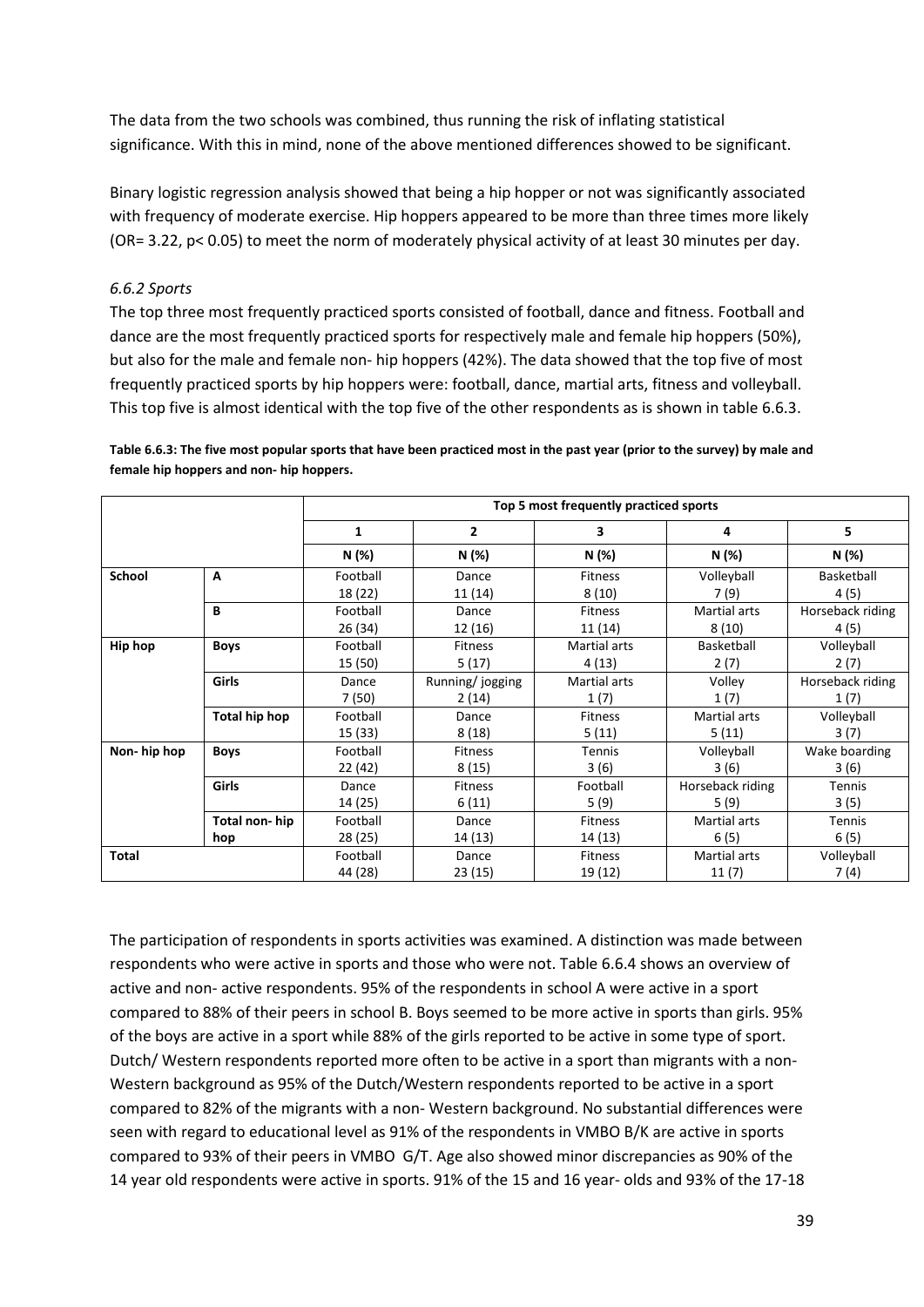The data from the two schools was combined, thus running the risk of inflating statistical significance. With this in mind, none of the above mentioned differences showed to be significant.

Binary logistic regression analysis showed that being a hip hopper or not was significantly associated with frequency of moderate exercise. Hip hoppers appeared to be more than three times more likely (OR= 3.22, $p < 0.05$) to meet the norm of moderately physical activity of at least 30 minutes per day.

### *6.6.2 Sports*

The top three most frequently practiced sports consisted of football, dance and fitness. Football and dance are the most frequently practiced sports for respectively male and female hip hoppers (50%), but also for the male and female non- hip hoppers (42%). The data showed that the top five of most frequently practiced sports by hip hoppers were: football, dance, martial arts, fitness and volleyball. This top five is almost identical with the top five of the other respondents as is shown in table 6.6.3.

**Table 6.6.3: The five most popular sports that have been practiced most in the past year (prior to the survey) by male and female hip hoppers and non- hip hoppers.**

| | | Top 5 most frequently practiced sports | | | | |
|---|---|---|---|---|---|---|
| | | 1 | 2 | 3 | 4 | 5 |
| | | N (%) | N (%) | N (%) | N (%) | N (%) |
| **School** | **A** | Football 18 (22) | Dance 11 (14) | Fitness 8 (10) | Volleyball 7 (9) | Basketball 4 (5) |
| | **B** | Football 26 (34) | Dance 12 (16) | Fitness 11 (14) | Martial arts 8 (10) | Horseback riding 4 (5) |
| **Hip hop** | **Boys** | Football 15 (50) | Fitness 5 (17) | Martial arts 4 (13) | Basketball 2 (7) | Volleyball 2 (7) |
| | **Girls** | Dance 7 (50) | Running/ jogging 2 (14) | Martial arts 1 (7) | Volley 1 (7) | Horseback riding 1 (7) |
| | **Total hip hop** | Football 15 (33) | Dance 8 (18) | Fitness 5 (11) | Martial arts 5 (11) | Volleyball 3 (7) |
| **Non- hip hop** | **Boys** | Football 22 (42) | Fitness 8 (15) | Tennis 3 (6) | Volleyball 3 (6) | Wake boarding 3 (6) |
| | **Girls** | Dance 14 (25) | Fitness 6 (11) | Football 5 (9) | Horseback riding 5 (9) | Tennis 3 (5) |
| | **Total non- hip hop** | Football 28 (25) | Dance 14 (13) | Fitness 14 (13) | Martial arts 6 (5) | Tennis 6 (5) |
| **Total** | | Football 44 (28) | Dance 23 (15) | Fitness 19 (12) | Martial arts 11 (7) | Volleyball 7 (4) |

The participation of respondents in sports activities was examined. A distinction was made between respondents who were active in sports and those who were not. Table 6.6.4 shows an overview of active and non- active respondents. 95% of the respondents in school A were active in a sport compared to 88% of their peers in school B. Boys seemed to be more active in sports than girls. 95% of the boys are active in a sport while 88% of the girls reported to be active in some type of sport. Dutch/ Western respondents reported more often to be active in a sport than migrants with a non-Western background as 95% of the Dutch/Western respondents reported to be active in a sport compared to 82% of the migrants with a non- Western background. No substantial differences were seen with regard to educational level as 91% of the respondents in VMBO B/K are active in sports compared to 93% of their peers in VMBO G/T. Age also showed minor discrepancies as 90% of the 14 year old respondents were active in sports. 91% of the 15 and 16 year- olds and 93% of the 17-18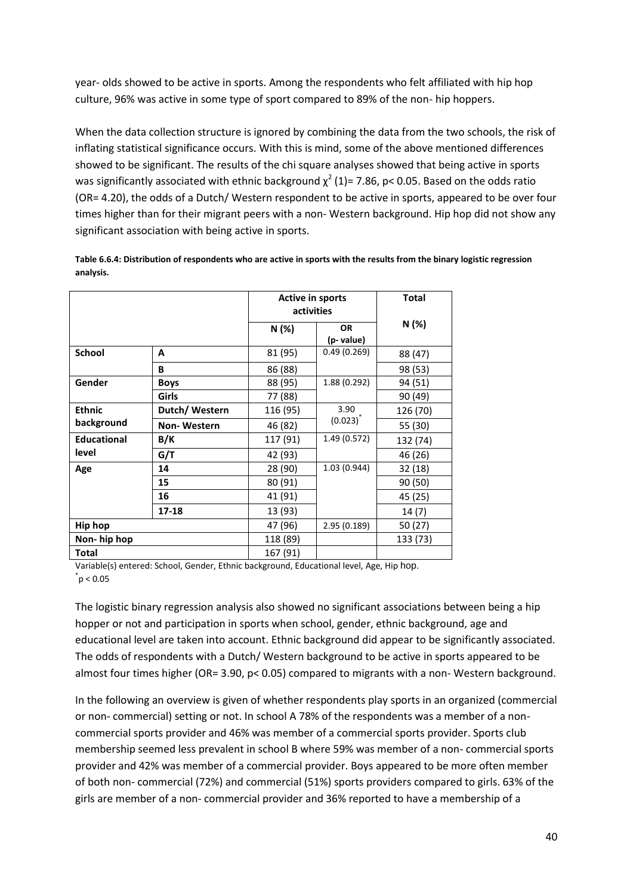year- olds showed to be active in sports. Among the respondents who felt affiliated with hip hop culture, 96% was active in some type of sport compared to 89% of the non- hip hoppers.

When the data collection structure is ignored by combining the data from the two schools, the risk of inflating statistical significance occurs. With this is mind, some of the above mentioned differences showed to be significant. The results of the chi square analyses showed that being active in sports was significantly associated with ethnic background $\chi^2$ (1)= 7.86, $p < 0.05$. Based on the odds ratio (OR= 4.20), the odds of a Dutch/ Western respondent to be active in sports, appeared to be over four times higher than for their migrant peers with a non- Western background. Hip hop did not show any significant association with being active in sports.

**Table 6.6.4: Distribution of respondents who are active in sports with the results from the binary logistic regression analysis.**

| | | Active in sports activities | | Total |
|---|---|---|---|---|
| | | N (%) | OR (p- value) | N (%) |
| **School** | **A** | 81 (95) | 0.49 (0.269) | 88 (47) |
| | **B** | 86 (88) | | 98 (53) |
| **Gender** | **Boys** | 88 (95) | 1.88 (0.292) | 94 (51) |
| | **Girls** | 77 (88) | | 90 (49) |
| **Ethnic background** | **Dutch/ Western** | 116 (95) | 3.90 (0.023)* | 126 (70) |
| | **Non- Western** | 46 (82) | | 55 (30) |
| **Educational level** | **B/K** | 117 (91) | 1.49 (0.572) | 132 (74) |
| | **G/T** | 42 (93) | | 46 (26) |
| **Age** | **14** | 28 (90) | 1.03 (0.944) | 32 (18) |
| | **15** | 80 (91) | | 90 (50) |
| | **16** | 41 (91) | | 45 (25) |
| | **17-18** | 13 (93) | | 14 (7) |
| **Hip hop** | | 47 (96) | 2.95 (0.189) | 50 (27) |
| **Non- hip hop** | | 118 (89) | | 133 (73) |
| **Total** | | 167 (91) | | |

Variable(s) entered: School, Gender, Ethnic background, Educational level, Age, Hip hop.
*$p < 0.05$

The logistic binary regression analysis also showed no significant associations between being a hip hopper or not and participation in sports when school, gender, ethnic background, age and educational level are taken into account. Ethnic background did appear to be significantly associated. The odds of respondents with a Dutch/ Western background to be active in sports appeared to be almost four times higher (OR= 3.90, $p < 0.05$) compared to migrants with a non- Western background.

In the following an overview is given of whether respondents play sports in an organized (commercial or non- commercial) setting or not. In school A 78% of the respondents was a member of a non- commercial sports provider and 46% was member of a commercial sports provider. Sports club membership seemed less prevalent in school B where 59% was member of a non- commercial sports provider and 42% was member of a commercial provider. Boys appeared to be more often member of both non- commercial (72%) and commercial (51%) sports providers compared to girls. 63% of the girls are member of a non- commercial provider and 36% reported to have a membership of a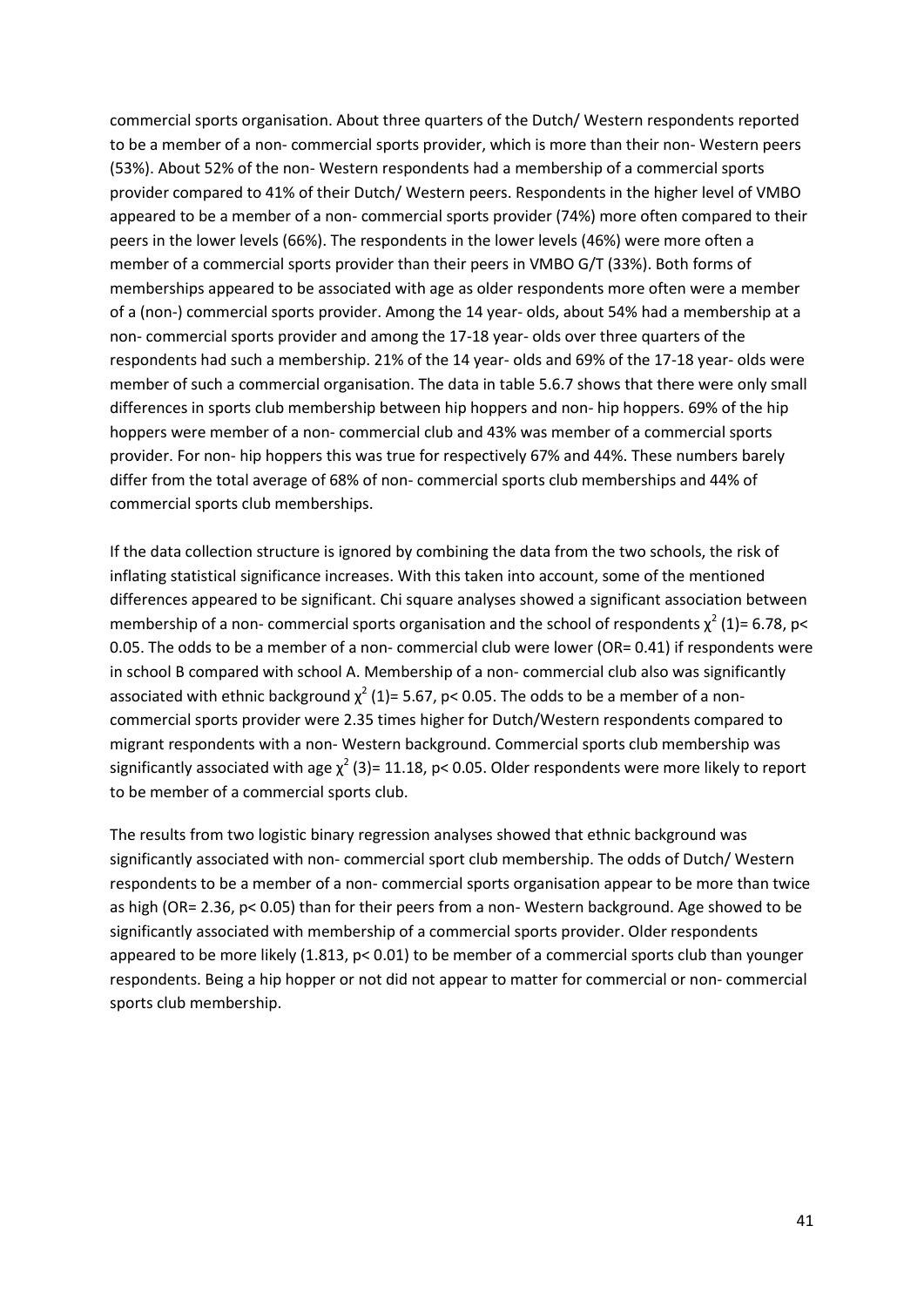commercial sports organisation. About three quarters of the Dutch/ Western respondents reported to be a member of a non- commercial sports provider, which is more than their non- Western peers (53%). About 52% of the non- Western respondents had a membership of a commercial sports provider compared to 41% of their Dutch/ Western peers. Respondents in the higher level of VMBO appeared to be a member of a non- commercial sports provider (74%) more often compared to their peers in the lower levels (66%). The respondents in the lower levels (46%) were more often a member of a commercial sports provider than their peers in VMBO G/T (33%). Both forms of memberships appeared to be associated with age as older respondents more often were a member of a (non-) commercial sports provider. Among the 14 year- olds, about 54% had a membership at a non- commercial sports provider and among the 17-18 year- olds over three quarters of the respondents had such a membership. 21% of the 14 year- olds and 69% of the 17-18 year- olds were member of such a commercial organisation. The data in table 5.6.7 shows that there were only small differences in sports club membership between hip hoppers and non- hip hoppers. 69% of the hip hoppers were member of a non- commercial club and 43% was member of a commercial sports provider. For non- hip hoppers this was true for respectively 67% and 44%. These numbers barely differ from the total average of 68% of non- commercial sports club memberships and 44% of commercial sports club memberships.

If the data collection structure is ignored by combining the data from the two schools, the risk of inflating statistical significance increases. With this taken into account, some of the mentioned differences appeared to be significant. Chi square analyses showed a significant association between membership of a non- commercial sports organisation and the school of respondents $\chi^2$ (1)= 6.78, $p< 0.05$. The odds to be a member of a non- commercial club were lower (OR= 0.41) if respondents were in school B compared with school A. Membership of a non- commercial club also was significantly associated with ethnic background $\chi^2$ (1)= 5.67, $p< 0.05$. The odds to be a member of a non-commercial sports provider were 2.35 times higher for Dutch/Western respondents compared to migrant respondents with a non- Western background. Commercial sports club membership was significantly associated with age $\chi^2$ (3)= 11.18, $p< 0.05$. Older respondents were more likely to report to be member of a commercial sports club.

The results from two logistic binary regression analyses showed that ethnic background was significantly associated with non- commercial sport club membership. The odds of Dutch/ Western respondents to be a member of a non- commercial sports organisation appear to be more than twice as high (OR= 2.36, $p< 0.05$) than for their peers from a non- Western background. Age showed to be significantly associated with membership of a commercial sports provider. Older respondents appeared to be more likely (1.813, $p< 0.01$) to be member of a commercial sports club than younger respondents. Being a hip hopper or not did not appear to matter for commercial or non- commercial sports club membership.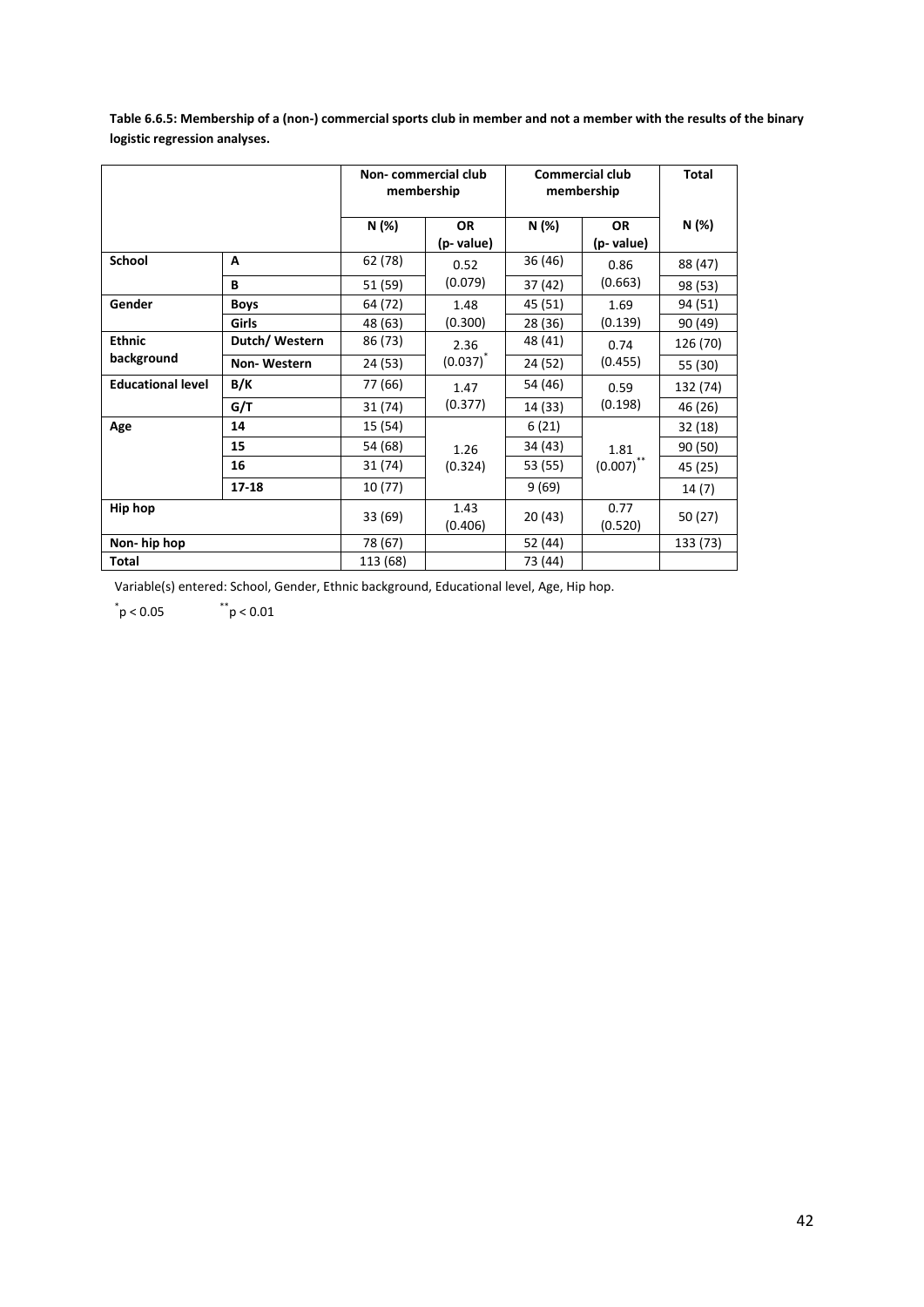**Table 6.6.5: Membership of a (non-) commercial sports club in member and not a member with the results of the binary logistic regression analyses.**

| | | Non- commercial club membership | | Commercial club membership | | Total |
|---|---|---|---|---|---|---|
| | | N (%) | OR (p- value) | N (%) | OR (p- value) | N (%) |
| **School** | **A** | 62 (78) | 0.52 (0.079) | 36 (46) | 0.86 (0.663) | 88 (47) |
| | **B** | 51 (59) | | 37 (42) | | 98 (53) |
| **Gender** | **Boys** | 64 (72) | 1.48 (0.300) | 45 (51) | 1.69 (0.139) | 94 (51) |
| | **Girls** | 48 (63) | | 28 (36) | | 90 (49) |
| **Ethnic background** | **Dutch/ Western** | 86 (73) | 2.36 $(0.037)^{*}$ | 48 (41) | 0.74 (0.455) | 126 (70) |
| | **Non- Western** | 24 (53) | | 24 (52) | | 55 (30) |
| **Educational level** | **B/K** | 77 (66) | 1.47 (0.377) | 54 (46) | 0.59 (0.198) | 132 (74) |
| | **G/T** | 31 (74) | | 14 (33) | | 46 (26) |
| **Age** | **14** | 15 (54) | 1.26 (0.324) | 6 (21) | 1.81 $(0.007)^{**}$ | 32 (18) |
| | **15** | 54 (68) | | 34 (43) | | 90 (50) |
| | **16** | 31 (74) | | 53 (55) | | 45 (25) |
| | **17-18** | 10 (77) | | 9 (69) | | 14 (7) |
| **Hip hop** | | 33 (69) | 1.43 (0.406) | 20 (43) | 0.77 (0.520) | 50 (27) |
| **Non- hip hop** | | 78 (67) | | 52 (44) | | 133 (73) |
| **Total** | | 113 (68) | | 73 (44) | | |

Variable(s) entered: School, Gender, Ethnic background, Educational level, Age, Hip hop.

$^{*}p < 0.05$ $^{**}p < 0.01$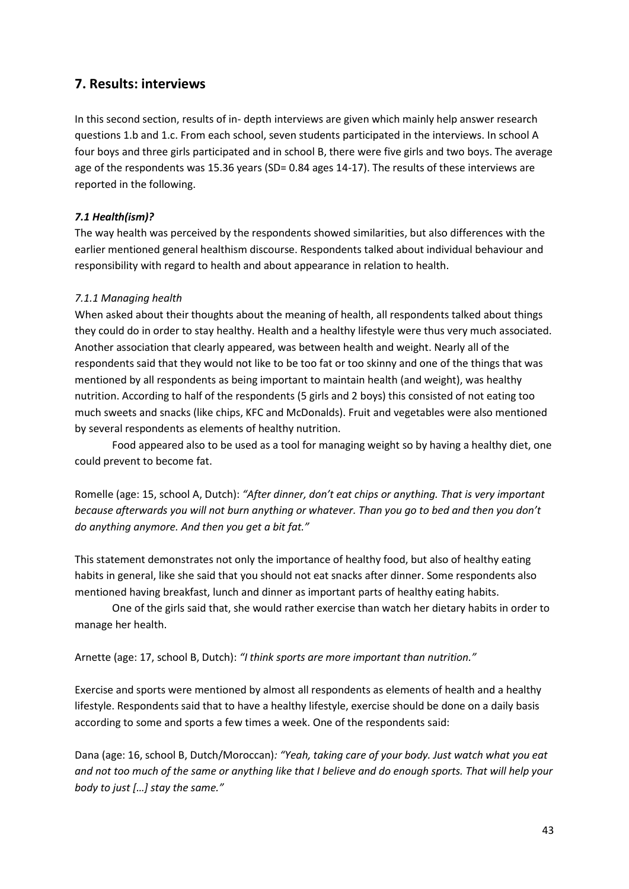## 7. Results: interviews

In this second section, results of in- depth interviews are given which mainly help answer research questions 1.b and 1.c. From each school, seven students participated in the interviews. In school A four boys and three girls participated and in school B, there were five girls and two boys. The average age of the respondents was 15.36 years (SD= 0.84 ages 14-17). The results of these interviews are reported in the following.

### *7.1 Health(ism)?*

The way health was perceived by the respondents showed similarities, but also differences with the earlier mentioned general healthism discourse. Respondents talked about individual behaviour and responsibility with regard to health and about appearance in relation to health.

#### *7.1.1 Managing health*

When asked about their thoughts about the meaning of health, all respondents talked about things they could do in order to stay healthy. Health and a healthy lifestyle were thus very much associated. Another association that clearly appeared, was between health and weight. Nearly all of the respondents said that they would not like to be too fat or too skinny and one of the things that was mentioned by all respondents as being important to maintain health (and weight), was healthy nutrition. According to half of the respondents (5 girls and 2 boys) this consisted of not eating too much sweets and snacks (like chips, KFC and McDonalds). Fruit and vegetables were also mentioned by several respondents as elements of healthy nutrition.

Food appeared also to be used as a tool for managing weight so by having a healthy diet, one could prevent to become fat.

Romelle (age: 15, school A, Dutch): *"After dinner, don't eat chips or anything. That is very important because afterwards you will not burn anything or whatever. Than you go to bed and then you don't do anything anymore. And then you get a bit fat."*

This statement demonstrates not only the importance of healthy food, but also of healthy eating habits in general, like she said that you should not eat snacks after dinner. Some respondents also mentioned having breakfast, lunch and dinner as important parts of healthy eating habits.

One of the girls said that, she would rather exercise than watch her dietary habits in order to manage her health.

Arnette (age: 17, school B, Dutch): *"I think sports are more important than nutrition."*

Exercise and sports were mentioned by almost all respondents as elements of health and a healthy lifestyle. Respondents said that to have a healthy lifestyle, exercise should be done on a daily basis according to some and sports a few times a week. One of the respondents said:

Dana (age: 16, school B, Dutch/Moroccan)*: "Yeah, taking care of your body. Just watch what you eat and not too much of the same or anything like that I believe and do enough sports. That will help your body to just […] stay the same."*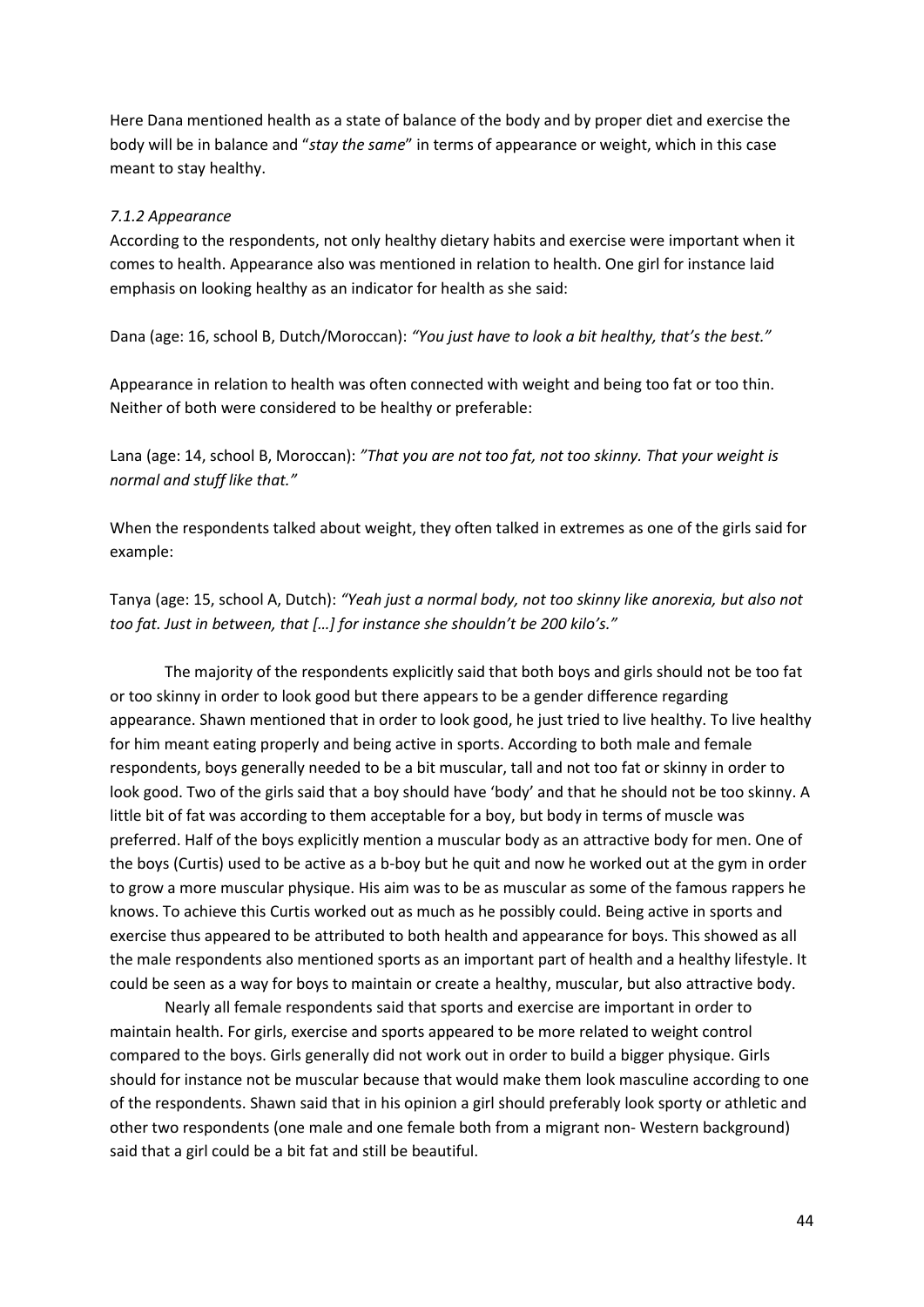Here Dana mentioned health as a state of balance of the body and by proper diet and exercise the body will be in balance and "*stay the same*" in terms of appearance or weight, which in this case meant to stay healthy.

### *7.1.2 Appearance*

According to the respondents, not only healthy dietary habits and exercise were important when it comes to health. Appearance also was mentioned in relation to health. One girl for instance laid emphasis on looking healthy as an indicator for health as she said:

Dana (age: 16, school B, Dutch/Moroccan): *"You just have to look a bit healthy, that's the best."*

Appearance in relation to health was often connected with weight and being too fat or too thin. Neither of both were considered to be healthy or preferable:

Lana (age: 14, school B, Moroccan): *"That you are not too fat, not too skinny. That your weight is normal and stuff like that."*

When the respondents talked about weight, they often talked in extremes as one of the girls said for example:

Tanya (age: 15, school A, Dutch): *"Yeah just a normal body, not too skinny like anorexia, but also not too fat. Just in between, that […] for instance she shouldn't be 200 kilo's."*

The majority of the respondents explicitly said that both boys and girls should not be too fat or too skinny in order to look good but there appears to be a gender difference regarding appearance. Shawn mentioned that in order to look good, he just tried to live healthy. To live healthy for him meant eating properly and being active in sports. According to both male and female respondents, boys generally needed to be a bit muscular, tall and not too fat or skinny in order to look good. Two of the girls said that a boy should have 'body' and that he should not be too skinny. A little bit of fat was according to them acceptable for a boy, but body in terms of muscle was preferred. Half of the boys explicitly mention a muscular body as an attractive body for men. One of the boys (Curtis) used to be active as a b-boy but he quit and now he worked out at the gym in order to grow a more muscular physique. His aim was to be as muscular as some of the famous rappers he knows. To achieve this Curtis worked out as much as he possibly could. Being active in sports and exercise thus appeared to be attributed to both health and appearance for boys. This showed as all the male respondents also mentioned sports as an important part of health and a healthy lifestyle. It could be seen as a way for boys to maintain or create a healthy, muscular, but also attractive body.

Nearly all female respondents said that sports and exercise are important in order to maintain health. For girls, exercise and sports appeared to be more related to weight control compared to the boys. Girls generally did not work out in order to build a bigger physique. Girls should for instance not be muscular because that would make them look masculine according to one of the respondents. Shawn said that in his opinion a girl should preferably look sporty or athletic and other two respondents (one male and one female both from a migrant non- Western background) said that a girl could be a bit fat and still be beautiful.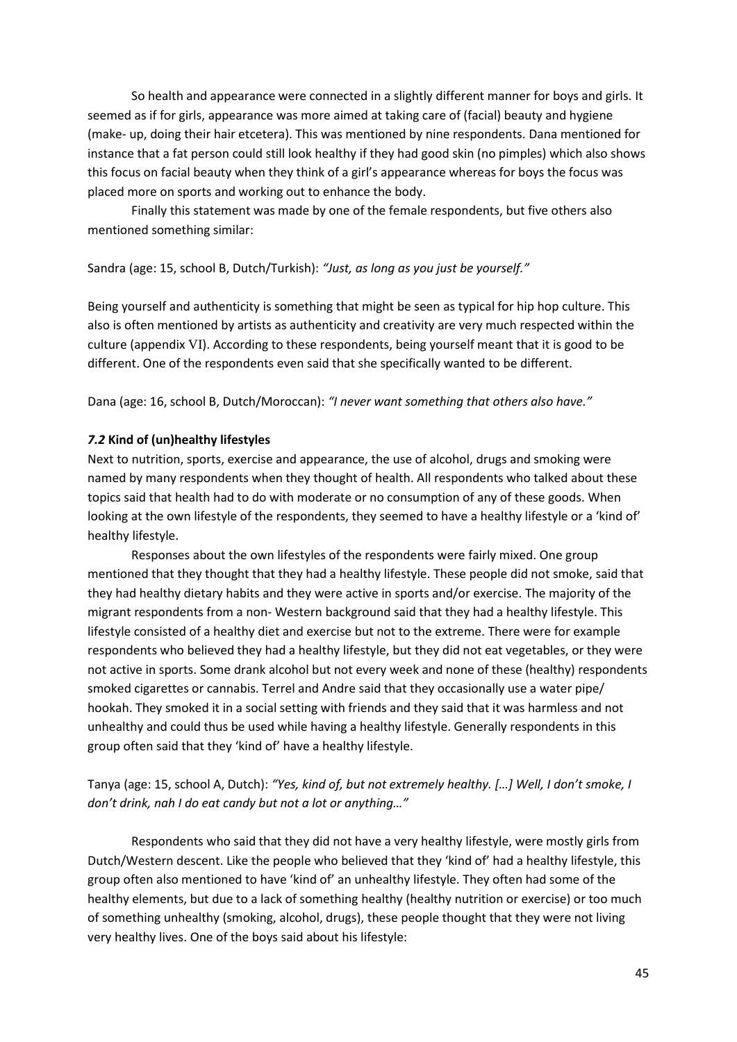So health and appearance were connected in a slightly different manner for boys and girls. It seemed as if for girls, appearance was more aimed at taking care of (facial) beauty and hygiene (make- up, doing their hair etcetera). This was mentioned by nine respondents. Dana mentioned for instance that a fat person could still look healthy if they had good skin (no pimples) which also shows this focus on facial beauty when they think of a girl's appearance whereas for boys the focus was placed more on sports and working out to enhance the body.

Finally this statement was made by one of the female respondents, but five others also mentioned something similar:

Sandra (age: 15, school B, Dutch/Turkish): *"Just, as long as you just be yourself."*

Being yourself and authenticity is something that might be seen as typical for hip hop culture. This also is often mentioned by artists as authenticity and creativity are very much respected within the culture (appendix VI). According to these respondents, being yourself meant that it is good to be different. One of the respondents even said that she specifically wanted to be different.

Dana (age: 16, school B, Dutch/Moroccan): *"I never want something that others also have."*

### *7.2* Kind of (un)healthy lifestyles

Next to nutrition, sports, exercise and appearance, the use of alcohol, drugs and smoking were named by many respondents when they thought of health. All respondents who talked about these topics said that health had to do with moderate or no consumption of any of these goods. When looking at the own lifestyle of the respondents, they seemed to have a healthy lifestyle or a 'kind of' healthy lifestyle.

Responses about the own lifestyles of the respondents were fairly mixed. One group mentioned that they thought that they had a healthy lifestyle. These people did not smoke, said that they had healthy dietary habits and they were active in sports and/or exercise. The majority of the migrant respondents from a non- Western background said that they had a healthy lifestyle. This lifestyle consisted of a healthy diet and exercise but not to the extreme. There were for example respondents who believed they had a healthy lifestyle, but they did not eat vegetables, or they were not active in sports. Some drank alcohol but not every week and none of these (healthy) respondents smoked cigarettes or cannabis. Terrel and Andre said that they occasionally use a water pipe/ hookah. They smoked it in a social setting with friends and they said that it was harmless and not unhealthy and could thus be used while having a healthy lifestyle. Generally respondents in this group often said that they 'kind of' have a healthy lifestyle.

Tanya (age: 15, school A, Dutch): *"Yes, kind of, but not extremely healthy. […] Well, I don't smoke, I don't drink, nah I do eat candy but not a lot or anything…"*

Respondents who said that they did not have a very healthy lifestyle, were mostly girls from Dutch/Western descent. Like the people who believed that they 'kind of' had a healthy lifestyle, this group often also mentioned to have 'kind of' an unhealthy lifestyle. They often had some of the healthy elements, but due to a lack of something healthy (healthy nutrition or exercise) or too much of something unhealthy (smoking, alcohol, drugs), these people thought that they were not living very healthy lives. One of the boys said about his lifestyle: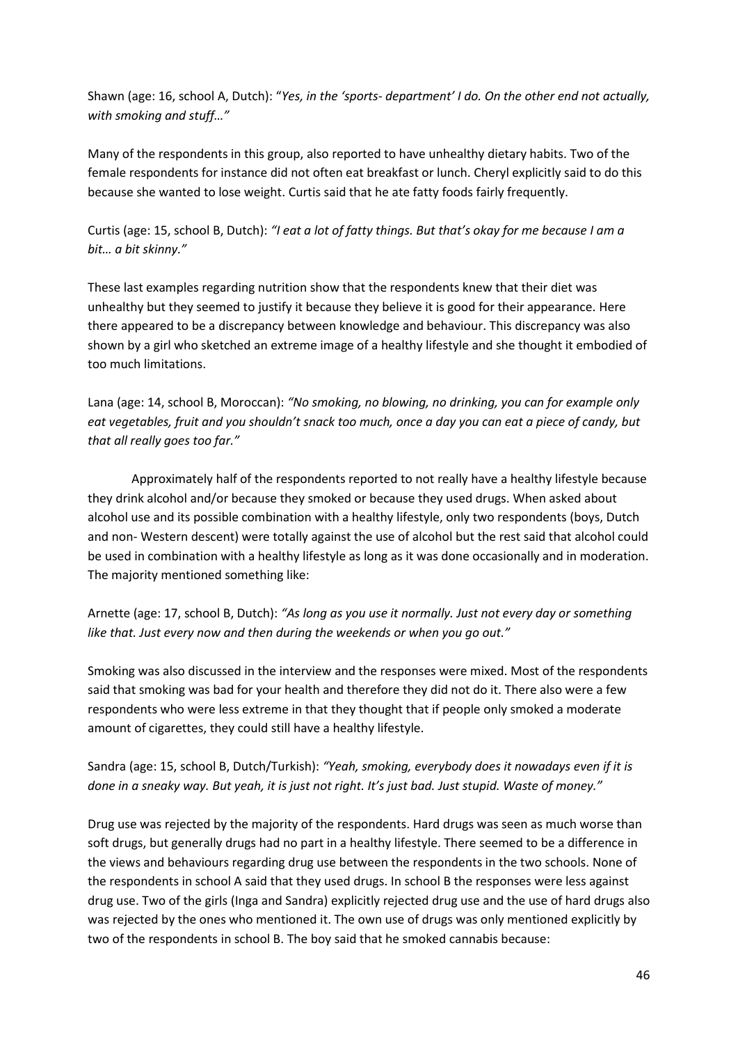Shawn (age: 16, school A, Dutch): "*Yes, in the 'sports- department' I do. On the other end not actually, with smoking and stuff…"*

Many of the respondents in this group, also reported to have unhealthy dietary habits. Two of the female respondents for instance did not often eat breakfast or lunch. Cheryl explicitly said to do this because she wanted to lose weight. Curtis said that he ate fatty foods fairly frequently.

Curtis (age: 15, school B, Dutch): *"I eat a lot of fatty things. But that's okay for me because I am a bit… a bit skinny."*

These last examples regarding nutrition show that the respondents knew that their diet was unhealthy but they seemed to justify it because they believe it is good for their appearance. Here there appeared to be a discrepancy between knowledge and behaviour. This discrepancy was also shown by a girl who sketched an extreme image of a healthy lifestyle and she thought it embodied of too much limitations.

Lana (age: 14, school B, Moroccan): *"No smoking, no blowing, no drinking, you can for example only eat vegetables, fruit and you shouldn't snack too much, once a day you can eat a piece of candy, but that all really goes too far."*

Approximately half of the respondents reported to not really have a healthy lifestyle because they drink alcohol and/or because they smoked or because they used drugs. When asked about alcohol use and its possible combination with a healthy lifestyle, only two respondents (boys, Dutch and non- Western descent) were totally against the use of alcohol but the rest said that alcohol could be used in combination with a healthy lifestyle as long as it was done occasionally and in moderation. The majority mentioned something like:

Arnette (age: 17, school B, Dutch): *"As long as you use it normally. Just not every day or something like that. Just every now and then during the weekends or when you go out."*

Smoking was also discussed in the interview and the responses were mixed. Most of the respondents said that smoking was bad for your health and therefore they did not do it. There also were a few respondents who were less extreme in that they thought that if people only smoked a moderate amount of cigarettes, they could still have a healthy lifestyle.

Sandra (age: 15, school B, Dutch/Turkish): *"Yeah, smoking, everybody does it nowadays even if it is done in a sneaky way. But yeah, it is just not right. It's just bad. Just stupid. Waste of money."*

Drug use was rejected by the majority of the respondents. Hard drugs was seen as much worse than soft drugs, but generally drugs had no part in a healthy lifestyle. There seemed to be a difference in the views and behaviours regarding drug use between the respondents in the two schools. None of the respondents in school A said that they used drugs. In school B the responses were less against drug use. Two of the girls (Inga and Sandra) explicitly rejected drug use and the use of hard drugs also was rejected by the ones who mentioned it. The own use of drugs was only mentioned explicitly by two of the respondents in school B. The boy said that he smoked cannabis because: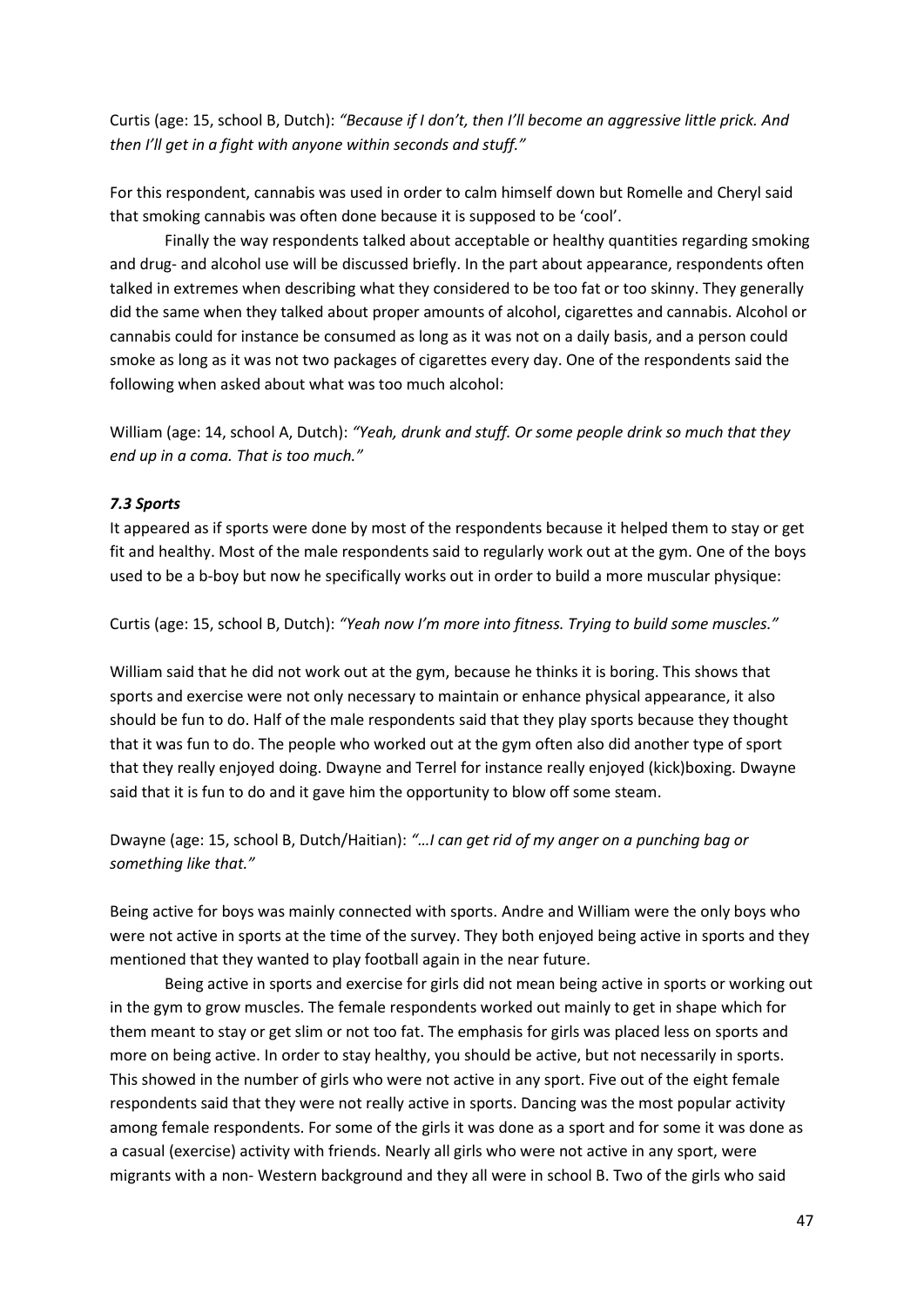Curtis (age: 15, school B, Dutch): *"Because if I don't, then I'll become an aggressive little prick. And then I'll get in a fight with anyone within seconds and stuff."*

For this respondent, cannabis was used in order to calm himself down but Romelle and Cheryl said that smoking cannabis was often done because it is supposed to be 'cool'.

Finally the way respondents talked about acceptable or healthy quantities regarding smoking and drug- and alcohol use will be discussed briefly. In the part about appearance, respondents often talked in extremes when describing what they considered to be too fat or too skinny. They generally did the same when they talked about proper amounts of alcohol, cigarettes and cannabis. Alcohol or cannabis could for instance be consumed as long as it was not on a daily basis, and a person could smoke as long as it was not two packages of cigarettes every day. One of the respondents said the following when asked about what was too much alcohol:

William (age: 14, school A, Dutch): *"Yeah, drunk and stuff. Or some people drink so much that they end up in a coma. That is too much."*

### *7.3 Sports*

It appeared as if sports were done by most of the respondents because it helped them to stay or get fit and healthy. Most of the male respondents said to regularly work out at the gym. One of the boys used to be a b-boy but now he specifically works out in order to build a more muscular physique:

Curtis (age: 15, school B, Dutch): *"Yeah now I'm more into fitness. Trying to build some muscles."*

William said that he did not work out at the gym, because he thinks it is boring. This shows that sports and exercise were not only necessary to maintain or enhance physical appearance, it also should be fun to do. Half of the male respondents said that they play sports because they thought that it was fun to do. The people who worked out at the gym often also did another type of sport that they really enjoyed doing. Dwayne and Terrel for instance really enjoyed (kick)boxing. Dwayne said that it is fun to do and it gave him the opportunity to blow off some steam.

Dwayne (age: 15, school B, Dutch/Haitian): *"…I can get rid of my anger on a punching bag or something like that."*

Being active for boys was mainly connected with sports. Andre and William were the only boys who were not active in sports at the time of the survey. They both enjoyed being active in sports and they mentioned that they wanted to play football again in the near future.

Being active in sports and exercise for girls did not mean being active in sports or working out in the gym to grow muscles. The female respondents worked out mainly to get in shape which for them meant to stay or get slim or not too fat. The emphasis for girls was placed less on sports and more on being active. In order to stay healthy, you should be active, but not necessarily in sports. This showed in the number of girls who were not active in any sport. Five out of the eight female respondents said that they were not really active in sports. Dancing was the most popular activity among female respondents. For some of the girls it was done as a sport and for some it was done as a casual (exercise) activity with friends. Nearly all girls who were not active in any sport, were migrants with a non- Western background and they all were in school B. Two of the girls who said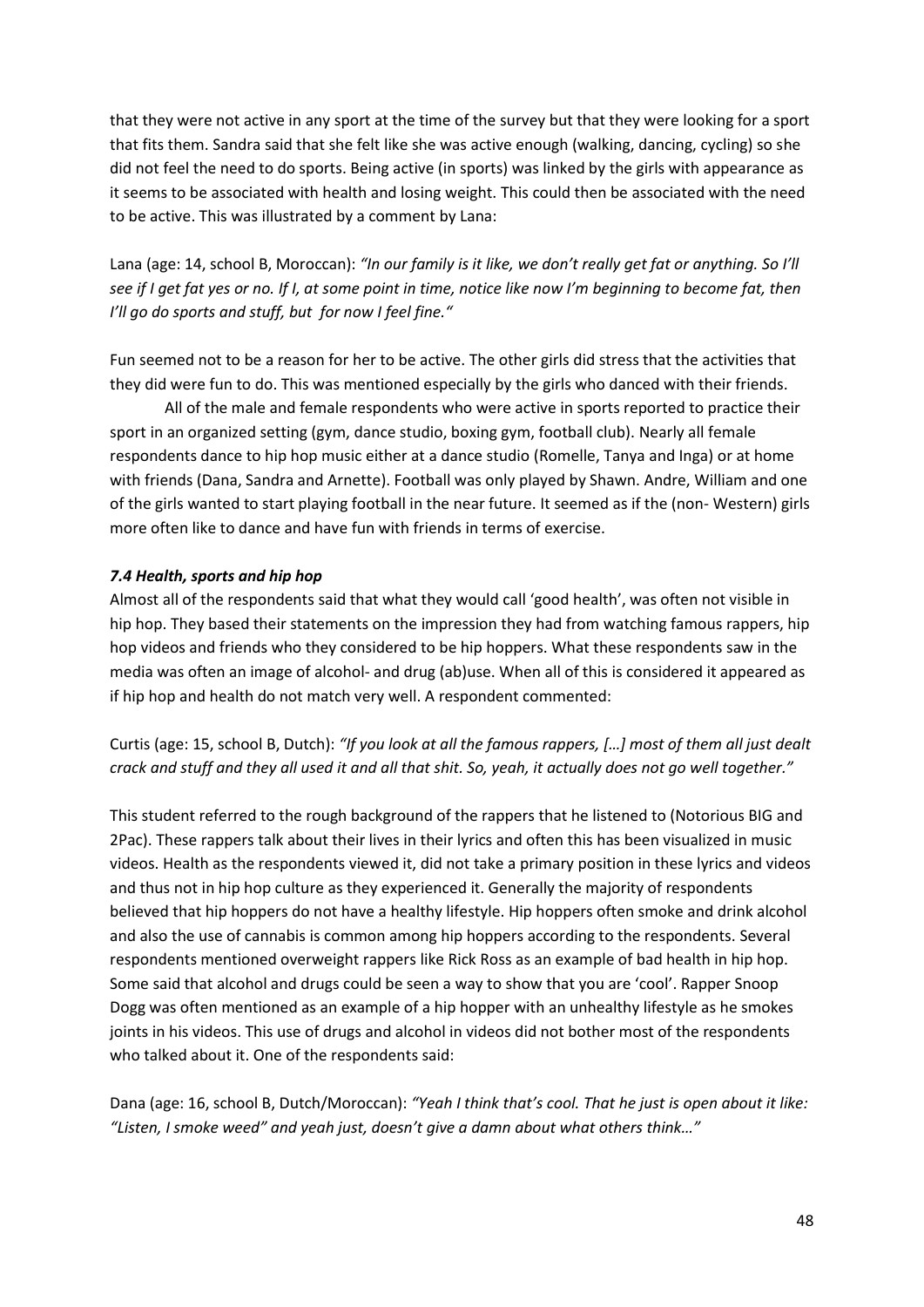that they were not active in any sport at the time of the survey but that they were looking for a sport that fits them. Sandra said that she felt like she was active enough (walking, dancing, cycling) so she did not feel the need to do sports. Being active (in sports) was linked by the girls with appearance as it seems to be associated with health and losing weight. This could then be associated with the need to be active. This was illustrated by a comment by Lana:

Lana (age: 14, school B, Moroccan): *"In our family is it like, we don't really get fat or anything. So I'll see if I get fat yes or no. If I, at some point in time, notice like now I'm beginning to become fat, then I'll go do sports and stuff, but for now I feel fine."*

Fun seemed not to be a reason for her to be active. The other girls did stress that the activities that they did were fun to do. This was mentioned especially by the girls who danced with their friends.

All of the male and female respondents who were active in sports reported to practice their sport in an organized setting (gym, dance studio, boxing gym, football club). Nearly all female respondents dance to hip hop music either at a dance studio (Romelle, Tanya and Inga) or at home with friends (Dana, Sandra and Arnette). Football was only played by Shawn. Andre, William and one of the girls wanted to start playing football in the near future. It seemed as if the (non- Western) girls more often like to dance and have fun with friends in terms of exercise.

### *7.4 Health, sports and hip hop*

Almost all of the respondents said that what they would call 'good health', was often not visible in hip hop. They based their statements on the impression they had from watching famous rappers, hip hop videos and friends who they considered to be hip hoppers. What these respondents saw in the media was often an image of alcohol- and drug (ab)use. When all of this is considered it appeared as if hip hop and health do not match very well. A respondent commented:

Curtis (age: 15, school B, Dutch): *"If you look at all the famous rappers, […] most of them all just dealt crack and stuff and they all used it and all that shit. So, yeah, it actually does not go well together."*

This student referred to the rough background of the rappers that he listened to (Notorious BIG and 2Pac). These rappers talk about their lives in their lyrics and often this has been visualized in music videos. Health as the respondents viewed it, did not take a primary position in these lyrics and videos and thus not in hip hop culture as they experienced it. Generally the majority of respondents believed that hip hoppers do not have a healthy lifestyle. Hip hoppers often smoke and drink alcohol and also the use of cannabis is common among hip hoppers according to the respondents. Several respondents mentioned overweight rappers like Rick Ross as an example of bad health in hip hop. Some said that alcohol and drugs could be seen a way to show that you are 'cool'. Rapper Snoop Dogg was often mentioned as an example of a hip hopper with an unhealthy lifestyle as he smokes joints in his videos. This use of drugs and alcohol in videos did not bother most of the respondents who talked about it. One of the respondents said:

Dana (age: 16, school B, Dutch/Moroccan): *"Yeah I think that's cool. That he just is open about it like: "Listen, I smoke weed" and yeah just, doesn't give a damn about what others think…"*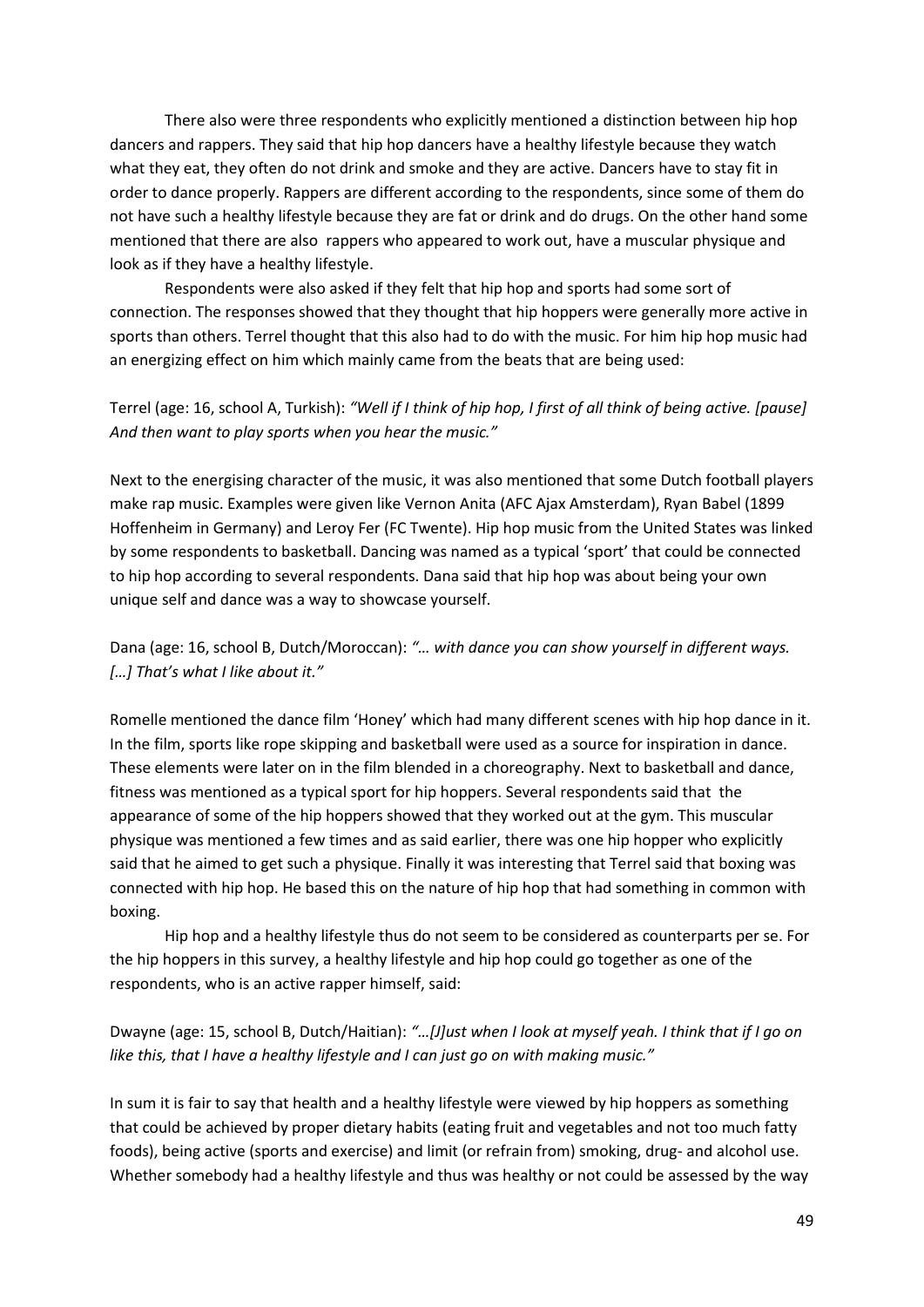There also were three respondents who explicitly mentioned a distinction between hip hop dancers and rappers. They said that hip hop dancers have a healthy lifestyle because they watch what they eat, they often do not drink and smoke and they are active. Dancers have to stay fit in order to dance properly. Rappers are different according to the respondents, since some of them do not have such a healthy lifestyle because they are fat or drink and do drugs. On the other hand some mentioned that there are also rappers who appeared to work out, have a muscular physique and look as if they have a healthy lifestyle.

Respondents were also asked if they felt that hip hop and sports had some sort of connection. The responses showed that they thought that hip hoppers were generally more active in sports than others. Terrel thought that this also had to do with the music. For him hip hop music had an energizing effect on him which mainly came from the beats that are being used:

Terrel (age: 16, school A, Turkish): *"Well if I think of hip hop, I first of all think of being active. [pause] And then want to play sports when you hear the music."*

Next to the energising character of the music, it was also mentioned that some Dutch football players make rap music. Examples were given like Vernon Anita (AFC Ajax Amsterdam), Ryan Babel (1899 Hoffenheim in Germany) and Leroy Fer (FC Twente). Hip hop music from the United States was linked by some respondents to basketball. Dancing was named as a typical 'sport' that could be connected to hip hop according to several respondents. Dana said that hip hop was about being your own unique self and dance was a way to showcase yourself.

Dana (age: 16, school B, Dutch/Moroccan): *"… with dance you can show yourself in different ways. […] That's what I like about it."*

Romelle mentioned the dance film 'Honey' which had many different scenes with hip hop dance in it. In the film, sports like rope skipping and basketball were used as a source for inspiration in dance. These elements were later on in the film blended in a choreography. Next to basketball and dance, fitness was mentioned as a typical sport for hip hoppers. Several respondents said that the appearance of some of the hip hoppers showed that they worked out at the gym. This muscular physique was mentioned a few times and as said earlier, there was one hip hopper who explicitly said that he aimed to get such a physique. Finally it was interesting that Terrel said that boxing was connected with hip hop. He based this on the nature of hip hop that had something in common with boxing.

Hip hop and a healthy lifestyle thus do not seem to be considered as counterparts per se. For the hip hoppers in this survey, a healthy lifestyle and hip hop could go together as one of the respondents, who is an active rapper himself, said:

Dwayne (age: 15, school B, Dutch/Haitian): *"…[J]ust when I look at myself yeah. I think that if I go on like this, that I have a healthy lifestyle and I can just go on with making music."*

In sum it is fair to say that health and a healthy lifestyle were viewed by hip hoppers as something that could be achieved by proper dietary habits (eating fruit and vegetables and not too much fatty foods), being active (sports and exercise) and limit (or refrain from) smoking, drug- and alcohol use. Whether somebody had a healthy lifestyle and thus was healthy or not could be assessed by the way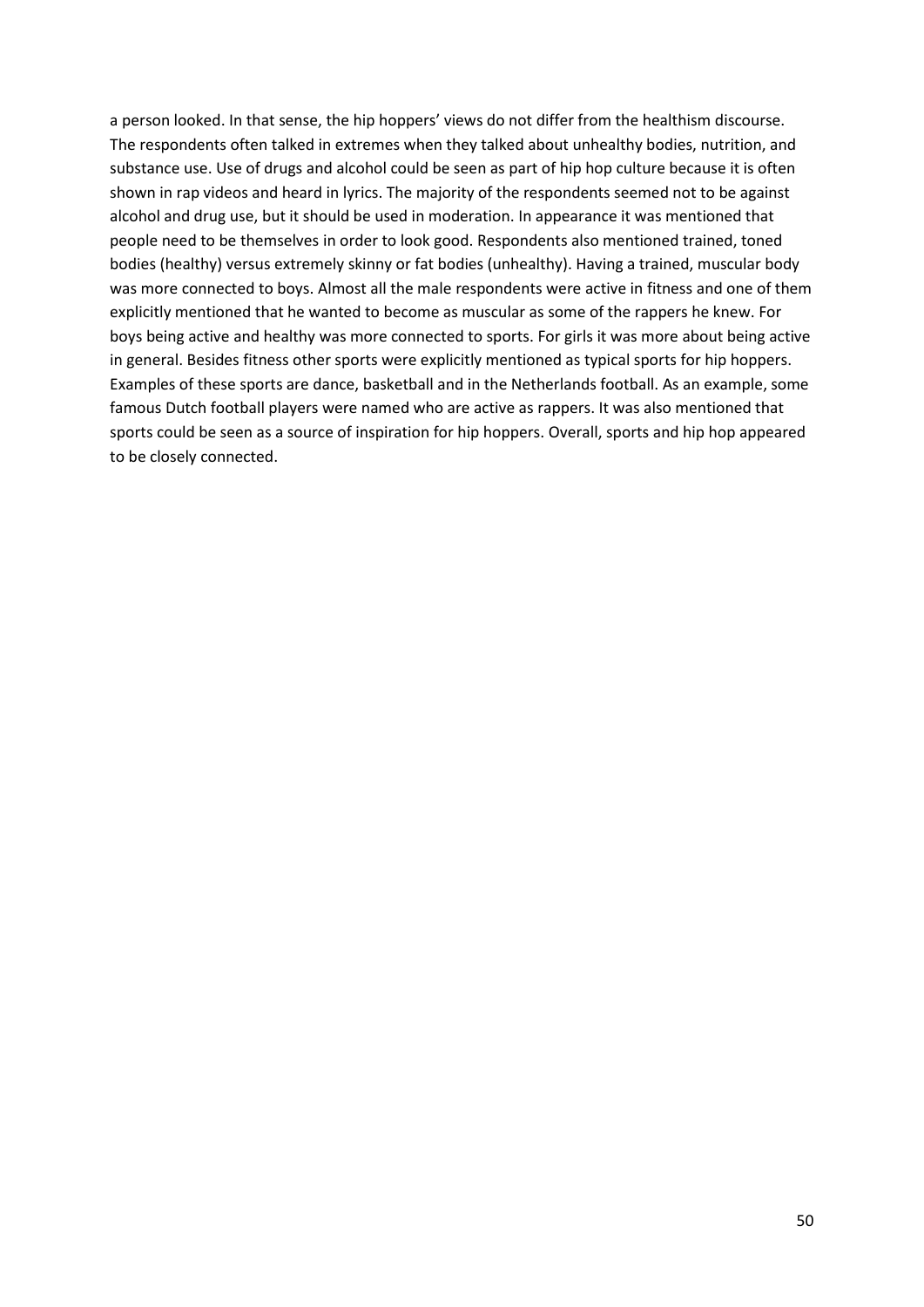a person looked. In that sense, the hip hoppers' views do not differ from the healthism discourse. The respondents often talked in extremes when they talked about unhealthy bodies, nutrition, and substance use. Use of drugs and alcohol could be seen as part of hip hop culture because it is often shown in rap videos and heard in lyrics. The majority of the respondents seemed not to be against alcohol and drug use, but it should be used in moderation. In appearance it was mentioned that people need to be themselves in order to look good. Respondents also mentioned trained, toned bodies (healthy) versus extremely skinny or fat bodies (unhealthy). Having a trained, muscular body was more connected to boys. Almost all the male respondents were active in fitness and one of them explicitly mentioned that he wanted to become as muscular as some of the rappers he knew. For boys being active and healthy was more connected to sports. For girls it was more about being active in general. Besides fitness other sports were explicitly mentioned as typical sports for hip hoppers. Examples of these sports are dance, basketball and in the Netherlands football. As an example, some famous Dutch football players were named who are active as rappers. It was also mentioned that sports could be seen as a source of inspiration for hip hoppers. Overall, sports and hip hop appeared to be closely connected.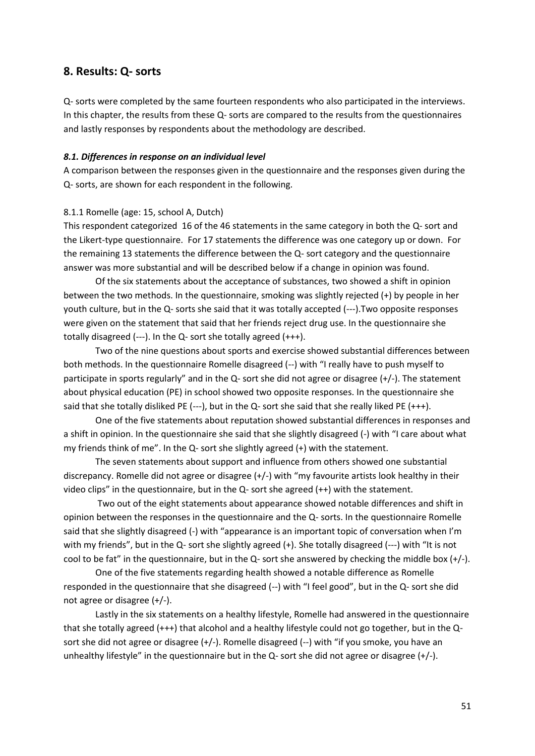## 8. Results: Q- sorts

Q- sorts were completed by the same fourteen respondents who also participated in the interviews. In this chapter, the results from these Q- sorts are compared to the results from the questionnaires and lastly responses by respondents about the methodology are described.

#### *8.1. Differences in response on an individual level*

A comparison between the responses given in the questionnaire and the responses given during the Q- sorts, are shown for each respondent in the following.

8.1.1 Romelle (age: 15, school A, Dutch)

This respondent categorized 16 of the 46 statements in the same category in both the Q- sort and the Likert-type questionnaire. For 17 statements the difference was one category up or down. For the remaining 13 statements the difference between the Q- sort category and the questionnaire answer was more substantial and will be described below if a change in opinion was found.

Of the six statements about the acceptance of substances, two showed a shift in opinion between the two methods. In the questionnaire, smoking was slightly rejected (+) by people in her youth culture, but in the Q- sorts she said that it was totally accepted (---).Two opposite responses were given on the statement that said that her friends reject drug use. In the questionnaire she totally disagreed (---). In the Q- sort she totally agreed (+++).

Two of the nine questions about sports and exercise showed substantial differences between both methods. In the questionnaire Romelle disagreed (--) with "I really have to push myself to participate in sports regularly" and in the Q- sort she did not agree or disagree (+/-). The statement about physical education (PE) in school showed two opposite responses. In the questionnaire she said that she totally disliked PE (---), but in the Q- sort she said that she really liked PE (+++).

One of the five statements about reputation showed substantial differences in responses and a shift in opinion. In the questionnaire she said that she slightly disagreed (-) with "I care about what my friends think of me". In the Q- sort she slightly agreed (+) with the statement.

The seven statements about support and influence from others showed one substantial discrepancy. Romelle did not agree or disagree (+/-) with "my favourite artists look healthy in their video clips" in the questionnaire, but in the Q- sort she agreed (++) with the statement.

Two out of the eight statements about appearance showed notable differences and shift in opinion between the responses in the questionnaire and the Q- sorts. In the questionnaire Romelle said that she slightly disagreed (-) with "appearance is an important topic of conversation when I'm with my friends", but in the Q- sort she slightly agreed (+). She totally disagreed (---) with "It is not cool to be fat" in the questionnaire, but in the Q- sort she answered by checking the middle box (+/-).

One of the five statements regarding health showed a notable difference as Romelle responded in the questionnaire that she disagreed (--) with "I feel good", but in the Q- sort she did not agree or disagree (+/-).

Lastly in the six statements on a healthy lifestyle, Romelle had answered in the questionnaire that she totally agreed (+++) that alcohol and a healthy lifestyle could not go together, but in the Q- sort she did not agree or disagree (+/-). Romelle disagreed (--) with "if you smoke, you have an unhealthy lifestyle" in the questionnaire but in the Q- sort she did not agree or disagree (+/-).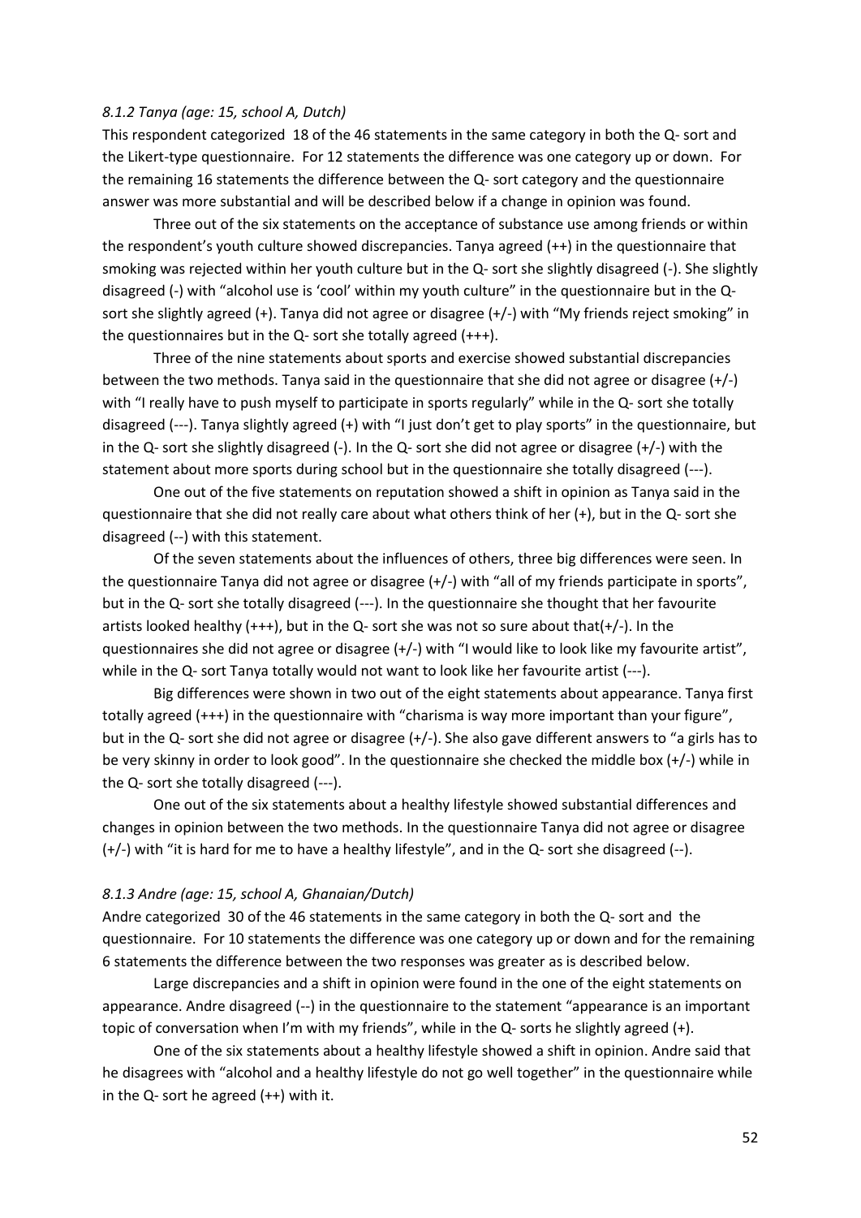### *8.1.2 Tanya (age: 15, school A, Dutch)*

This respondent categorized 18 of the 46 statements in the same category in both the Q- sort and the Likert-type questionnaire. For 12 statements the difference was one category up or down. For the remaining 16 statements the difference between the Q- sort category and the questionnaire answer was more substantial and will be described below if a change in opinion was found.

Three out of the six statements on the acceptance of substance use among friends or within the respondent's youth culture showed discrepancies. Tanya agreed (++) in the questionnaire that smoking was rejected within her youth culture but in the Q- sort she slightly disagreed (-). She slightly disagreed (-) with "alcohol use is 'cool' within my youth culture" in the questionnaire but in the Q-sort she slightly agreed (+). Tanya did not agree or disagree (+/-) with "My friends reject smoking" in the questionnaires but in the Q- sort she totally agreed (+++).

Three of the nine statements about sports and exercise showed substantial discrepancies between the two methods. Tanya said in the questionnaire that she did not agree or disagree (+/-) with "I really have to push myself to participate in sports regularly" while in the Q- sort she totally disagreed (---). Tanya slightly agreed (+) with "I just don't get to play sports" in the questionnaire, but in the Q- sort she slightly disagreed (-). In the Q- sort she did not agree or disagree (+/-) with the statement about more sports during school but in the questionnaire she totally disagreed (---).

One out of the five statements on reputation showed a shift in opinion as Tanya said in the questionnaire that she did not really care about what others think of her (+), but in the Q- sort she disagreed (--) with this statement.

Of the seven statements about the influences of others, three big differences were seen. In the questionnaire Tanya did not agree or disagree (+/-) with "all of my friends participate in sports", but in the Q- sort she totally disagreed (---). In the questionnaire she thought that her favourite artists looked healthy (+++), but in the Q- sort she was not so sure about that(+/-). In the questionnaires she did not agree or disagree (+/-) with "I would like to look like my favourite artist", while in the Q- sort Tanya totally would not want to look like her favourite artist (---).

Big differences were shown in two out of the eight statements about appearance. Tanya first totally agreed (+++) in the questionnaire with "charisma is way more important than your figure", but in the Q- sort she did not agree or disagree (+/-). She also gave different answers to "a girls has to be very skinny in order to look good". In the questionnaire she checked the middle box (+/-) while in the Q- sort she totally disagreed (---).

One out of the six statements about a healthy lifestyle showed substantial differences and changes in opinion between the two methods. In the questionnaire Tanya did not agree or disagree (+/-) with "it is hard for me to have a healthy lifestyle", and in the Q- sort she disagreed (--).

### *8.1.3 Andre (age: 15, school A, Ghanaian/Dutch)*

Andre categorized 30 of the 46 statements in the same category in both the Q- sort and the questionnaire. For 10 statements the difference was one category up or down and for the remaining 6 statements the difference between the two responses was greater as is described below.

Large discrepancies and a shift in opinion were found in the one of the eight statements on appearance. Andre disagreed (--) in the questionnaire to the statement "appearance is an important topic of conversation when I'm with my friends", while in the Q- sorts he slightly agreed (+).

One of the six statements about a healthy lifestyle showed a shift in opinion. Andre said that he disagrees with "alcohol and a healthy lifestyle do not go well together" in the questionnaire while in the Q- sort he agreed (++) with it.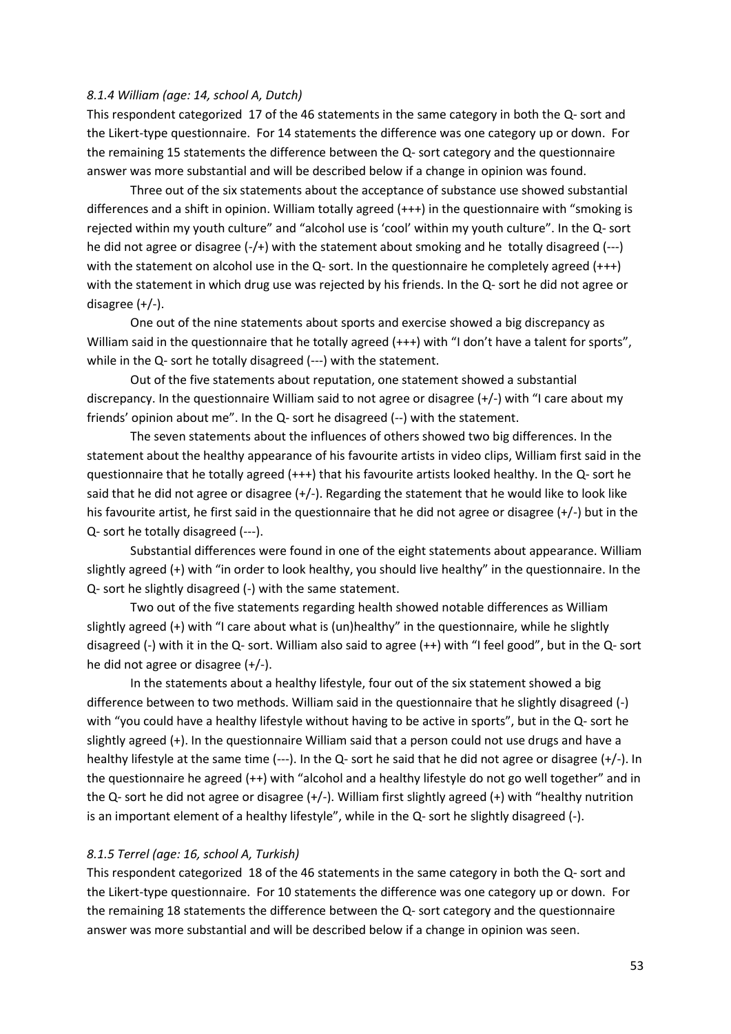#### *8.1.4 William (age: 14, school A, Dutch)*

This respondent categorized 17 of the 46 statements in the same category in both the Q- sort and the Likert-type questionnaire. For 14 statements the difference was one category up or down. For the remaining 15 statements the difference between the Q- sort category and the questionnaire answer was more substantial and will be described below if a change in opinion was found.

Three out of the six statements about the acceptance of substance use showed substantial differences and a shift in opinion. William totally agreed (+++) in the questionnaire with "smoking is rejected within my youth culture" and "alcohol use is 'cool' within my youth culture". In the Q- sort he did not agree or disagree (-/+) with the statement about smoking and he totally disagreed (---) with the statement on alcohol use in the Q- sort. In the questionnaire he completely agreed (+++) with the statement in which drug use was rejected by his friends. In the Q- sort he did not agree or disagree (+/-).

One out of the nine statements about sports and exercise showed a big discrepancy as William said in the questionnaire that he totally agreed (+++) with "I don't have a talent for sports", while in the Q- sort he totally disagreed (---) with the statement.

Out of the five statements about reputation, one statement showed a substantial discrepancy. In the questionnaire William said to not agree or disagree (+/-) with "I care about my friends' opinion about me". In the Q- sort he disagreed (--) with the statement.

The seven statements about the influences of others showed two big differences. In the statement about the healthy appearance of his favourite artists in video clips, William first said in the questionnaire that he totally agreed (+++) that his favourite artists looked healthy. In the Q- sort he said that he did not agree or disagree (+/-). Regarding the statement that he would like to look like his favourite artist, he first said in the questionnaire that he did not agree or disagree (+/-) but in the Q- sort he totally disagreed (---).

Substantial differences were found in one of the eight statements about appearance. William slightly agreed (+) with "in order to look healthy, you should live healthy" in the questionnaire. In the Q- sort he slightly disagreed (-) with the same statement.

Two out of the five statements regarding health showed notable differences as William slightly agreed (+) with "I care about what is (un)healthy" in the questionnaire, while he slightly disagreed (-) with it in the Q- sort. William also said to agree (++) with "I feel good", but in the Q- sort he did not agree or disagree (+/-).

In the statements about a healthy lifestyle, four out of the six statement showed a big difference between to two methods. William said in the questionnaire that he slightly disagreed (-) with "you could have a healthy lifestyle without having to be active in sports", but in the Q- sort he slightly agreed (+). In the questionnaire William said that a person could not use drugs and have a healthy lifestyle at the same time (---). In the Q- sort he said that he did not agree or disagree (+/-). In the questionnaire he agreed (++) with "alcohol and a healthy lifestyle do not go well together" and in the Q- sort he did not agree or disagree (+/-). William first slightly agreed (+) with "healthy nutrition is an important element of a healthy lifestyle", while in the Q- sort he slightly disagreed (-).

#### *8.1.5 Terrel (age: 16, school A, Turkish)*

This respondent categorized 18 of the 46 statements in the same category in both the Q- sort and the Likert-type questionnaire. For 10 statements the difference was one category up or down. For the remaining 18 statements the difference between the Q- sort category and the questionnaire answer was more substantial and will be described below if a change in opinion was seen.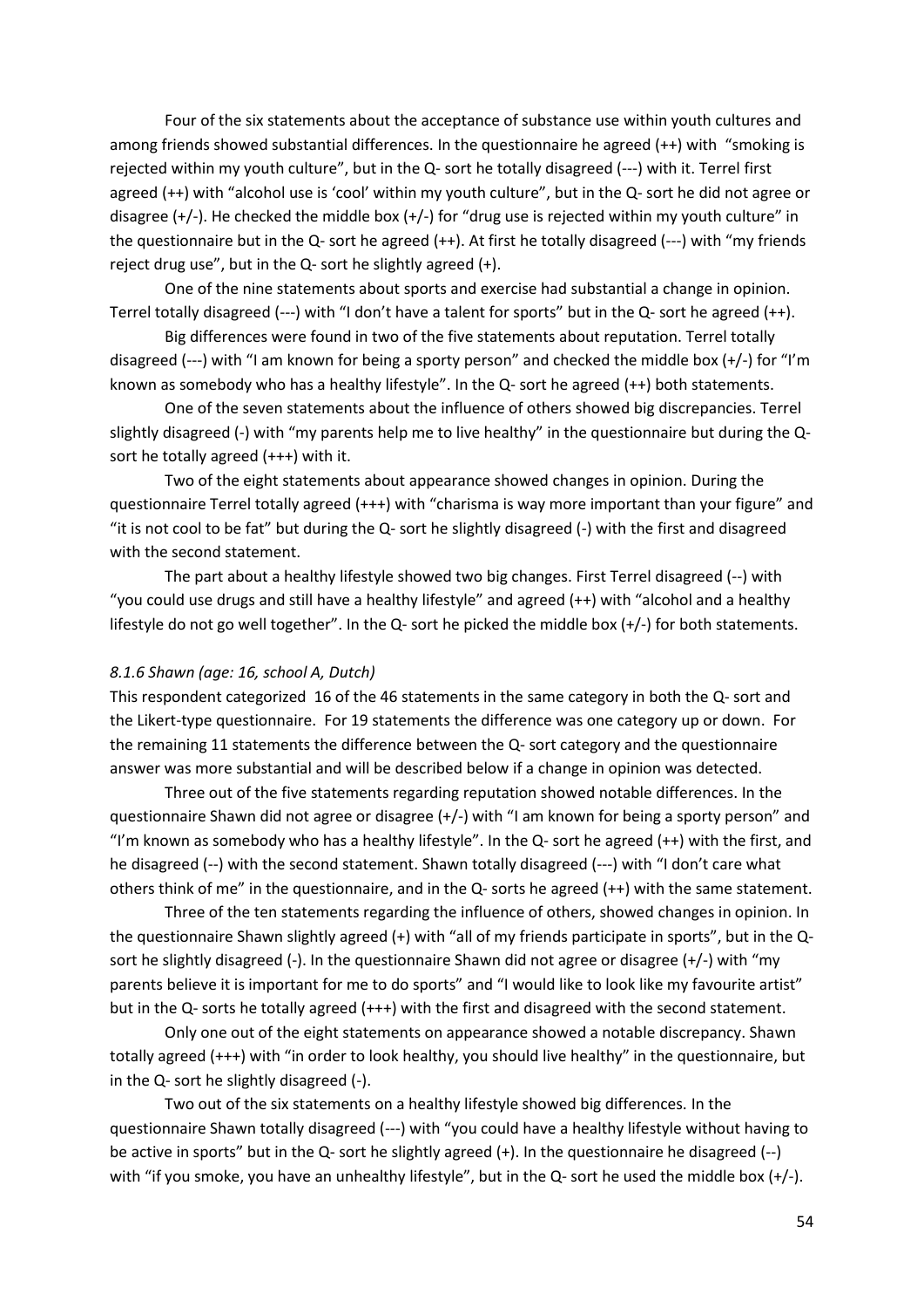Four of the six statements about the acceptance of substance use within youth cultures and among friends showed substantial differences. In the questionnaire he agreed (++) with "smoking is rejected within my youth culture", but in the Q- sort he totally disagreed (---) with it. Terrel first agreed (++) with "alcohol use is 'cool' within my youth culture", but in the Q- sort he did not agree or disagree (+/-). He checked the middle box (+/-) for "drug use is rejected within my youth culture" in the questionnaire but in the Q- sort he agreed (++). At first he totally disagreed (---) with "my friends reject drug use", but in the Q- sort he slightly agreed (+).

One of the nine statements about sports and exercise had substantial a change in opinion. Terrel totally disagreed (---) with "I don't have a talent for sports" but in the Q- sort he agreed (++).

Big differences were found in two of the five statements about reputation. Terrel totally disagreed (---) with "I am known for being a sporty person" and checked the middle box (+/-) for "I'm known as somebody who has a healthy lifestyle". In the Q- sort he agreed (++) both statements.

One of the seven statements about the influence of others showed big discrepancies. Terrel slightly disagreed (-) with "my parents help me to live healthy" in the questionnaire but during the Q-sort he totally agreed (+++) with it.

Two of the eight statements about appearance showed changes in opinion. During the questionnaire Terrel totally agreed (+++) with "charisma is way more important than your figure" and "it is not cool to be fat" but during the Q- sort he slightly disagreed (-) with the first and disagreed with the second statement.

The part about a healthy lifestyle showed two big changes. First Terrel disagreed (--) with "you could use drugs and still have a healthy lifestyle" and agreed (++) with "alcohol and a healthy lifestyle do not go well together". In the Q- sort he picked the middle box (+/-) for both statements.

#### *8.1.6 Shawn (age: 16, school A, Dutch)*

This respondent categorized 16 of the 46 statements in the same category in both the Q- sort and the Likert-type questionnaire. For 19 statements the difference was one category up or down. For the remaining 11 statements the difference between the Q- sort category and the questionnaire answer was more substantial and will be described below if a change in opinion was detected.

Three out of the five statements regarding reputation showed notable differences. In the questionnaire Shawn did not agree or disagree (+/-) with "I am known for being a sporty person" and "I'm known as somebody who has a healthy lifestyle". In the Q- sort he agreed (++) with the first, and he disagreed (--) with the second statement. Shawn totally disagreed (---) with "I don't care what others think of me" in the questionnaire, and in the Q- sorts he agreed (++) with the same statement.

Three of the ten statements regarding the influence of others, showed changes in opinion. In the questionnaire Shawn slightly agreed (+) with "all of my friends participate in sports", but in the Q-sort he slightly disagreed (-). In the questionnaire Shawn did not agree or disagree (+/-) with "my parents believe it is important for me to do sports" and "I would like to look like my favourite artist" but in the Q- sorts he totally agreed (+++) with the first and disagreed with the second statement.

Only one out of the eight statements on appearance showed a notable discrepancy. Shawn totally agreed (+++) with "in order to look healthy, you should live healthy" in the questionnaire, but in the Q- sort he slightly disagreed (-).

Two out of the six statements on a healthy lifestyle showed big differences. In the questionnaire Shawn totally disagreed (---) with "you could have a healthy lifestyle without having to be active in sports" but in the Q- sort he slightly agreed (+). In the questionnaire he disagreed (--) with "if you smoke, you have an unhealthy lifestyle", but in the Q- sort he used the middle box (+/-).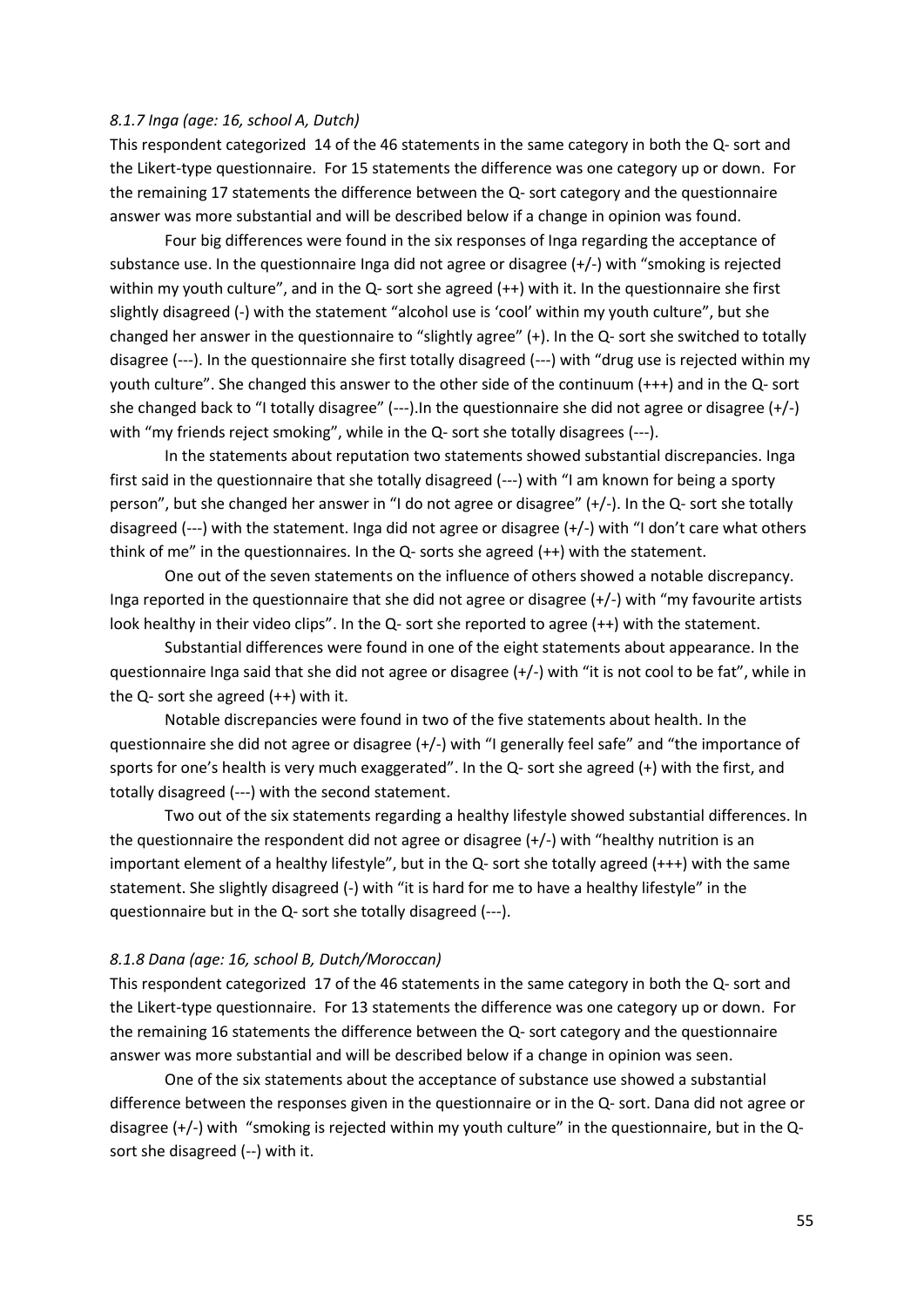### *8.1.7 Inga (age: 16, school A, Dutch)*

This respondent categorized 14 of the 46 statements in the same category in both the Q- sort and the Likert-type questionnaire. For 15 statements the difference was one category up or down. For the remaining 17 statements the difference between the Q- sort category and the questionnaire answer was more substantial and will be described below if a change in opinion was found.

Four big differences were found in the six responses of Inga regarding the acceptance of substance use. In the questionnaire Inga did not agree or disagree (+/-) with "smoking is rejected within my youth culture", and in the Q- sort she agreed (++) with it. In the questionnaire she first slightly disagreed (-) with the statement "alcohol use is 'cool' within my youth culture", but she changed her answer in the questionnaire to "slightly agree" (+). In the Q- sort she switched to totally disagree (---). In the questionnaire she first totally disagreed (---) with "drug use is rejected within my youth culture". She changed this answer to the other side of the continuum (+++) and in the Q- sort she changed back to "I totally disagree" (---).In the questionnaire she did not agree or disagree (+/-) with "my friends reject smoking", while in the Q- sort she totally disagrees (---).

In the statements about reputation two statements showed substantial discrepancies. Inga first said in the questionnaire that she totally disagreed (---) with "I am known for being a sporty person", but she changed her answer in "I do not agree or disagree" (+/-). In the Q- sort she totally disagreed (---) with the statement. Inga did not agree or disagree (+/-) with "I don't care what others think of me" in the questionnaires. In the Q- sorts she agreed (++) with the statement.

One out of the seven statements on the influence of others showed a notable discrepancy. Inga reported in the questionnaire that she did not agree or disagree (+/-) with "my favourite artists look healthy in their video clips". In the Q- sort she reported to agree (++) with the statement.

Substantial differences were found in one of the eight statements about appearance. In the questionnaire Inga said that she did not agree or disagree (+/-) with "it is not cool to be fat", while in the Q- sort she agreed (++) with it.

Notable discrepancies were found in two of the five statements about health. In the questionnaire she did not agree or disagree (+/-) with "I generally feel safe" and "the importance of sports for one's health is very much exaggerated". In the Q- sort she agreed (+) with the first, and totally disagreed (---) with the second statement.

Two out of the six statements regarding a healthy lifestyle showed substantial differences. In the questionnaire the respondent did not agree or disagree (+/-) with "healthy nutrition is an important element of a healthy lifestyle", but in the Q- sort she totally agreed (+++) with the same statement. She slightly disagreed (-) with "it is hard for me to have a healthy lifestyle" in the questionnaire but in the Q- sort she totally disagreed (---).

### *8.1.8 Dana (age: 16, school B, Dutch/Moroccan)*

This respondent categorized 17 of the 46 statements in the same category in both the Q- sort and the Likert-type questionnaire. For 13 statements the difference was one category up or down. For the remaining 16 statements the difference between the Q- sort category and the questionnaire answer was more substantial and will be described below if a change in opinion was seen.

One of the six statements about the acceptance of substance use showed a substantial difference between the responses given in the questionnaire or in the Q- sort. Dana did not agree or disagree (+/-) with "smoking is rejected within my youth culture" in the questionnaire, but in the Q-sort she disagreed (--) with it.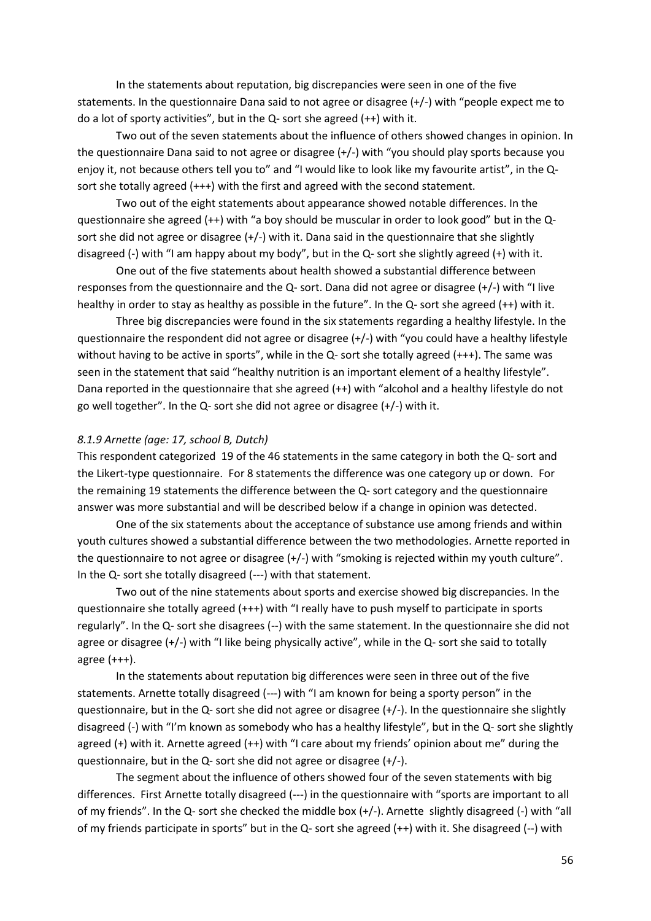In the statements about reputation, big discrepancies were seen in one of the five statements. In the questionnaire Dana said to not agree or disagree (+/-) with "people expect me to do a lot of sporty activities", but in the Q- sort she agreed (++) with it.

Two out of the seven statements about the influence of others showed changes in opinion. In the questionnaire Dana said to not agree or disagree (+/-) with "you should play sports because you enjoy it, not because others tell you to" and "I would like to look like my favourite artist", in the Q-sort she totally agreed (+++) with the first and agreed with the second statement.

Two out of the eight statements about appearance showed notable differences. In the questionnaire she agreed (++) with "a boy should be muscular in order to look good" but in the Q-sort she did not agree or disagree (+/-) with it. Dana said in the questionnaire that she slightly disagreed (-) with "I am happy about my body", but in the Q- sort she slightly agreed (+) with it.

One out of the five statements about health showed a substantial difference between responses from the questionnaire and the Q- sort. Dana did not agree or disagree (+/-) with "I live healthy in order to stay as healthy as possible in the future". In the Q- sort she agreed (++) with it.

Three big discrepancies were found in the six statements regarding a healthy lifestyle. In the questionnaire the respondent did not agree or disagree (+/-) with "you could have a healthy lifestyle without having to be active in sports", while in the Q- sort she totally agreed (+++). The same was seen in the statement that said "healthy nutrition is an important element of a healthy lifestyle". Dana reported in the questionnaire that she agreed (++) with "alcohol and a healthy lifestyle do not go well together". In the Q- sort she did not agree or disagree (+/-) with it.

#### *8.1.9 Arnette (age: 17, school B, Dutch)*

This respondent categorized 19 of the 46 statements in the same category in both the Q- sort and the Likert-type questionnaire. For 8 statements the difference was one category up or down. For the remaining 19 statements the difference between the Q- sort category and the questionnaire answer was more substantial and will be described below if a change in opinion was detected.

One of the six statements about the acceptance of substance use among friends and within youth cultures showed a substantial difference between the two methodologies. Arnette reported in the questionnaire to not agree or disagree (+/-) with "smoking is rejected within my youth culture". In the Q- sort she totally disagreed (---) with that statement.

Two out of the nine statements about sports and exercise showed big discrepancies. In the questionnaire she totally agreed (+++) with "I really have to push myself to participate in sports regularly". In the Q- sort she disagrees (--) with the same statement. In the questionnaire she did not agree or disagree (+/-) with "I like being physically active", while in the Q- sort she said to totally agree (+++).

In the statements about reputation big differences were seen in three out of the five statements. Arnette totally disagreed (---) with "I am known for being a sporty person" in the questionnaire, but in the Q- sort she did not agree or disagree (+/-). In the questionnaire she slightly disagreed (-) with "I'm known as somebody who has a healthy lifestyle", but in the Q- sort she slightly agreed (+) with it. Arnette agreed (++) with "I care about my friends' opinion about me" during the questionnaire, but in the Q- sort she did not agree or disagree (+/-).

The segment about the influence of others showed four of the seven statements with big differences. First Arnette totally disagreed (---) in the questionnaire with "sports are important to all of my friends". In the Q- sort she checked the middle box (+/-). Arnette slightly disagreed (-) with "all of my friends participate in sports" but in the Q- sort she agreed (++) with it. She disagreed (--) with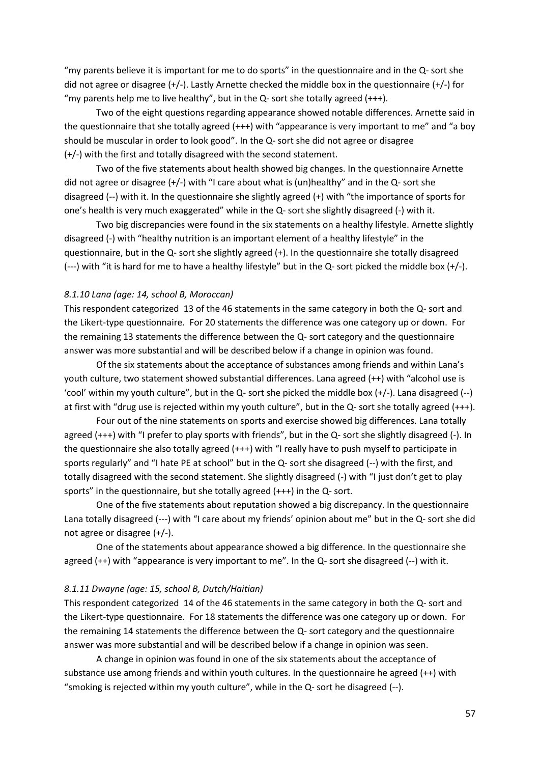"my parents believe it is important for me to do sports" in the questionnaire and in the Q- sort she did not agree or disagree (+/-). Lastly Arnette checked the middle box in the questionnaire (+/-) for "my parents help me to live healthy", but in the Q- sort she totally agreed (+++).

Two of the eight questions regarding appearance showed notable differences. Arnette said in the questionnaire that she totally agreed (+++) with "appearance is very important to me" and "a boy should be muscular in order to look good". In the Q- sort she did not agree or disagree (+/-) with the first and totally disagreed with the second statement.

Two of the five statements about health showed big changes. In the questionnaire Arnette did not agree or disagree (+/-) with "I care about what is (un)healthy" and in the Q- sort she disagreed (--) with it. In the questionnaire she slightly agreed (+) with "the importance of sports for one's health is very much exaggerated" while in the Q- sort she slightly disagreed (-) with it.

Two big discrepancies were found in the six statements on a healthy lifestyle. Arnette slightly disagreed (-) with "healthy nutrition is an important element of a healthy lifestyle" in the questionnaire, but in the Q- sort she slightly agreed (+). In the questionnaire she totally disagreed (---) with "it is hard for me to have a healthy lifestyle" but in the Q- sort picked the middle box (+/-).

*8.1.10 Lana (age: 14, school B, Moroccan)*

This respondent categorized 13 of the 46 statements in the same category in both the Q- sort and the Likert-type questionnaire. For 20 statements the difference was one category up or down. For the remaining 13 statements the difference between the Q- sort category and the questionnaire answer was more substantial and will be described below if a change in opinion was found.

Of the six statements about the acceptance of substances among friends and within Lana's youth culture, two statement showed substantial differences. Lana agreed (++) with "alcohol use is 'cool' within my youth culture", but in the Q- sort she picked the middle box (+/-). Lana disagreed (--) at first with "drug use is rejected within my youth culture", but in the Q- sort she totally agreed (+++).

Four out of the nine statements on sports and exercise showed big differences. Lana totally agreed (+++) with "I prefer to play sports with friends", but in the Q- sort she slightly disagreed (-). In the questionnaire she also totally agreed (+++) with "I really have to push myself to participate in sports regularly" and "I hate PE at school" but in the Q- sort she disagreed (--) with the first, and totally disagreed with the second statement. She slightly disagreed (-) with "I just don't get to play sports" in the questionnaire, but she totally agreed (+++) in the Q- sort.

One of the five statements about reputation showed a big discrepancy. In the questionnaire Lana totally disagreed (---) with "I care about my friends' opinion about me" but in the Q- sort she did not agree or disagree (+/-).

One of the statements about appearance showed a big difference. In the questionnaire she agreed (++) with "appearance is very important to me". In the Q- sort she disagreed (--) with it.

*8.1.11 Dwayne (age: 15, school B, Dutch/Haitian)*

This respondent categorized 14 of the 46 statements in the same category in both the Q- sort and the Likert-type questionnaire. For 18 statements the difference was one category up or down. For the remaining 14 statements the difference between the Q- sort category and the questionnaire answer was more substantial and will be described below if a change in opinion was seen.

A change in opinion was found in one of the six statements about the acceptance of substance use among friends and within youth cultures. In the questionnaire he agreed (++) with "smoking is rejected within my youth culture", while in the Q- sort he disagreed (--).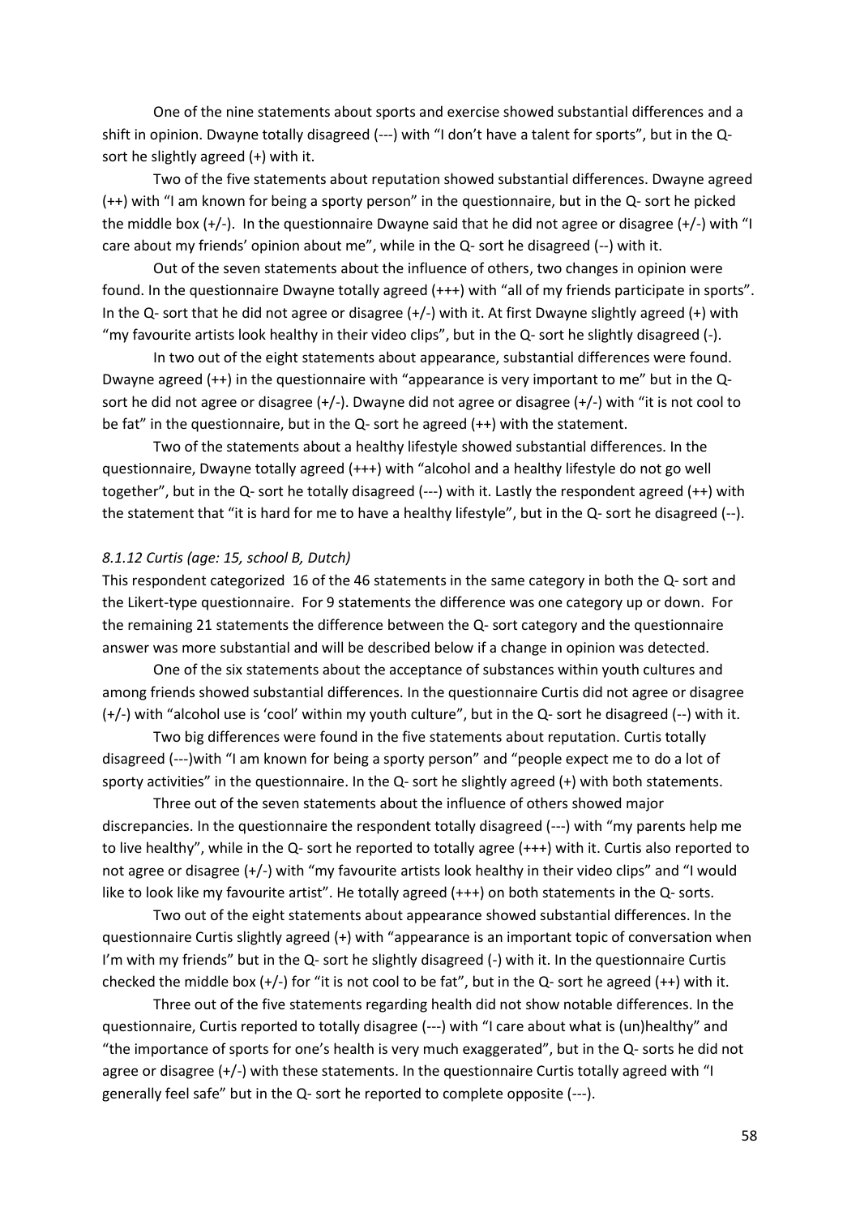One of the nine statements about sports and exercise showed substantial differences and a shift in opinion. Dwayne totally disagreed (---) with "I don't have a talent for sports", but in the Q-sort he slightly agreed (+) with it.

Two of the five statements about reputation showed substantial differences. Dwayne agreed (++) with "I am known for being a sporty person" in the questionnaire, but in the Q- sort he picked the middle box (+/-). In the questionnaire Dwayne said that he did not agree or disagree (+/-) with "I care about my friends' opinion about me", while in the Q- sort he disagreed (--) with it.

Out of the seven statements about the influence of others, two changes in opinion were found. In the questionnaire Dwayne totally agreed (+++) with "all of my friends participate in sports". In the Q- sort that he did not agree or disagree (+/-) with it. At first Dwayne slightly agreed (+) with "my favourite artists look healthy in their video clips", but in the Q- sort he slightly disagreed (-).

In two out of the eight statements about appearance, substantial differences were found. Dwayne agreed (++) in the questionnaire with "appearance is very important to me" but in the Q-sort he did not agree or disagree (+/-). Dwayne did not agree or disagree (+/-) with "it is not cool to be fat" in the questionnaire, but in the Q- sort he agreed (++) with the statement.

Two of the statements about a healthy lifestyle showed substantial differences. In the questionnaire, Dwayne totally agreed (+++) with "alcohol and a healthy lifestyle do not go well together", but in the Q- sort he totally disagreed (---) with it. Lastly the respondent agreed (++) with the statement that "it is hard for me to have a healthy lifestyle", but in the Q- sort he disagreed (--).

*8.1.12 Curtis (age: 15, school B, Dutch)*

This respondent categorized 16 of the 46 statements in the same category in both the Q- sort and the Likert-type questionnaire. For 9 statements the difference was one category up or down. For the remaining 21 statements the difference between the Q- sort category and the questionnaire answer was more substantial and will be described below if a change in opinion was detected.

One of the six statements about the acceptance of substances within youth cultures and among friends showed substantial differences. In the questionnaire Curtis did not agree or disagree (+/-) with "alcohol use is 'cool' within my youth culture", but in the Q- sort he disagreed (--) with it.

Two big differences were found in the five statements about reputation. Curtis totally disagreed (---)with "I am known for being a sporty person" and "people expect me to do a lot of sporty activities" in the questionnaire. In the Q- sort he slightly agreed (+) with both statements.

Three out of the seven statements about the influence of others showed major discrepancies. In the questionnaire the respondent totally disagreed (---) with "my parents help me to live healthy", while in the Q- sort he reported to totally agree (+++) with it. Curtis also reported to not agree or disagree (+/-) with "my favourite artists look healthy in their video clips" and "I would like to look like my favourite artist". He totally agreed (+++) on both statements in the Q- sorts.

Two out of the eight statements about appearance showed substantial differences. In the questionnaire Curtis slightly agreed (+) with "appearance is an important topic of conversation when I'm with my friends" but in the Q- sort he slightly disagreed (-) with it. In the questionnaire Curtis checked the middle box (+/-) for "it is not cool to be fat", but in the Q- sort he agreed (++) with it.

Three out of the five statements regarding health did not show notable differences. In the questionnaire, Curtis reported to totally disagree (---) with "I care about what is (un)healthy" and "the importance of sports for one's health is very much exaggerated", but in the Q- sorts he did not agree or disagree (+/-) with these statements. In the questionnaire Curtis totally agreed with "I generally feel safe" but in the Q- sort he reported to complete opposite (---).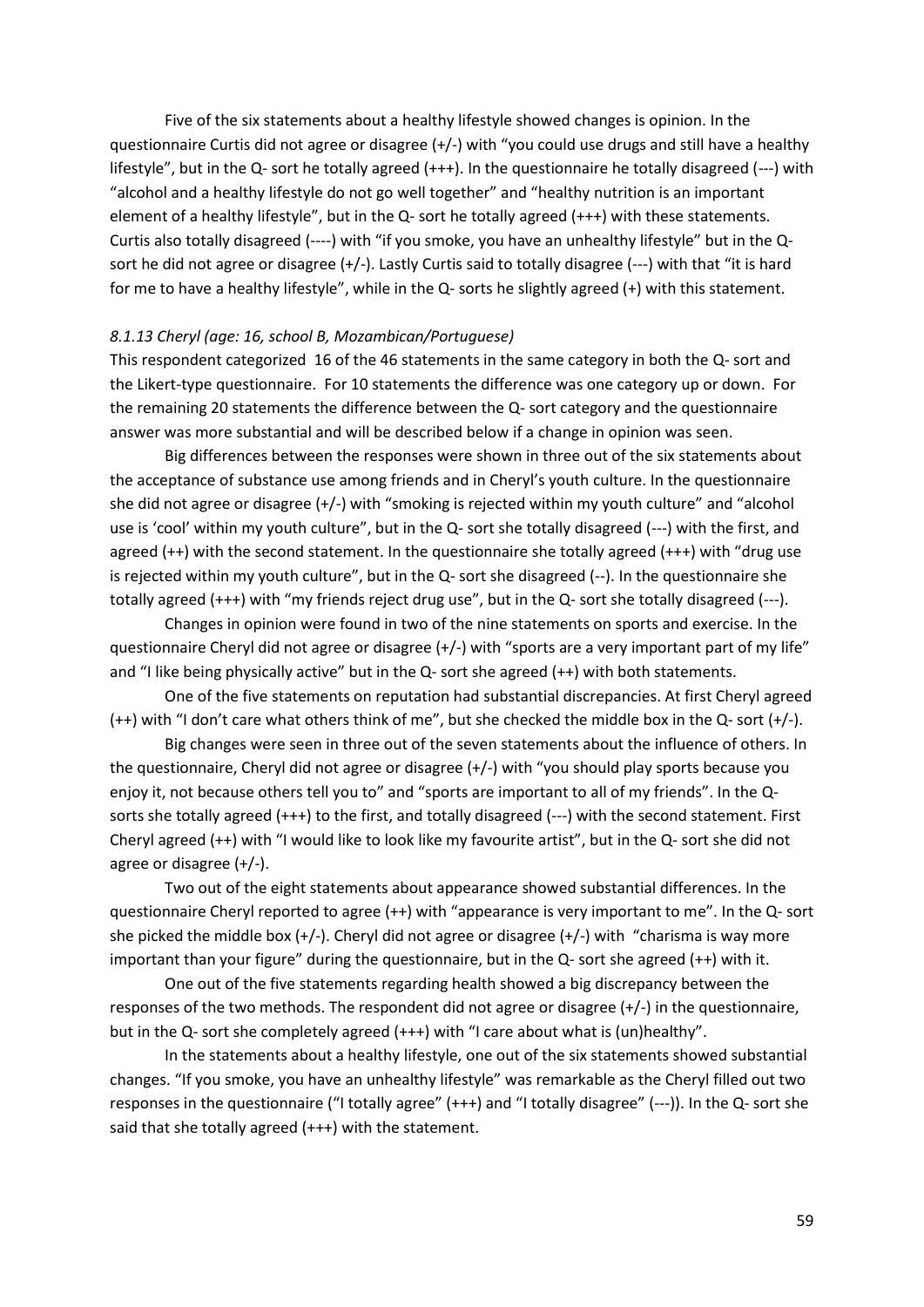Five of the six statements about a healthy lifestyle showed changes is opinion. In the questionnaire Curtis did not agree or disagree (+/-) with "you could use drugs and still have a healthy lifestyle", but in the Q- sort he totally agreed (+++). In the questionnaire he totally disagreed (---) with "alcohol and a healthy lifestyle do not go well together" and "healthy nutrition is an important element of a healthy lifestyle", but in the Q- sort he totally agreed (+++) with these statements. Curtis also totally disagreed (----) with "if you smoke, you have an unhealthy lifestyle" but in the Q-sort he did not agree or disagree (+/-). Lastly Curtis said to totally disagree (---) with that "it is hard for me to have a healthy lifestyle", while in the Q- sorts he slightly agreed (+) with this statement.

*8.1.13 Cheryl (age: 16, school B, Mozambican/Portuguese)*

This respondent categorized 16 of the 46 statements in the same category in both the Q- sort and the Likert-type questionnaire. For 10 statements the difference was one category up or down. For the remaining 20 statements the difference between the Q- sort category and the questionnaire answer was more substantial and will be described below if a change in opinion was seen.

Big differences between the responses were shown in three out of the six statements about the acceptance of substance use among friends and in Cheryl's youth culture. In the questionnaire she did not agree or disagree (+/-) with "smoking is rejected within my youth culture" and "alcohol use is 'cool' within my youth culture", but in the Q- sort she totally disagreed (---) with the first, and agreed (++) with the second statement. In the questionnaire she totally agreed (+++) with "drug use is rejected within my youth culture", but in the Q- sort she disagreed (--). In the questionnaire she totally agreed (+++) with "my friends reject drug use", but in the Q- sort she totally disagreed (---).

Changes in opinion were found in two of the nine statements on sports and exercise. In the questionnaire Cheryl did not agree or disagree (+/-) with "sports are a very important part of my life" and "I like being physically active" but in the Q- sort she agreed (++) with both statements.

One of the five statements on reputation had substantial discrepancies. At first Cheryl agreed (++) with "I don't care what others think of me", but she checked the middle box in the Q- sort (+/-).

Big changes were seen in three out of the seven statements about the influence of others. In the questionnaire, Cheryl did not agree or disagree (+/-) with "you should play sports because you enjoy it, not because others tell you to" and "sports are important to all of my friends". In the Q-sorts she totally agreed (+++) to the first, and totally disagreed (---) with the second statement. First Cheryl agreed (++) with "I would like to look like my favourite artist", but in the Q- sort she did not agree or disagree (+/-).

Two out of the eight statements about appearance showed substantial differences. In the questionnaire Cheryl reported to agree (++) with "appearance is very important to me". In the Q- sort she picked the middle box (+/-). Cheryl did not agree or disagree (+/-) with "charisma is way more important than your figure" during the questionnaire, but in the Q- sort she agreed (++) with it.

One out of the five statements regarding health showed a big discrepancy between the responses of the two methods. The respondent did not agree or disagree (+/-) in the questionnaire, but in the Q- sort she completely agreed (+++) with "I care about what is (un)healthy".

In the statements about a healthy lifestyle, one out of the six statements showed substantial changes. "If you smoke, you have an unhealthy lifestyle" was remarkable as the Cheryl filled out two responses in the questionnaire ("I totally agree" (+++) and "I totally disagree" (---)). In the Q- sort she said that she totally agreed (+++) with the statement.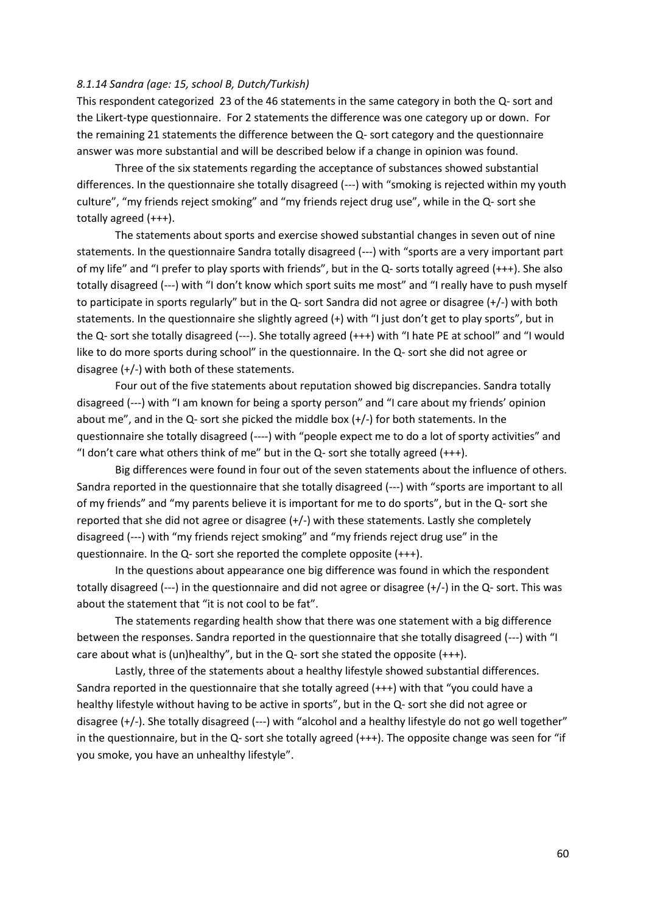#### *8.1.14 Sandra (age: 15, school B, Dutch/Turkish)*

This respondent categorized 23 of the 46 statements in the same category in both the Q- sort and the Likert-type questionnaire. For 2 statements the difference was one category up or down. For the remaining 21 statements the difference between the Q- sort category and the questionnaire answer was more substantial and will be described below if a change in opinion was found.

Three of the six statements regarding the acceptance of substances showed substantial differences. In the questionnaire she totally disagreed (---) with "smoking is rejected within my youth culture", "my friends reject smoking" and "my friends reject drug use", while in the Q- sort she totally agreed (+++).

The statements about sports and exercise showed substantial changes in seven out of nine statements. In the questionnaire Sandra totally disagreed (---) with "sports are a very important part of my life" and "I prefer to play sports with friends", but in the Q- sorts totally agreed (+++). She also totally disagreed (---) with "I don't know which sport suits me most" and "I really have to push myself to participate in sports regularly" but in the Q- sort Sandra did not agree or disagree (+/-) with both statements. In the questionnaire she slightly agreed (+) with "I just don't get to play sports", but in the Q- sort she totally disagreed (---). She totally agreed (+++) with "I hate PE at school" and "I would like to do more sports during school" in the questionnaire. In the Q- sort she did not agree or disagree (+/-) with both of these statements.

Four out of the five statements about reputation showed big discrepancies. Sandra totally disagreed (---) with "I am known for being a sporty person" and "I care about my friends' opinion about me", and in the Q- sort she picked the middle box (+/-) for both statements. In the questionnaire she totally disagreed (----) with "people expect me to do a lot of sporty activities" and "I don't care what others think of me" but in the Q- sort she totally agreed (+++).

Big differences were found in four out of the seven statements about the influence of others. Sandra reported in the questionnaire that she totally disagreed (---) with "sports are important to all of my friends" and "my parents believe it is important for me to do sports", but in the Q- sort she reported that she did not agree or disagree (+/-) with these statements. Lastly she completely disagreed (---) with "my friends reject smoking" and "my friends reject drug use" in the questionnaire. In the Q- sort she reported the complete opposite (+++).

In the questions about appearance one big difference was found in which the respondent totally disagreed (---) in the questionnaire and did not agree or disagree (+/-) in the Q- sort. This was about the statement that "it is not cool to be fat".

The statements regarding health show that there was one statement with a big difference between the responses. Sandra reported in the questionnaire that she totally disagreed (---) with "I care about what is (un)healthy", but in the Q- sort she stated the opposite (+++).

Lastly, three of the statements about a healthy lifestyle showed substantial differences. Sandra reported in the questionnaire that she totally agreed (+++) with that "you could have a healthy lifestyle without having to be active in sports", but in the Q- sort she did not agree or disagree (+/-). She totally disagreed (---) with "alcohol and a healthy lifestyle do not go well together" in the questionnaire, but in the Q- sort she totally agreed (+++). The opposite change was seen for "if you smoke, you have an unhealthy lifestyle".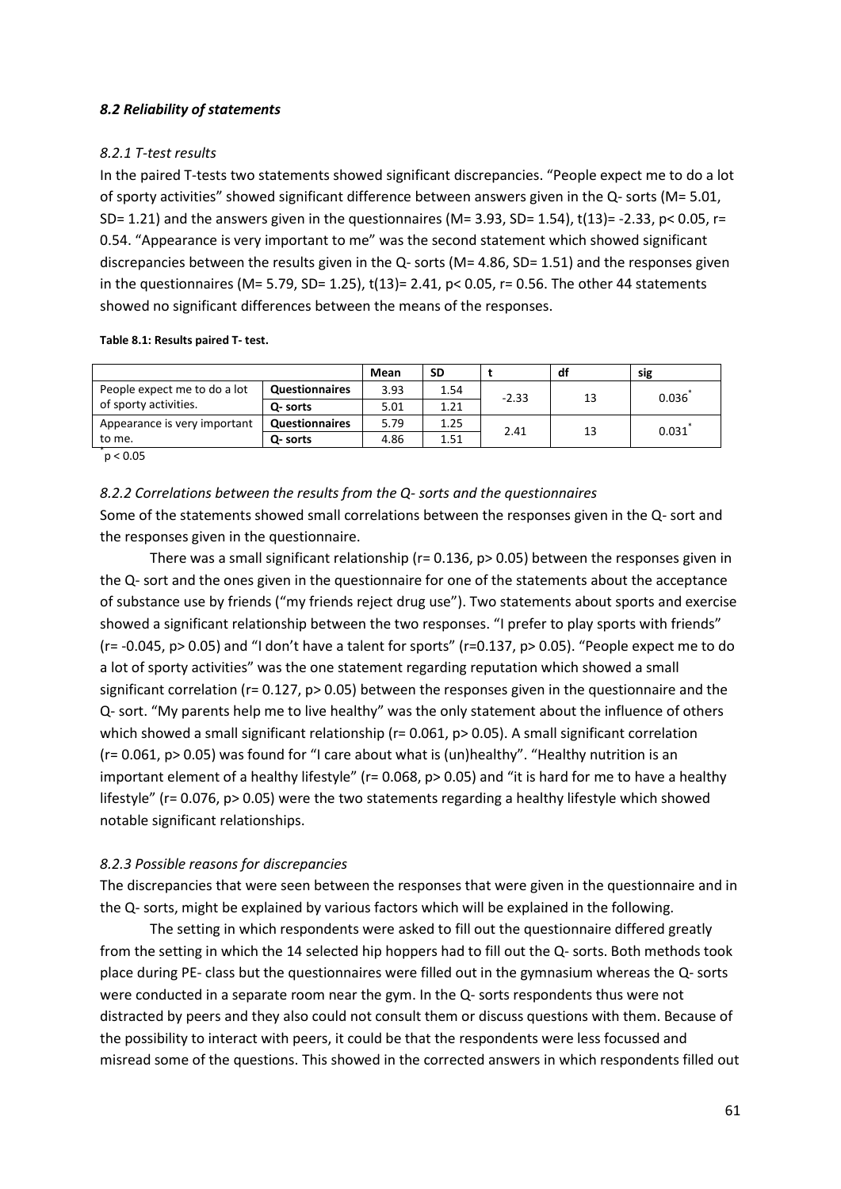### *8.2 Reliability of statements*

*8.2.1 T-test results*

In the paired T-tests two statements showed significant discrepancies. “People expect me to do a lot of sporty activities” showed significant difference between answers given in the Q- sorts ($M= 5.01$, $SD= 1.21$) and the answers given in the questionnaires ($M= 3.93$, $SD= 1.54$), $t(13)= -2.33$, $p< 0.05$, $r= 0.54$. “Appearance is very important to me” was the second statement which showed significant discrepancies between the results given in the Q- sorts ($M= 4.86$, $SD= 1.51$) and the responses given in the questionnaires ($M= 5.79$, $SD= 1.25$), $t(13)= 2.41$, $p< 0.05$, $r= 0.56$. The other 44 statements showed no significant differences between the means of the responses.

**Table 8.1: Results paired T- test.**

| | | Mean | SD | t | df | sig |
|---|---|---|---|---|---|---|
| People expect me to do a lot of sporty activities. | **Questionnaires** | 3.93 | 1.54 | -2.33 | 13 | 0.036* |
| | **Q- sorts** | 5.01 | 1.21 | | | |
| Appearance is very important to me. | **Questionnaires** | 5.79 | 1.25 | 2.41 | 13 | 0.031* |
| | **Q- sorts** | 4.86 | 1.51 | | | |

*$p < 0.05$

*8.2.2 Correlations between the results from the Q- sorts and the questionnaires*

Some of the statements showed small correlations between the responses given in the Q- sort and the responses given in the questionnaire.

There was a small significant relationship ($r= 0.136$, $p> 0.05$) between the responses given in the Q- sort and the ones given in the questionnaire for one of the statements about the acceptance of substance use by friends (“my friends reject drug use”). Two statements about sports and exercise showed a significant relationship between the two responses. “I prefer to play sports with friends” ($r= -0.045$, $p> 0.05$) and “I don’t have a talent for sports” ($r=0.137$, $p> 0.05$). “People expect me to do a lot of sporty activities” was the one statement regarding reputation which showed a small significant correlation ($r= 0.127$, $p> 0.05$) between the responses given in the questionnaire and the Q- sort. “My parents help me to live healthy” was the only statement about the influence of others which showed a small significant relationship ($r= 0.061$, $p> 0.05$). A small significant correlation ($r= 0.061$, $p> 0.05$) was found for “I care about what is (un)healthy”. “Healthy nutrition is an important element of a healthy lifestyle” ($r= 0.068$, $p> 0.05$) and “it is hard for me to have a healthy lifestyle” ($r= 0.076$, $p> 0.05$) were the two statements regarding a healthy lifestyle which showed notable significant relationships.

*8.2.3 Possible reasons for discrepancies*

The discrepancies that were seen between the responses that were given in the questionnaire and in the Q- sorts, might be explained by various factors which will be explained in the following.

The setting in which respondents were asked to fill out the questionnaire differed greatly from the setting in which the 14 selected hip hoppers had to fill out the Q- sorts. Both methods took place during PE- class but the questionnaires were filled out in the gymnasium whereas the Q- sorts were conducted in a separate room near the gym. In the Q- sorts respondents thus were not distracted by peers and they also could not consult them or discuss questions with them. Because of the possibility to interact with peers, it could be that the respondents were less focussed and misread some of the questions. This showed in the corrected answers in which respondents filled out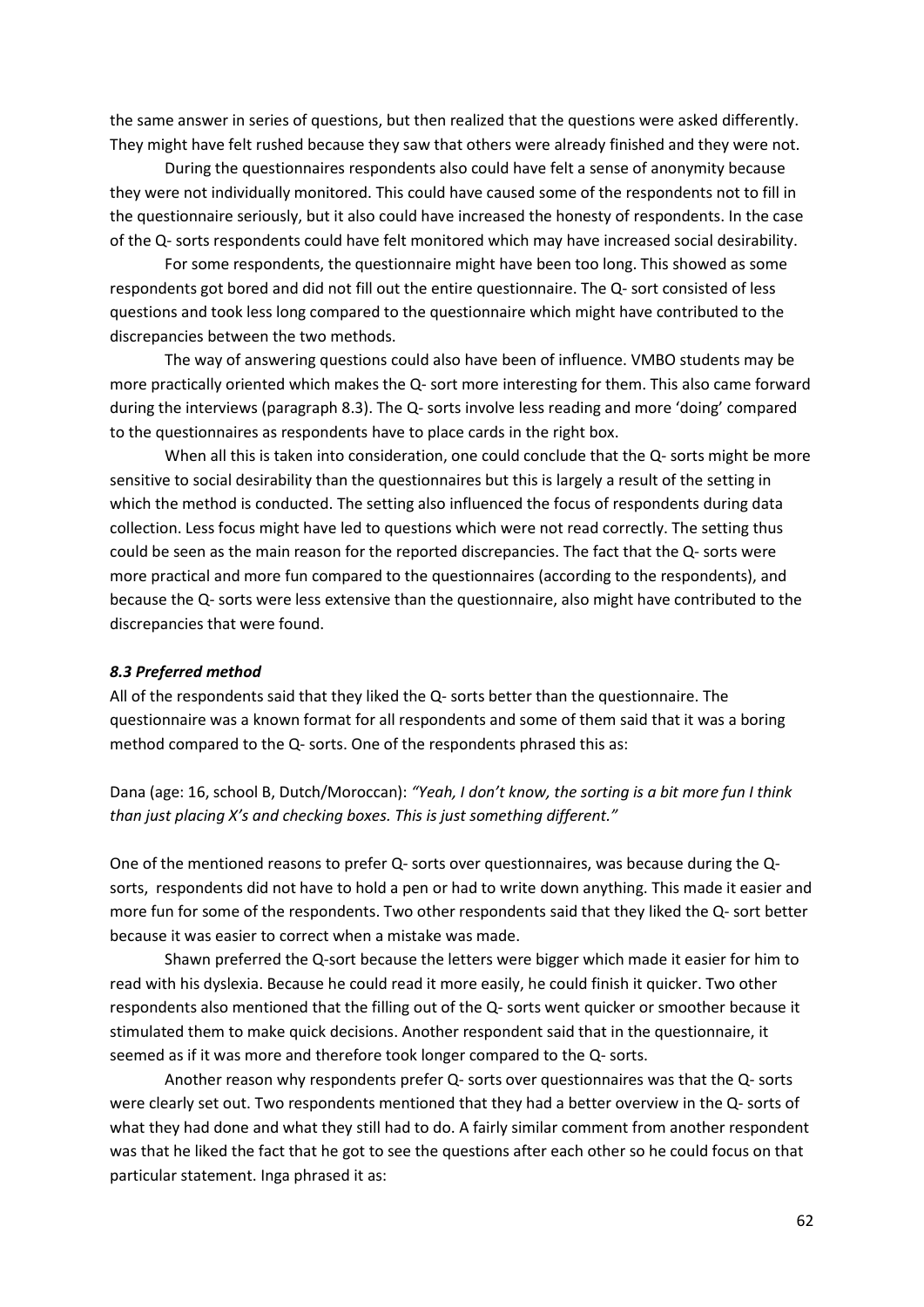the same answer in series of questions, but then realized that the questions were asked differently. They might have felt rushed because they saw that others were already finished and they were not.

During the questionnaires respondents also could have felt a sense of anonymity because they were not individually monitored. This could have caused some of the respondents not to fill in the questionnaire seriously, but it also could have increased the honesty of respondents. In the case of the Q- sorts respondents could have felt monitored which may have increased social desirability.

For some respondents, the questionnaire might have been too long. This showed as some respondents got bored and did not fill out the entire questionnaire. The Q- sort consisted of less questions and took less long compared to the questionnaire which might have contributed to the discrepancies between the two methods.

The way of answering questions could also have been of influence. VMBO students may be more practically oriented which makes the Q- sort more interesting for them. This also came forward during the interviews (paragraph 8.3). The Q- sorts involve less reading and more 'doing' compared to the questionnaires as respondents have to place cards in the right box.

When all this is taken into consideration, one could conclude that the Q- sorts might be more sensitive to social desirability than the questionnaires but this is largely a result of the setting in which the method is conducted. The setting also influenced the focus of respondents during data collection. Less focus might have led to questions which were not read correctly. The setting thus could be seen as the main reason for the reported discrepancies. The fact that the Q- sorts were more practical and more fun compared to the questionnaires (according to the respondents), and because the Q- sorts were less extensive than the questionnaire, also might have contributed to the discrepancies that were found.

### *8.3 Preferred method*

All of the respondents said that they liked the Q- sorts better than the questionnaire. The questionnaire was a known format for all respondents and some of them said that it was a boring method compared to the Q- sorts. One of the respondents phrased this as:

Dana (age: 16, school B, Dutch/Moroccan): *"Yeah, I don't know, the sorting is a bit more fun I think than just placing X's and checking boxes. This is just something different."*

One of the mentioned reasons to prefer Q- sorts over questionnaires, was because during the Q- sorts, respondents did not have to hold a pen or had to write down anything. This made it easier and more fun for some of the respondents. Two other respondents said that they liked the Q- sort better because it was easier to correct when a mistake was made.

Shawn preferred the Q-sort because the letters were bigger which made it easier for him to read with his dyslexia. Because he could read it more easily, he could finish it quicker. Two other respondents also mentioned that the filling out of the Q- sorts went quicker or smoother because it stimulated them to make quick decisions. Another respondent said that in the questionnaire, it seemed as if it was more and therefore took longer compared to the Q- sorts.

Another reason why respondents prefer Q- sorts over questionnaires was that the Q- sorts were clearly set out. Two respondents mentioned that they had a better overview in the Q- sorts of what they had done and what they still had to do. A fairly similar comment from another respondent was that he liked the fact that he got to see the questions after each other so he could focus on that particular statement. Inga phrased it as: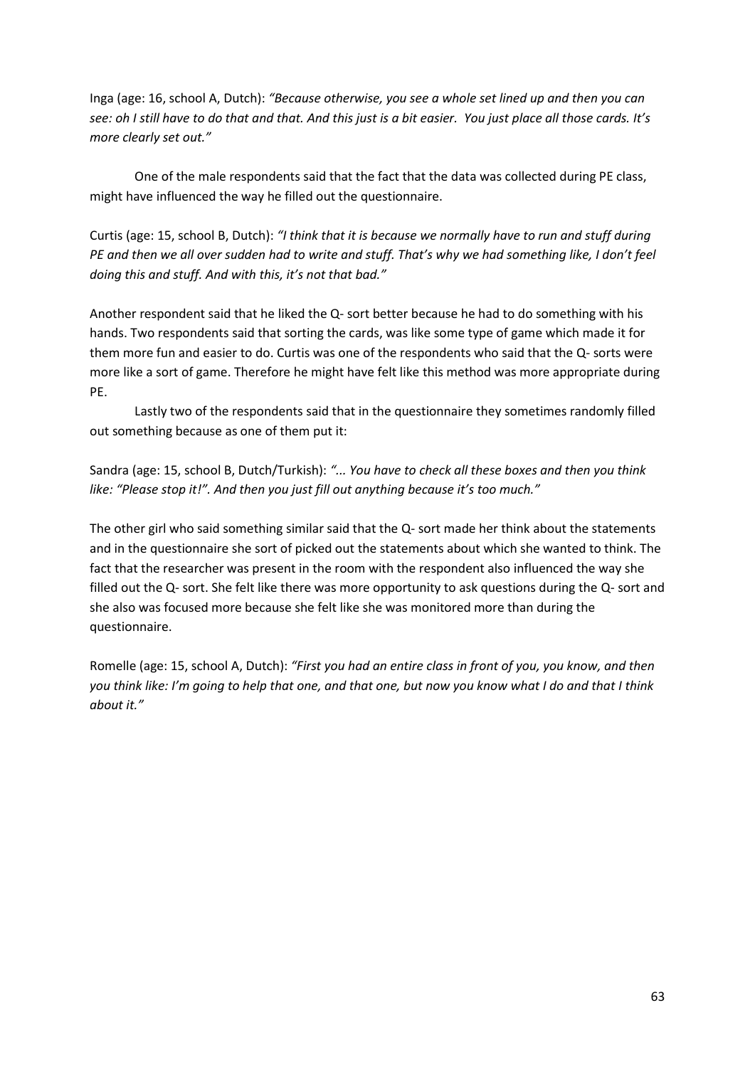Inga (age: 16, school A, Dutch): *"Because otherwise, you see a whole set lined up and then you can see: oh I still have to do that and that. And this just is a bit easier. You just place all those cards. It's more clearly set out."*

One of the male respondents said that the fact that the data was collected during PE class, might have influenced the way he filled out the questionnaire.

Curtis (age: 15, school B, Dutch): *"I think that it is because we normally have to run and stuff during PE and then we all over sudden had to write and stuff. That's why we had something like, I don't feel doing this and stuff. And with this, it's not that bad."*

Another respondent said that he liked the Q- sort better because he had to do something with his hands. Two respondents said that sorting the cards, was like some type of game which made it for them more fun and easier to do. Curtis was one of the respondents who said that the Q- sorts were more like a sort of game. Therefore he might have felt like this method was more appropriate during PE.

Lastly two of the respondents said that in the questionnaire they sometimes randomly filled out something because as one of them put it:

Sandra (age: 15, school B, Dutch/Turkish): *"... You have to check all these boxes and then you think like: "Please stop it!". And then you just fill out anything because it's too much."*

The other girl who said something similar said that the Q- sort made her think about the statements and in the questionnaire she sort of picked out the statements about which she wanted to think. The fact that the researcher was present in the room with the respondent also influenced the way she filled out the Q- sort. She felt like there was more opportunity to ask questions during the Q- sort and she also was focused more because she felt like she was monitored more than during the questionnaire.

Romelle (age: 15, school A, Dutch): *"First you had an entire class in front of you, you know, and then you think like: I'm going to help that one, and that one, but now you know what I do and that I think about it."*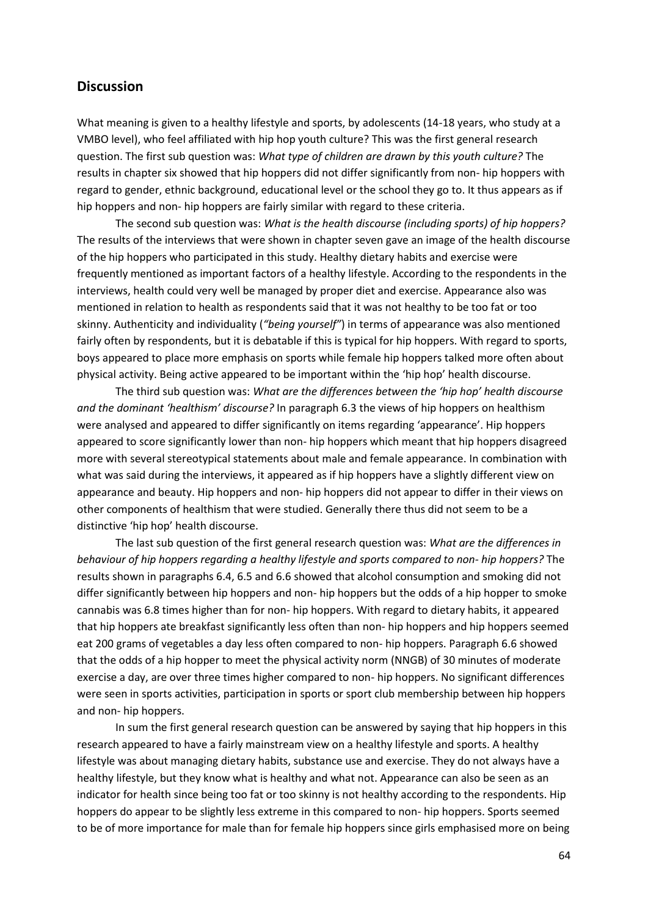## Discussion

What meaning is given to a healthy lifestyle and sports, by adolescents (14-18 years, who study at a VMBO level), who feel affiliated with hip hop youth culture? This was the first general research question. The first sub question was: *What type of children are drawn by this youth culture?* The results in chapter six showed that hip hoppers did not differ significantly from non- hip hoppers with regard to gender, ethnic background, educational level or the school they go to. It thus appears as if hip hoppers and non- hip hoppers are fairly similar with regard to these criteria.

The second sub question was: *What is the health discourse (including sports) of hip hoppers?* The results of the interviews that were shown in chapter seven gave an image of the health discourse of the hip hoppers who participated in this study. Healthy dietary habits and exercise were frequently mentioned as important factors of a healthy lifestyle. According to the respondents in the interviews, health could very well be managed by proper diet and exercise. Appearance also was mentioned in relation to health as respondents said that it was not healthy to be too fat or too skinny. Authenticity and individuality (*"being yourself"*) in terms of appearance was also mentioned fairly often by respondents, but it is debatable if this is typical for hip hoppers. With regard to sports, boys appeared to place more emphasis on sports while female hip hoppers talked more often about physical activity. Being active appeared to be important within the 'hip hop' health discourse.

The third sub question was: *What are the differences between the 'hip hop' health discourse and the dominant 'healthism' discourse?* In paragraph 6.3 the views of hip hoppers on healthism were analysed and appeared to differ significantly on items regarding 'appearance'. Hip hoppers appeared to score significantly lower than non- hip hoppers which meant that hip hoppers disagreed more with several stereotypical statements about male and female appearance. In combination with what was said during the interviews, it appeared as if hip hoppers have a slightly different view on appearance and beauty. Hip hoppers and non- hip hoppers did not appear to differ in their views on other components of healthism that were studied. Generally there thus did not seem to be a distinctive 'hip hop' health discourse.

The last sub question of the first general research question was: *What are the differences in behaviour of hip hoppers regarding a healthy lifestyle and sports compared to non- hip hoppers?* The results shown in paragraphs 6.4, 6.5 and 6.6 showed that alcohol consumption and smoking did not differ significantly between hip hoppers and non- hip hoppers but the odds of a hip hopper to smoke cannabis was 6.8 times higher than for non- hip hoppers. With regard to dietary habits, it appeared that hip hoppers ate breakfast significantly less often than non- hip hoppers and hip hoppers seemed eat 200 grams of vegetables a day less often compared to non- hip hoppers. Paragraph 6.6 showed that the odds of a hip hopper to meet the physical activity norm (NNGB) of 30 minutes of moderate exercise a day, are over three times higher compared to non- hip hoppers. No significant differences were seen in sports activities, participation in sports or sport club membership between hip hoppers and non- hip hoppers.

In sum the first general research question can be answered by saying that hip hoppers in this research appeared to have a fairly mainstream view on a healthy lifestyle and sports. A healthy lifestyle was about managing dietary habits, substance use and exercise. They do not always have a healthy lifestyle, but they know what is healthy and what not. Appearance can also be seen as an indicator for health since being too fat or too skinny is not healthy according to the respondents. Hip hoppers do appear to be slightly less extreme in this compared to non- hip hoppers. Sports seemed to be of more importance for male than for female hip hoppers since girls emphasised more on being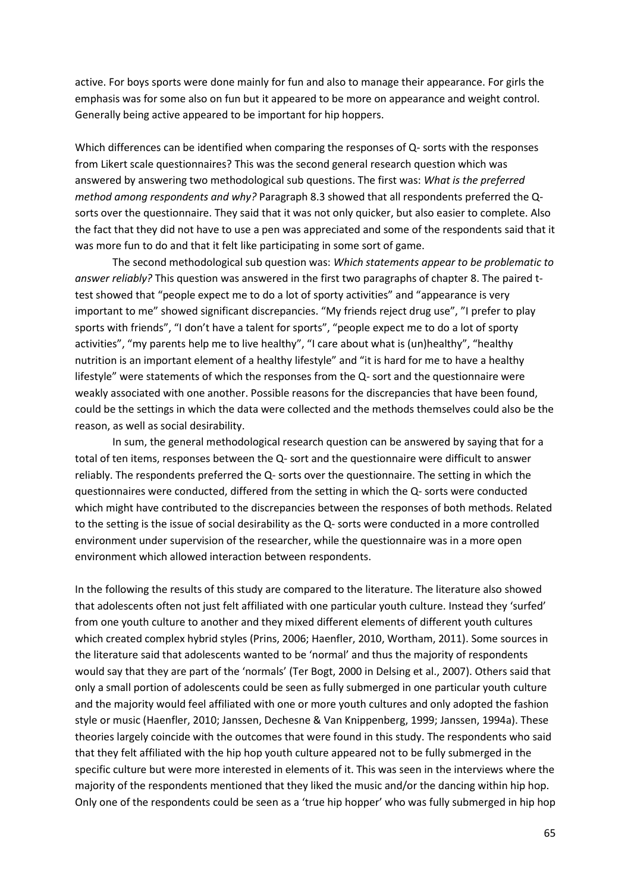active. For boys sports were done mainly for fun and also to manage their appearance. For girls the emphasis was for some also on fun but it appeared to be more on appearance and weight control. Generally being active appeared to be important for hip hoppers.

Which differences can be identified when comparing the responses of Q- sorts with the responses from Likert scale questionnaires? This was the second general research question which was answered by answering two methodological sub questions. The first was: *What is the preferred method among respondents and why?* Paragraph 8.3 showed that all respondents preferred the Q- sorts over the questionnaire. They said that it was not only quicker, but also easier to complete. Also the fact that they did not have to use a pen was appreciated and some of the respondents said that it was more fun to do and that it felt like participating in some sort of game.

The second methodological sub question was: *Which statements appear to be problematic to answer reliably?* This question was answered in the first two paragraphs of chapter 8. The paired t-test showed that "people expect me to do a lot of sporty activities" and "appearance is very important to me" showed significant discrepancies. "My friends reject drug use", "I prefer to play sports with friends", "I don't have a talent for sports", "people expect me to do a lot of sporty activities", "my parents help me to live healthy", "I care about what is (un)healthy", "healthy nutrition is an important element of a healthy lifestyle" and "it is hard for me to have a healthy lifestyle" were statements of which the responses from the Q- sort and the questionnaire were weakly associated with one another. Possible reasons for the discrepancies that have been found, could be the settings in which the data were collected and the methods themselves could also be the reason, as well as social desirability.

In sum, the general methodological research question can be answered by saying that for a total of ten items, responses between the Q- sort and the questionnaire were difficult to answer reliably. The respondents preferred the Q- sorts over the questionnaire. The setting in which the questionnaires were conducted, differed from the setting in which the Q- sorts were conducted which might have contributed to the discrepancies between the responses of both methods. Related to the setting is the issue of social desirability as the Q- sorts were conducted in a more controlled environment under supervision of the researcher, while the questionnaire was in a more open environment which allowed interaction between respondents.

In the following the results of this study are compared to the literature. The literature also showed that adolescents often not just felt affiliated with one particular youth culture. Instead they 'surfed' from one youth culture to another and they mixed different elements of different youth cultures which created complex hybrid styles (Prins, 2006; Haenfler, 2010, Wortham, 2011). Some sources in the literature said that adolescents wanted to be 'normal' and thus the majority of respondents would say that they are part of the 'normals' (Ter Bogt, 2000 in Delsing et al., 2007). Others said that only a small portion of adolescents could be seen as fully submerged in one particular youth culture and the majority would feel affiliated with one or more youth cultures and only adopted the fashion style or music (Haenfler, 2010; Janssen, Dechesne & Van Knippenberg, 1999; Janssen, 1994a). These theories largely coincide with the outcomes that were found in this study. The respondents who said that they felt affiliated with the hip hop youth culture appeared not to be fully submerged in the specific culture but were more interested in elements of it. This was seen in the interviews where the majority of the respondents mentioned that they liked the music and/or the dancing within hip hop. Only one of the respondents could be seen as a 'true hip hopper' who was fully submerged in hip hop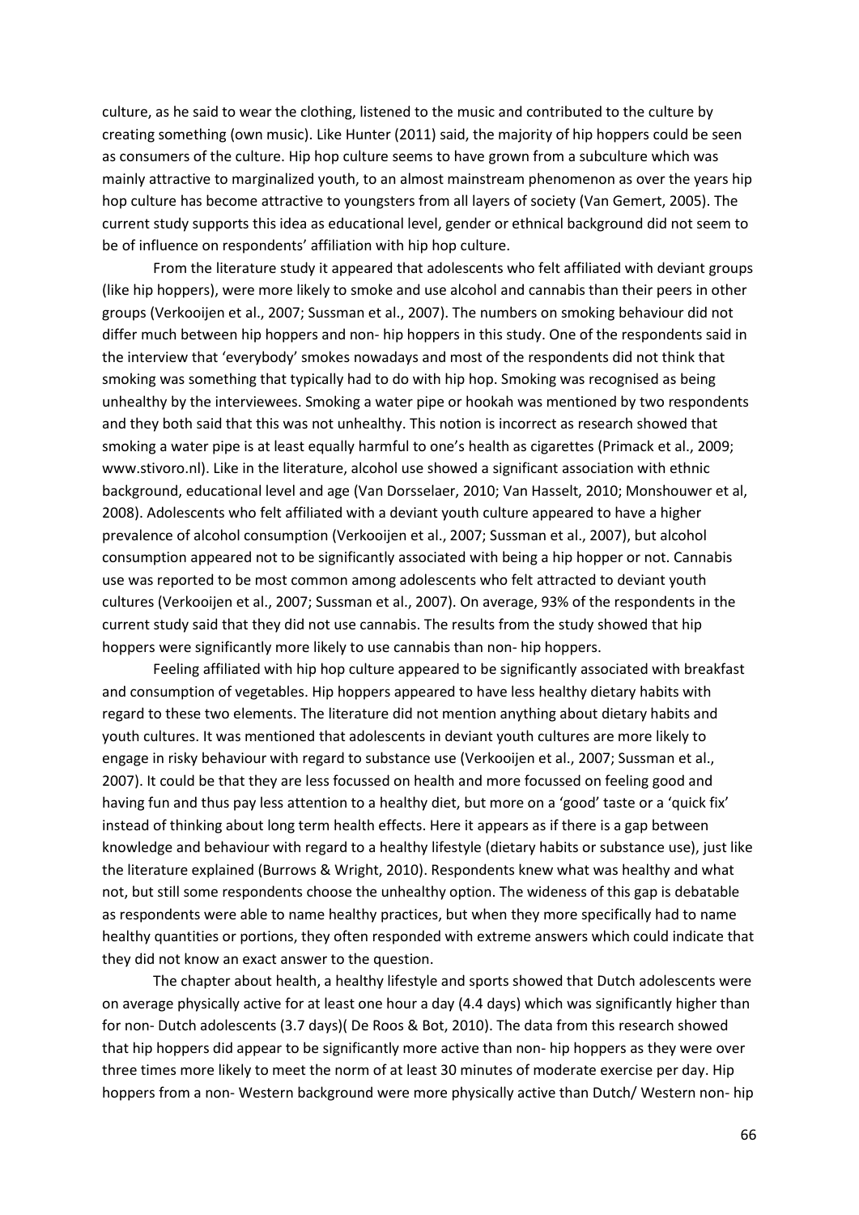culture, as he said to wear the clothing, listened to the music and contributed to the culture by creating something (own music). Like Hunter (2011) said, the majority of hip hoppers could be seen as consumers of the culture. Hip hop culture seems to have grown from a subculture which was mainly attractive to marginalized youth, to an almost mainstream phenomenon as over the years hip hop culture has become attractive to youngsters from all layers of society (Van Gemert, 2005). The current study supports this idea as educational level, gender or ethnical background did not seem to be of influence on respondents' affiliation with hip hop culture.

From the literature study it appeared that adolescents who felt affiliated with deviant groups (like hip hoppers), were more likely to smoke and use alcohol and cannabis than their peers in other groups (Verkooijen et al., 2007; Sussman et al., 2007). The numbers on smoking behaviour did not differ much between hip hoppers and non- hip hoppers in this study. One of the respondents said in the interview that 'everybody' smokes nowadays and most of the respondents did not think that smoking was something that typically had to do with hip hop. Smoking was recognised as being unhealthy by the interviewees. Smoking a water pipe or hookah was mentioned by two respondents and they both said that this was not unhealthy. This notion is incorrect as research showed that smoking a water pipe is at least equally harmful to one's health as cigarettes (Primack et al., 2009; www.stivoro.nl). Like in the literature, alcohol use showed a significant association with ethnic background, educational level and age (Van Dorsselaer, 2010; Van Hasselt, 2010; Monshouwer et al, 2008). Adolescents who felt affiliated with a deviant youth culture appeared to have a higher prevalence of alcohol consumption (Verkooijen et al., 2007; Sussman et al., 2007), but alcohol consumption appeared not to be significantly associated with being a hip hopper or not. Cannabis use was reported to be most common among adolescents who felt attracted to deviant youth cultures (Verkooijen et al., 2007; Sussman et al., 2007). On average, 93% of the respondents in the current study said that they did not use cannabis. The results from the study showed that hip hoppers were significantly more likely to use cannabis than non- hip hoppers.

Feeling affiliated with hip hop culture appeared to be significantly associated with breakfast and consumption of vegetables. Hip hoppers appeared to have less healthy dietary habits with regard to these two elements. The literature did not mention anything about dietary habits and youth cultures. It was mentioned that adolescents in deviant youth cultures are more likely to engage in risky behaviour with regard to substance use (Verkooijen et al., 2007; Sussman et al., 2007). It could be that they are less focussed on health and more focussed on feeling good and having fun and thus pay less attention to a healthy diet, but more on a 'good' taste or a 'quick fix' instead of thinking about long term health effects. Here it appears as if there is a gap between knowledge and behaviour with regard to a healthy lifestyle (dietary habits or substance use), just like the literature explained (Burrows & Wright, 2010). Respondents knew what was healthy and what not, but still some respondents choose the unhealthy option. The wideness of this gap is debatable as respondents were able to name healthy practices, but when they more specifically had to name healthy quantities or portions, they often responded with extreme answers which could indicate that they did not know an exact answer to the question.

The chapter about health, a healthy lifestyle and sports showed that Dutch adolescents were on average physically active for at least one hour a day (4.4 days) which was significantly higher than for non- Dutch adolescents (3.7 days)( De Roos & Bot, 2010). The data from this research showed that hip hoppers did appear to be significantly more active than non- hip hoppers as they were over three times more likely to meet the norm of at least 30 minutes of moderate exercise per day. Hip hoppers from a non- Western background were more physically active than Dutch/ Western non- hip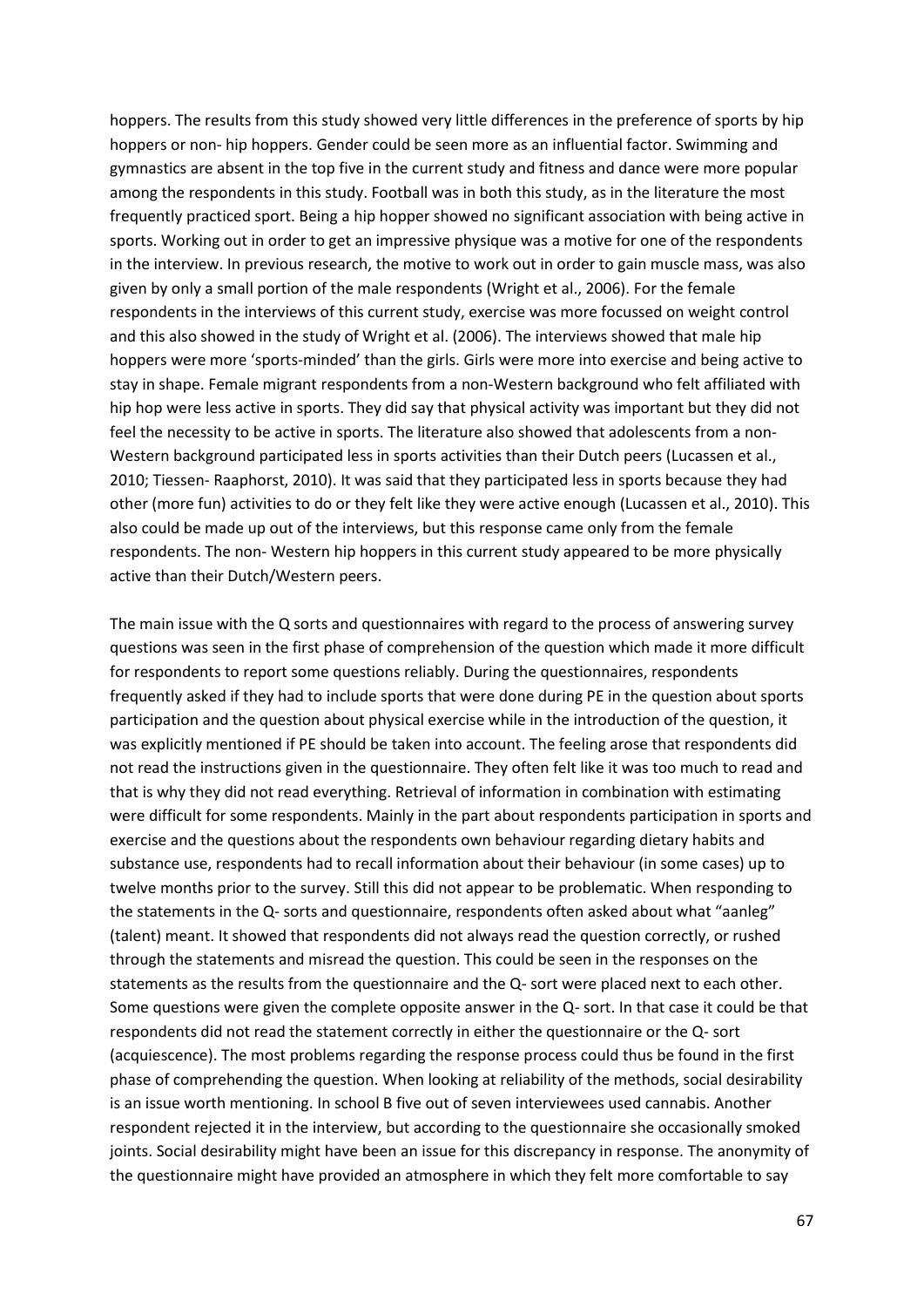hoppers. The results from this study showed very little differences in the preference of sports by hip hoppers or non- hip hoppers. Gender could be seen more as an influential factor. Swimming and gymnastics are absent in the top five in the current study and fitness and dance were more popular among the respondents in this study. Football was in both this study, as in the literature the most frequently practiced sport. Being a hip hopper showed no significant association with being active in sports. Working out in order to get an impressive physique was a motive for one of the respondents in the interview. In previous research, the motive to work out in order to gain muscle mass, was also given by only a small portion of the male respondents (Wright et al., 2006). For the female respondents in the interviews of this current study, exercise was more focussed on weight control and this also showed in the study of Wright et al. (2006). The interviews showed that male hip hoppers were more 'sports-minded' than the girls. Girls were more into exercise and being active to stay in shape. Female migrant respondents from a non-Western background who felt affiliated with hip hop were less active in sports. They did say that physical activity was important but they did not feel the necessity to be active in sports. The literature also showed that adolescents from a non-Western background participated less in sports activities than their Dutch peers (Lucassen et al., 2010; Tiessen- Raaphorst, 2010). It was said that they participated less in sports because they had other (more fun) activities to do or they felt like they were active enough (Lucassen et al., 2010). This also could be made up out of the interviews, but this response came only from the female respondents. The non- Western hip hoppers in this current study appeared to be more physically active than their Dutch/Western peers.

The main issue with the Q sorts and questionnaires with regard to the process of answering survey questions was seen in the first phase of comprehension of the question which made it more difficult for respondents to report some questions reliably. During the questionnaires, respondents frequently asked if they had to include sports that were done during PE in the question about sports participation and the question about physical exercise while in the introduction of the question, it was explicitly mentioned if PE should be taken into account. The feeling arose that respondents did not read the instructions given in the questionnaire. They often felt like it was too much to read and that is why they did not read everything. Retrieval of information in combination with estimating were difficult for some respondents. Mainly in the part about respondents participation in sports and exercise and the questions about the respondents own behaviour regarding dietary habits and substance use, respondents had to recall information about their behaviour (in some cases) up to twelve months prior to the survey. Still this did not appear to be problematic. When responding to the statements in the Q- sorts and questionnaire, respondents often asked about what "aanleg" (talent) meant. It showed that respondents did not always read the question correctly, or rushed through the statements and misread the question. This could be seen in the responses on the statements as the results from the questionnaire and the Q- sort were placed next to each other. Some questions were given the complete opposite answer in the Q- sort. In that case it could be that respondents did not read the statement correctly in either the questionnaire or the Q- sort (acquiescence). The most problems regarding the response process could thus be found in the first phase of comprehending the question. When looking at reliability of the methods, social desirability is an issue worth mentioning. In school B five out of seven interviewees used cannabis. Another respondent rejected it in the interview, but according to the questionnaire she occasionally smoked joints. Social desirability might have been an issue for this discrepancy in response. The anonymity of the questionnaire might have provided an atmosphere in which they felt more comfortable to say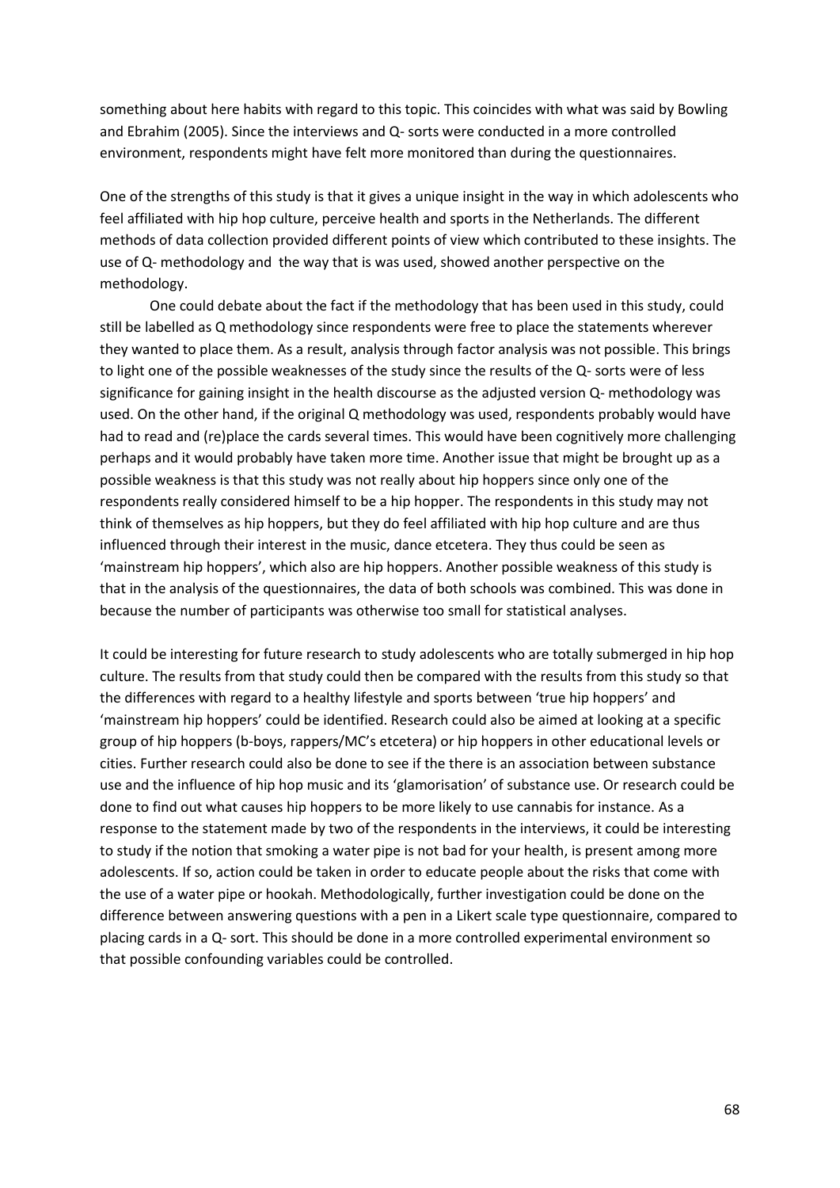something about here habits with regard to this topic. This coincides with what was said by Bowling and Ebrahim (2005). Since the interviews and Q- sorts were conducted in a more controlled environment, respondents might have felt more monitored than during the questionnaires.

One of the strengths of this study is that it gives a unique insight in the way in which adolescents who feel affiliated with hip hop culture, perceive health and sports in the Netherlands. The different methods of data collection provided different points of view which contributed to these insights. The use of Q- methodology and the way that is was used, showed another perspective on the methodology.

One could debate about the fact if the methodology that has been used in this study, could still be labelled as Q methodology since respondents were free to place the statements wherever they wanted to place them. As a result, analysis through factor analysis was not possible. This brings to light one of the possible weaknesses of the study since the results of the Q- sorts were of less significance for gaining insight in the health discourse as the adjusted version Q- methodology was used. On the other hand, if the original Q methodology was used, respondents probably would have had to read and (re)place the cards several times. This would have been cognitively more challenging perhaps and it would probably have taken more time. Another issue that might be brought up as a possible weakness is that this study was not really about hip hoppers since only one of the respondents really considered himself to be a hip hopper. The respondents in this study may not think of themselves as hip hoppers, but they do feel affiliated with hip hop culture and are thus influenced through their interest in the music, dance etcetera. They thus could be seen as 'mainstream hip hoppers', which also are hip hoppers. Another possible weakness of this study is that in the analysis of the questionnaires, the data of both schools was combined. This was done in because the number of participants was otherwise too small for statistical analyses.

It could be interesting for future research to study adolescents who are totally submerged in hip hop culture. The results from that study could then be compared with the results from this study so that the differences with regard to a healthy lifestyle and sports between 'true hip hoppers' and 'mainstream hip hoppers' could be identified. Research could also be aimed at looking at a specific group of hip hoppers (b-boys, rappers/MC's etcetera) or hip hoppers in other educational levels or cities. Further research could also be done to see if the there is an association between substance use and the influence of hip hop music and its 'glamorisation' of substance use. Or research could be done to find out what causes hip hoppers to be more likely to use cannabis for instance. As a response to the statement made by two of the respondents in the interviews, it could be interesting to study if the notion that smoking a water pipe is not bad for your health, is present among more adolescents. If so, action could be taken in order to educate people about the risks that come with the use of a water pipe or hookah. Methodologically, further investigation could be done on the difference between answering questions with a pen in a Likert scale type questionnaire, compared to placing cards in a Q- sort. This should be done in a more controlled experimental environment so that possible confounding variables could be controlled.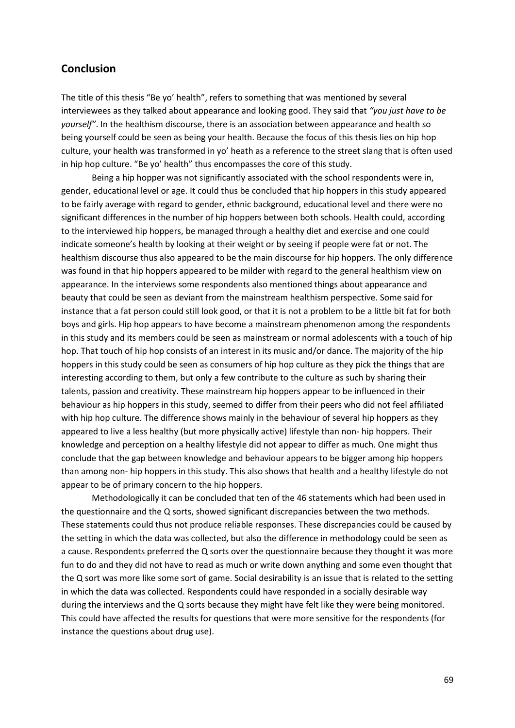## Conclusion

The title of this thesis "Be yo' health", refers to something that was mentioned by several interviewees as they talked about appearance and looking good. They said that *"you just have to be yourself"*. In the healthism discourse, there is an association between appearance and health so being yourself could be seen as being your health. Because the focus of this thesis lies on hip hop culture, your health was transformed in yo' heath as a reference to the street slang that is often used in hip hop culture. "Be yo' health" thus encompasses the core of this study.

Being a hip hopper was not significantly associated with the school respondents were in, gender, educational level or age. It could thus be concluded that hip hoppers in this study appeared to be fairly average with regard to gender, ethnic background, educational level and there were no significant differences in the number of hip hoppers between both schools. Health could, according to the interviewed hip hoppers, be managed through a healthy diet and exercise and one could indicate someone's health by looking at their weight or by seeing if people were fat or not. The healthism discourse thus also appeared to be the main discourse for hip hoppers. The only difference was found in that hip hoppers appeared to be milder with regard to the general healthism view on appearance. In the interviews some respondents also mentioned things about appearance and beauty that could be seen as deviant from the mainstream healthism perspective. Some said for instance that a fat person could still look good, or that it is not a problem to be a little bit fat for both boys and girls. Hip hop appears to have become a mainstream phenomenon among the respondents in this study and its members could be seen as mainstream or normal adolescents with a touch of hip hop. That touch of hip hop consists of an interest in its music and/or dance. The majority of the hip hoppers in this study could be seen as consumers of hip hop culture as they pick the things that are interesting according to them, but only a few contribute to the culture as such by sharing their talents, passion and creativity. These mainstream hip hoppers appear to be influenced in their behaviour as hip hoppers in this study, seemed to differ from their peers who did not feel affiliated with hip hop culture. The difference shows mainly in the behaviour of several hip hoppers as they appeared to live a less healthy (but more physically active) lifestyle than non- hip hoppers. Their knowledge and perception on a healthy lifestyle did not appear to differ as much. One might thus conclude that the gap between knowledge and behaviour appears to be bigger among hip hoppers than among non- hip hoppers in this study. This also shows that health and a healthy lifestyle do not appear to be of primary concern to the hip hoppers.

Methodologically it can be concluded that ten of the 46 statements which had been used in the questionnaire and the Q sorts, showed significant discrepancies between the two methods. These statements could thus not produce reliable responses. These discrepancies could be caused by the setting in which the data was collected, but also the difference in methodology could be seen as a cause. Respondents preferred the Q sorts over the questionnaire because they thought it was more fun to do and they did not have to read as much or write down anything and some even thought that the Q sort was more like some sort of game. Social desirability is an issue that is related to the setting in which the data was collected. Respondents could have responded in a socially desirable way during the interviews and the Q sorts because they might have felt like they were being monitored. This could have affected the results for questions that were more sensitive for the respondents (for instance the questions about drug use).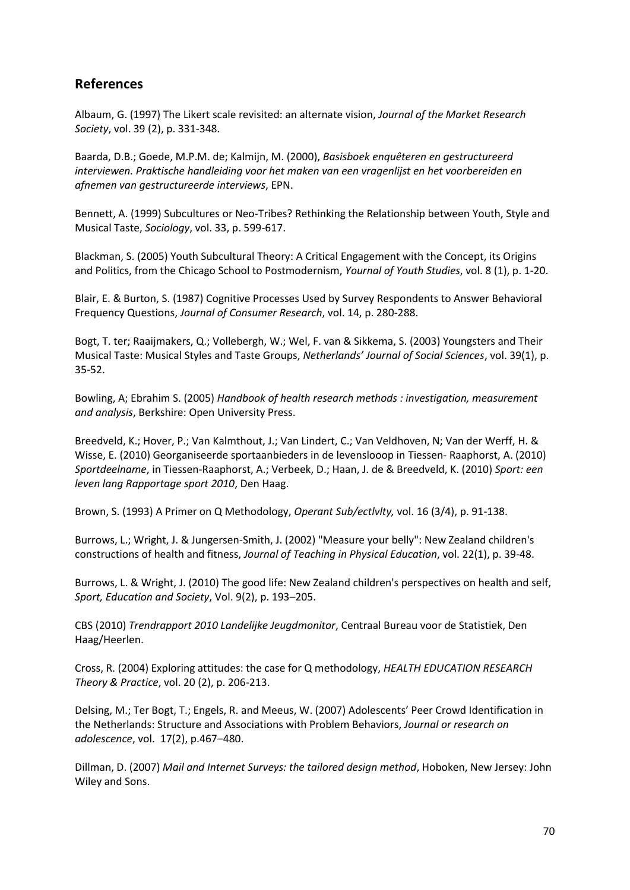## References

Albaum, G. (1997) The Likert scale revisited: an alternate vision, *Journal of the Market Research Society*, vol. 39 (2), p. 331-348.

Baarda, D.B.; Goede, M.P.M. de; Kalmijn, M. (2000), *Basisboek enquêteren en gestructureerd interviewen. Praktische handleiding voor het maken van een vragenlijst en het voorbereiden en afnemen van gestructureerde interviews*, EPN.

Bennett, A. (1999) Subcultures or Neo-Tribes? Rethinking the Relationship between Youth, Style and Musical Taste, *Sociology*, vol. 33, p. 599-617.

Blackman, S. (2005) Youth Subcultural Theory: A Critical Engagement with the Concept, its Origins and Politics, from the Chicago School to Postmodernism, *Yournal of Youth Studies*, vol. 8 (1), p. 1-20.

Blair, E. & Burton, S. (1987) Cognitive Processes Used by Survey Respondents to Answer Behavioral Frequency Questions, *Journal of Consumer Research*, vol. 14, p. 280-288.

Bogt, T. ter; Raaijmakers, Q.; Vollebergh, W.; Wel, F. van & Sikkema, S. (2003) Youngsters and Their Musical Taste: Musical Styles and Taste Groups, *Netherlands' Journal of Social Sciences*, vol. 39(1), p. 35-52.

Bowling, A; Ebrahim S. (2005) *Handbook of health research methods : investigation, measurement and analysis*, Berkshire: Open University Press.

Breedveld, K.; Hover, P.; Van Kalmthout, J.; Van Lindert, C.; Van Veldhoven, N; Van der Werff, H. & Wisse, E. (2010) Georganiseerde sportaanbieders in de levenslooop in Tiessen- Raaphorst, A. (2010) *Sportdeelname*, in Tiessen-Raaphorst, A.; Verbeek, D.; Haan, J. de & Breedveld, K. (2010) *Sport: een leven lang Rapportage sport 2010*, Den Haag.

Brown, S. (1993) A Primer on Q Methodology, *Operant Sub/ectlvlty,* vol. 16 (3/4), p. 91-138.

Burrows, L.; Wright, J. & Jungersen-Smith, J. (2002) "Measure your belly": New Zealand children's constructions of health and fitness, *Journal of Teaching in Physical Education*, vol. 22(1), p. 39-48.

Burrows, L. & Wright, J. (2010) The good life: New Zealand children's perspectives on health and self, *Sport, Education and Society*, Vol. 9(2), p. 193–205.

CBS (2010) *Trendrapport 2010 Landelijke Jeugdmonitor*, Centraal Bureau voor de Statistiek, Den Haag/Heerlen.

Cross, R. (2004) Exploring attitudes: the case for Q methodology, *HEALTH EDUCATION RESEARCH Theory & Practice*, vol. 20 (2), p. 206-213.

Delsing, M.; Ter Bogt, T.; Engels, R. and Meeus, W. (2007) Adolescents' Peer Crowd Identification in the Netherlands: Structure and Associations with Problem Behaviors, *Journal or research on adolescence*, vol. 17(2), p.467–480.

Dillman, D. (2007) *Mail and Internet Surveys: the tailored design method*, Hoboken, New Jersey: John Wiley and Sons.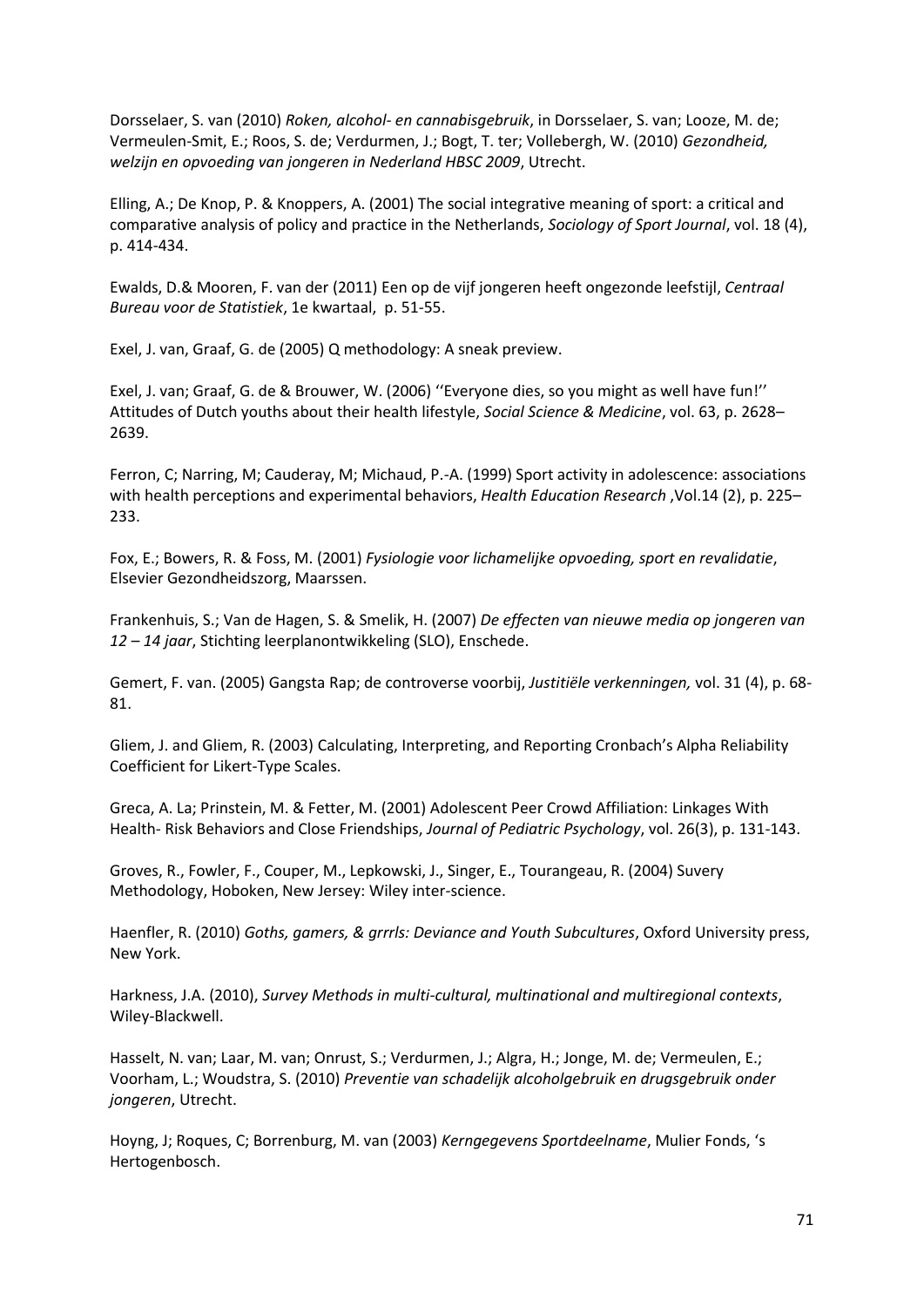Dorsselaer, S. van (2010) *Roken, alcohol- en cannabisgebruik*, in Dorsselaer, S. van; Looze, M. de; Vermeulen-Smit, E.; Roos, S. de; Verdurmen, J.; Bogt, T. ter; Vollebergh, W. (2010) *Gezondheid, welzijn en opvoeding van jongeren in Nederland HBSC 2009*, Utrecht.

Elling, A.; De Knop, P. & Knoppers, A. (2001) The social integrative meaning of sport: a critical and comparative analysis of policy and practice in the Netherlands, *Sociology of Sport Journal*, vol. 18 (4), p. 414-434.

Ewalds, D.& Mooren, F. van der (2011) Een op de vijf jongeren heeft ongezonde leefstijl, *Centraal Bureau voor de Statistiek*, 1e kwartaal, p. 51-55.

Exel, J. van, Graaf, G. de (2005) Q methodology: A sneak preview.

Exel, J. van; Graaf, G. de & Brouwer, W. (2006) ''Everyone dies, so you might as well have fun!'' Attitudes of Dutch youths about their health lifestyle, *Social Science & Medicine*, vol. 63, p. 2628–2639.

Ferron, C; Narring, M; Cauderay, M; Michaud, P.-A. (1999) Sport activity in adolescence: associations with health perceptions and experimental behaviors, *Health Education Research* ,Vol.14 (2), p. 225–233.

Fox, E.; Bowers, R. & Foss, M. (2001) *Fysiologie voor lichamelijke opvoeding, sport en revalidatie*, Elsevier Gezondheidszorg, Maarssen.

Frankenhuis, S.; Van de Hagen, S. & Smelik, H. (2007) *De effecten van nieuwe media op jongeren van 12 – 14 jaar*, Stichting leerplanontwikkeling (SLO), Enschede.

Gemert, F. van. (2005) Gangsta Rap; de controverse voorbij, *Justitiële verkenningen,* vol. 31 (4), p. 68-81.

Gliem, J. and Gliem, R. (2003) Calculating, Interpreting, and Reporting Cronbach's Alpha Reliability Coefficient for Likert-Type Scales.

Greca, A. La; Prinstein, M. & Fetter, M. (2001) Adolescent Peer Crowd Affiliation: Linkages With Health- Risk Behaviors and Close Friendships, *Journal of Pediatric Psychology*, vol. 26(3), p. 131-143.

Groves, R., Fowler, F., Couper, M., Lepkowski, J., Singer, E., Tourangeau, R. (2004) Suvery Methodology, Hoboken, New Jersey: Wiley inter-science.

Haenfler, R. (2010) *Goths, gamers, & grrrls: Deviance and Youth Subcultures*, Oxford University press, New York.

Harkness, J.A. (2010), *Survey Methods in multi-cultural, multinational and multiregional contexts*, Wiley-Blackwell.

Hasselt, N. van; Laar, M. van; Onrust, S.; Verdurmen, J.; Algra, H.; Jonge, M. de; Vermeulen, E.; Voorham, L.; Woudstra, S. (2010) *Preventie van schadelijk alcoholgebruik en drugsgebruik onder jongeren*, Utrecht.

Hoyng, J; Roques, C; Borrenburg, M. van (2003) *Kerngegevens Sportdeelname*, Mulier Fonds, 's Hertogenbosch.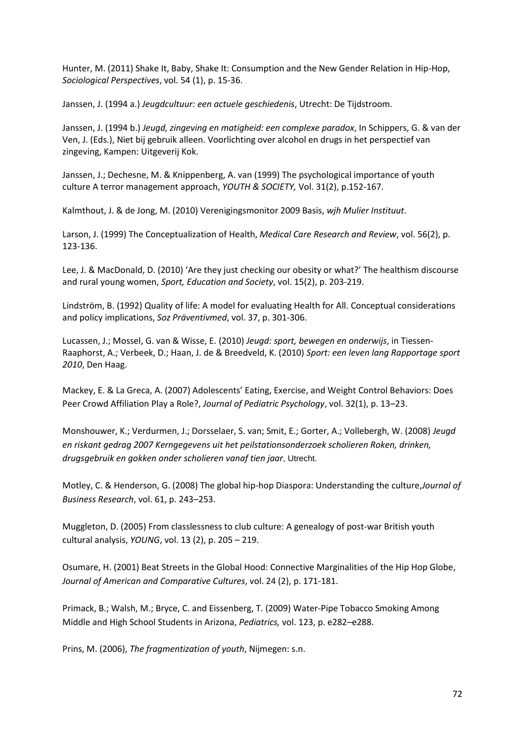Hunter, M. (2011) Shake It, Baby, Shake It: Consumption and the New Gender Relation in Hip-Hop, *Sociological Perspectives*, vol. 54 (1), p. 15-36.

Janssen, J. (1994 a.) *Jeugdcultuur: een actuele geschiedenis*, Utrecht: De Tijdstroom.

Janssen, J. (1994 b.) *Jeugd, zingeving en matigheid: een complexe paradox*, In Schippers, G. & van der Ven, J. (Eds.), Niet bij gebruik alleen. Voorlichting over alcohol en drugs in het perspectief van zingeving, Kampen: Uitgeverij Kok.

Janssen, J.; Dechesne, M. & Knippenberg, A. van (1999) The psychological importance of youth culture A terror management approach, *YOUTH & SOCIETY,* Vol. 31(2), p.152-167.

Kalmthout, J. & de Jong, M. (2010) Verenigingsmonitor 2009 Basis, *wjh Mulier Instituut*.

Larson, J. (1999) The Conceptualization of Health, *Medical Care Research and Review*, vol. 56(2), p. 123-136.

Lee, J. & MacDonald, D. (2010) 'Are they just checking our obesity or what?' The healthism discourse and rural young women, *Sport, Education and Society*, vol. 15(2), p. 203-219.

Lindström, B. (1992) Quality of life: A model for evaluating Health for All. Conceptual considerations and policy implications, *Soz Präventivmed*, vol. 37, p. 301-306.

Lucassen, J.; Mossel, G. van & Wisse, E. (2010) *Jeugd: sport, bewegen en onderwijs*, in Tiessen-Raaphorst, A.; Verbeek, D.; Haan, J. de & Breedveld, K. (2010) *Sport: een leven lang Rapportage sport 2010*, Den Haag.

Mackey, E. & La Greca, A. (2007) Adolescents' Eating, Exercise, and Weight Control Behaviors: Does Peer Crowd Affiliation Play a Role?, *Journal of Pediatric Psychology*, vol. 32(1), p. 13–23.

Monshouwer, K.; Verdurmen, J.; Dorsselaer, S. van; Smit, E.; Gorter, A.; Vollebergh, W. (2008) *Jeugd en riskant gedrag 2007 Kerngegevens uit het peilstationsonderzoek scholieren Roken, drinken, drugsgebruik en gokken onder scholieren vanaf tien jaar*, Utrecht.

Motley, C. & Henderson, G. (2008) The global hip-hop Diaspora: Understanding the culture,*Journal of Business Research*, vol. 61, p. 243–253.

Muggleton, D. (2005) From classlessness to club culture: A genealogy of post-war British youth cultural analysis, *YOUNG*, vol. 13 (2), p. 205 – 219.

Osumare, H. (2001) Beat Streets in the Global Hood: Connective Marginalities of the Hip Hop Globe, *Journal of American and Comparative Cultures*, vol. 24 (2), p. 171-181.

Primack, B.; Walsh, M.; Bryce, C. and Eissenberg, T. (2009) Water-Pipe Tobacco Smoking Among Middle and High School Students in Arizona, *Pediatrics,* vol. 123, p. e282–e288.

Prins, M. (2006), *The fragmentization of youth*, Nijmegen: s.n.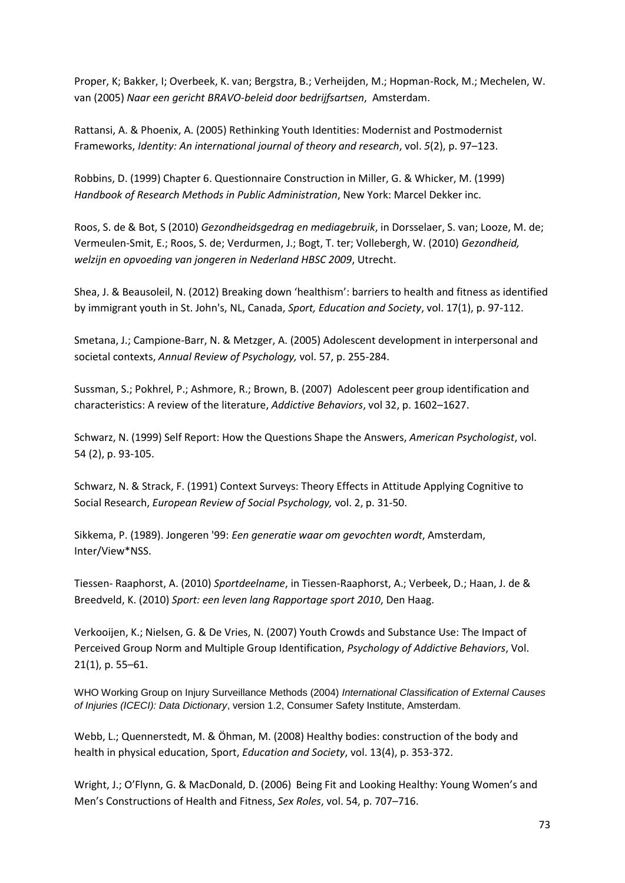Proper, K; Bakker, I; Overbeek, K. van; Bergstra, B.; Verheijden, M.; Hopman-Rock, M.; Mechelen, W. van (2005) *Naar een gericht BRAVO-beleid door bedrijfsartsen*, Amsterdam.

Rattansi, A. & Phoenix, A. (2005) Rethinking Youth Identities: Modernist and Postmodernist Frameworks, *Identity: An international journal of theory and research*, vol. *5*(2), p. 97–123.

Robbins, D. (1999) Chapter 6. Questionnaire Construction in Miller, G. & Whicker, M. (1999) *Handbook of Research Methods in Public Administration*, New York: Marcel Dekker inc.

Roos, S. de & Bot, S (2010) *Gezondheidsgedrag en mediagebruik*, in Dorsselaer, S. van; Looze, M. de; Vermeulen-Smit, E.; Roos, S. de; Verdurmen, J.; Bogt, T. ter; Vollebergh, W. (2010) *Gezondheid, welzijn en opvoeding van jongeren in Nederland HBSC 2009*, Utrecht.

Shea, J. & Beausoleil, N. (2012) Breaking down 'healthism': barriers to health and fitness as identified by immigrant youth in St. John's, NL, Canada, *Sport, Education and Society*, vol. 17(1), p. 97-112.

Smetana, J.; Campione-Barr, N. & Metzger, A. (2005) Adolescent development in interpersonal and societal contexts, *Annual Review of Psychology,* vol. 57, p. 255-284.

Sussman, S.; Pokhrel, P.; Ashmore, R.; Brown, B. (2007) Adolescent peer group identification and characteristics: A review of the literature, *Addictive Behaviors*, vol 32, p. 1602–1627.

Schwarz, N. (1999) Self Report: How the Questions Shape the Answers, *American Psychologist*, vol. 54 (2), p. 93-105.

Schwarz, N. & Strack, F. (1991) Context Surveys: Theory Effects in Attitude Applying Cognitive to Social Research, *European Review of Social Psychology,* vol. 2, p. 31-50.

Sikkema, P. (1989). Jongeren '99: *Een generatie waar om gevochten wordt*, Amsterdam, Inter/View*NSS.

Tiessen- Raaphorst, A. (2010) *Sportdeelname*, in Tiessen-Raaphorst, A.; Verbeek, D.; Haan, J. de & Breedveld, K. (2010) *Sport: een leven lang Rapportage sport 2010*, Den Haag.

Verkooijen, K.; Nielsen, G. & De Vries, N. (2007) Youth Crowds and Substance Use: The Impact of Perceived Group Norm and Multiple Group Identification, *Psychology of Addictive Behaviors*, Vol. 21(1), p. 55–61.

WHO Working Group on Injury Surveillance Methods (2004) *International Classification of External Causes of Injuries (ICECI): Data Dictionary*, version 1.2, Consumer Safety Institute, Amsterdam.

Webb, L.; Quennerstedt, M. & Öhman, M. (2008) Healthy bodies: construction of the body and health in physical education, Sport, *Education and Society*, vol. 13(4), p. 353-372.

Wright, J.; O'Flynn, G. & MacDonald, D. (2006) Being Fit and Looking Healthy: Young Women's and Men's Constructions of Health and Fitness, *Sex Roles*, vol. 54, p. 707–716.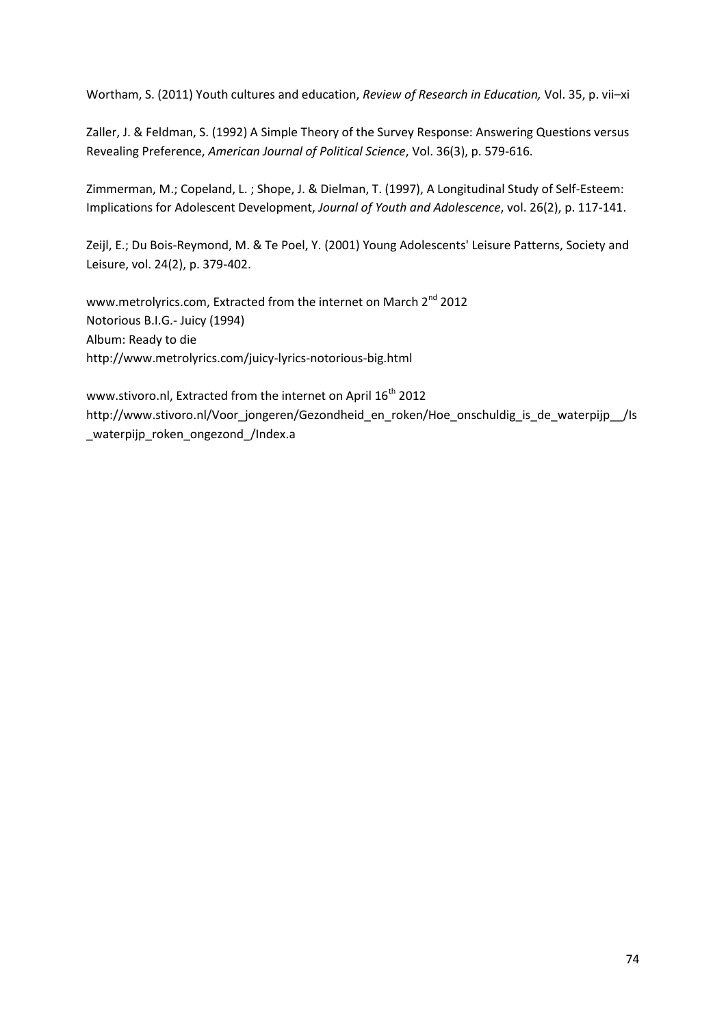Wortham, S. (2011) Youth cultures and education, *Review of Research in Education,* Vol. 35, p. vii–xi

Zaller, J. & Feldman, S. (1992) A Simple Theory of the Survey Response: Answering Questions versus Revealing Preference, *American Journal of Political Science*, Vol. 36(3), p. 579-616.

Zimmerman, M.; Copeland, L. ; Shope, J. & Dielman, T. (1997), A Longitudinal Study of Self-Esteem: Implications for Adolescent Development, *Journal of Youth and Adolescence*, vol. 26(2), p. 117-141.

Zeijl, E.; Du Bois-Reymond, M. & Te Poel, Y. (2001) Young Adolescents' Leisure Patterns, Society and Leisure, vol. 24(2), p. 379-402.

www.metrolyrics.com, Extracted from the internet on March 2nd 2012
Notorious B.I.G.- Juicy (1994)
Album: Ready to die
http://www.metrolyrics.com/juicy-lyrics-notorious-big.html

www.stivoro.nl, Extracted from the internet on April 16th 2012
http://www.stivoro.nl/Voor_jongeren/Gezondheid_en_roken/Hoe_onschuldig_is_de_waterpijp__/Is_waterpijp_roken_ongezond_/Index.a